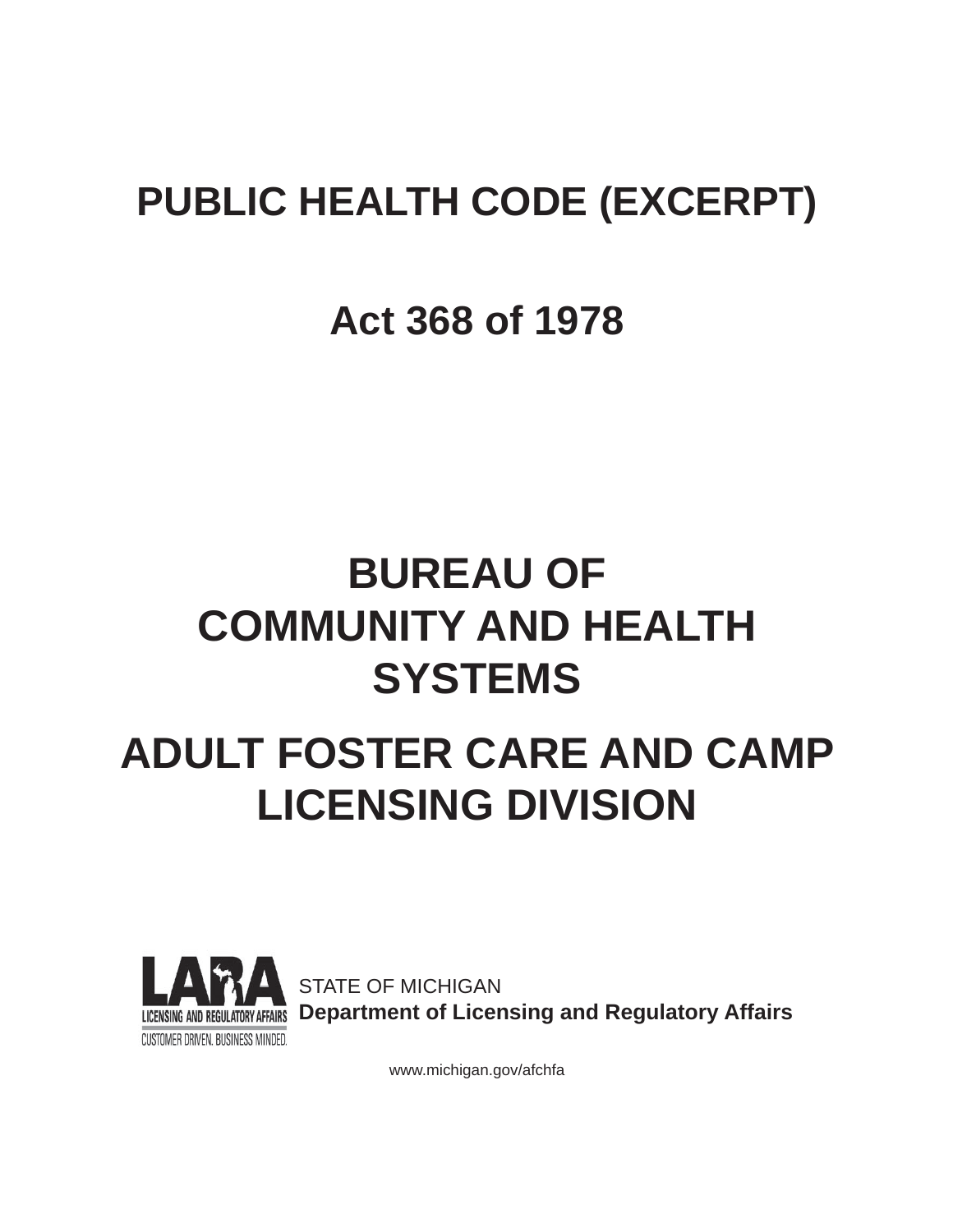# PUBLIC HEALTH CODE (EXCERPT)

## Act 368 of 1978

# BUREAU OF COMMUNITY AND HEALTH SYSTEMS

# ADULT FOSTER CARE AND CAMP LICENSING DIVISION

LARA
LICENSING AND REGULATORY AFFAIRS
CUSTOMER DRIVEN. BUSINESS MINDED.

STATE OF MICHIGAN
**Department of Licensing and Regulatory Affairs**

www.michigan.gov/afchfa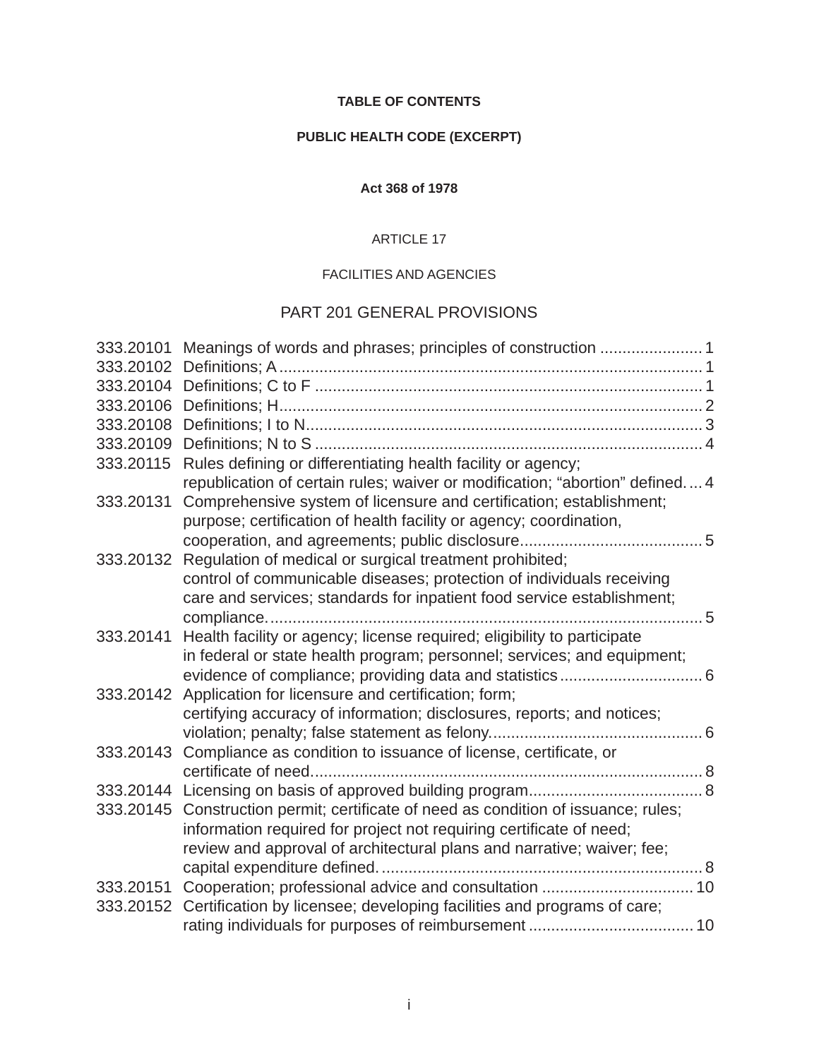# TABLE OF CONTENTS

## PUBLIC HEALTH CODE (EXCERPT)

### Act 368 of 1978

ARTICLE 17

FACILITIES AND AGENCIES

## PART 201 GENERAL PROVISIONS

| Section | Title | Page |
|---|---|---|
| 333.20101 | Meanings of words and phrases; principles of construction | 1 |
| 333.20102 | Definitions; A | 1 |
| 333.20104 | Definitions; C to F | 1 |
| 333.20106 | Definitions; H | 2 |
| 333.20108 | Definitions; I to N | 3 |
| 333.20109 | Definitions; N to S | 4 |
| 333.20115 | Rules defining or differentiating health facility or agency; republication of certain rules; waiver or modification; “abortion” defined. | 4 |
| 333.20131 | Comprehensive system of licensure and certification; establishment; purpose; certification of health facility or agency; coordination, cooperation, and agreements; public disclosure | 5 |
| 333.20132 | Regulation of medical or surgical treatment prohibited; control of communicable diseases; protection of individuals receiving care and services; standards for inpatient food service establishment; compliance. | 5 |
| 333.20141 | Health facility or agency; license required; eligibility to participate in federal or state health program; personnel; services; and equipment; evidence of compliance; providing data and statistics | 6 |
| 333.20142 | Application for licensure and certification; form; certifying accuracy of information; disclosures, reports; and notices; violation; penalty; false statement as felony. | 6 |
| 333.20143 | Compliance as condition to issuance of license, certificate, or certificate of need | 8 |
| 333.20144 | Licensing on basis of approved building program | 8 |
| 333.20145 | Construction permit; certificate of need as condition of issuance; rules; information required for project not requiring certificate of need; review and approval of architectural plans and narrative; waiver; fee; capital expenditure defined. | 8 |
| 333.20151 | Cooperation; professional advice and consultation | 10 |
| 333.20152 | Certification by licensee; developing facilities and programs of care; rating individuals for purposes of reimbursement | 10 |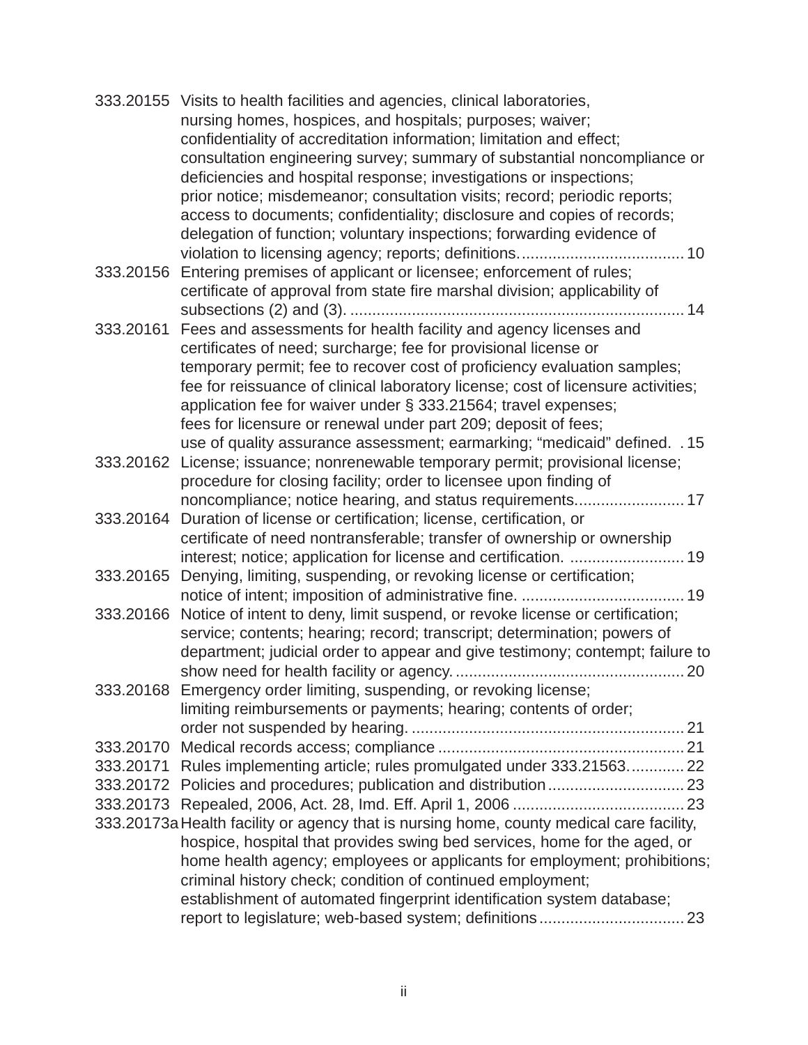| Section | Title | Page |
|---|---|---|
| 333.20155 | Visits to health facilities and agencies, clinical laboratories, nursing homes, hospices, and hospitals; purposes; waiver; confidentiality of accreditation information; limitation and effect; consultation engineering survey; summary of substantial noncompliance or deficiencies and hospital response; investigations or inspections; prior notice; misdemeanor; consultation visits; record; periodic reports; access to documents; confidentiality; disclosure and copies of records; delegation of function; voluntary inspections; forwarding evidence of violation to licensing agency; reports; definitions. | 10 |
| 333.20156 | Entering premises of applicant or licensee; enforcement of rules; certificate of approval from state fire marshal division; applicability of subsections (2) and (3). | 14 |
| 333.20161 | Fees and assessments for health facility and agency licenses and certificates of need; surcharge; fee for provisional license or temporary permit; fee to recover cost of proficiency evaluation samples; fee for reissuance of clinical laboratory license; cost of licensure activities; application fee for waiver under § 333.21564; travel expenses; fees for licensure or renewal under part 209; deposit of fees; use of quality assurance assessment; earmarking; “medicaid” defined. | 15 |
| 333.20162 | License; issuance; nonrenewable temporary permit; provisional license; procedure for closing facility; order to licensee upon finding of noncompliance; notice hearing, and status requirements. | 17 |
| 333.20164 | Duration of license or certification; license, certification, or certificate of need nontransferable; transfer of ownership or ownership interest; notice; application for license and certification. | 19 |
| 333.20165 | Denying, limiting, suspending, or revoking license or certification; notice of intent; imposition of administrative fine. | 19 |
| 333.20166 | Notice of intent to deny, limit suspend, or revoke license or certification; service; contents; hearing; record; transcript; determination; powers of department; judicial order to appear and give testimony; contempt; failure to show need for health facility or agency. | 20 |
| 333.20168 | Emergency order limiting, suspending, or revoking license; limiting reimbursements or payments; hearing; contents of order; order not suspended by hearing. | 21 |
| 333.20170 | Medical records access; compliance | 21 |
| 333.20171 | Rules implementing article; rules promulgated under 333.21563. | 22 |
| 333.20172 | Policies and procedures; publication and distribution | 23 |
| 333.20173 | Repealed, 2006, Act. 28, Imd. Eff. April 1, 2006 | 23 |
| 333.20173a | Health facility or agency that is nursing home, county medical care facility, hospice, hospital that provides swing bed services, home for the aged, or home health agency; employees or applicants for employment; prohibitions; criminal history check; condition of continued employment; establishment of automated fingerprint identification system database; report to legislature; web-based system; definitions | 23 |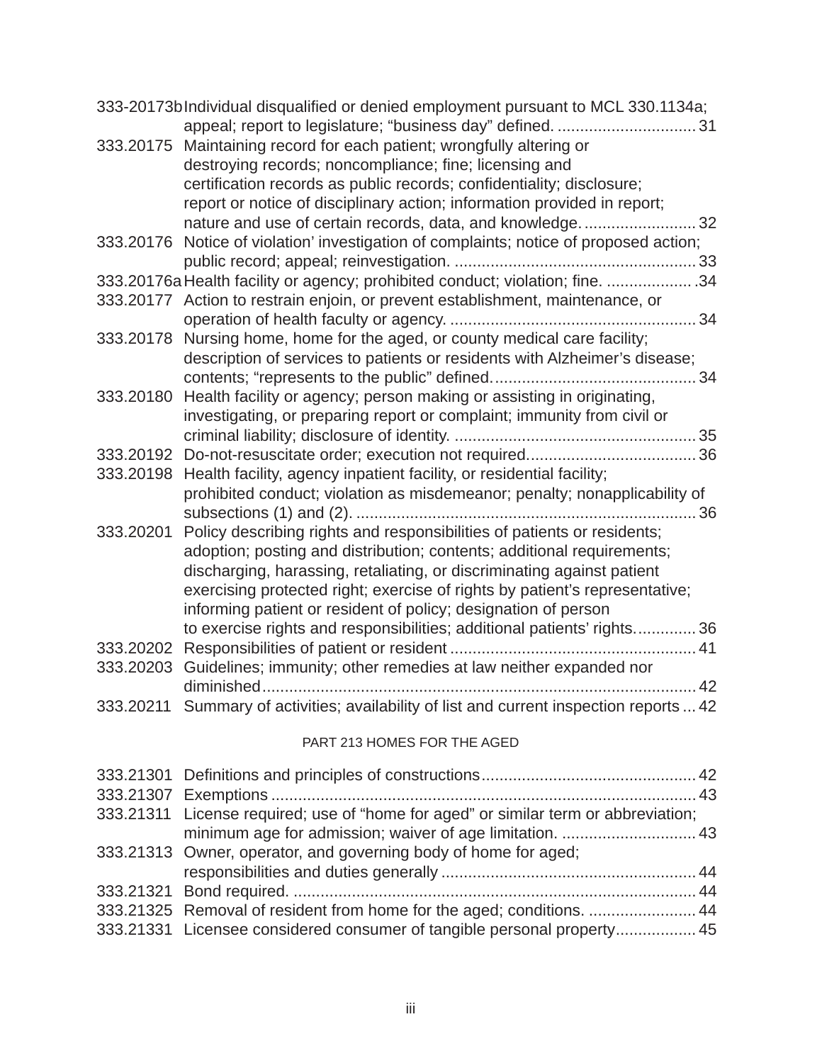| | | |
|---|---|---|
| 333-20173b | Individual disqualified or denied employment pursuant to MCL 330.1134a; appeal; report to legislature; "business day" defined. | 31 |
| 333.20175 | Maintaining record for each patient; wrongfully altering or destroying records; noncompliance; fine; licensing and certification records as public records; confidentiality; disclosure; report or notice of disciplinary action; information provided in report; nature and use of certain records, data, and knowledge. | 32 |
| 333.20176 | Notice of violation' investigation of complaints; notice of proposed action; public record; appeal; reinvestigation. | 33 |
| 333.20176a | Health facility or agency; prohibited conduct; violation; fine. | 34 |
| 333.20177 | Action to restrain enjoin, or prevent establishment, maintenance, or operation of health faculty or agency. | 34 |
| 333.20178 | Nursing home, home for the aged, or county medical care facility; description of services to patients or residents with Alzheimer's disease; contents; "represents to the public" defined. | 34 |
| 333.20180 | Health facility or agency; person making or assisting in originating, investigating, or preparing report or complaint; immunity from civil or criminal liability; disclosure of identity. | 35 |
| 333.20192 | Do-not-resuscitate order; execution not required. | 36 |
| 333.20198 | Health facility, agency inpatient facility, or residential facility; prohibited conduct; violation as misdemeanor; penalty; nonapplicability of subsections (1) and (2). | 36 |
| 333.20201 | Policy describing rights and responsibilities of patients or residents; adoption; posting and distribution; contents; additional requirements; discharging, harassing, retaliating, or discriminating against patient exercising protected right; exercise of rights by patient's representative; informing patient or resident of policy; designation of person to exercise rights and responsibilities; additional patients' rights. | 36 |
| 333.20202 | Responsibilities of patient or resident | 41 |
| 333.20203 | Guidelines; immunity; other remedies at law neither expanded nor diminished | 42 |
| 333.20211 | Summary of activities; availability of list and current inspection reports | 42 |

## PART 213 HOMES FOR THE AGED

| | | |
|---|---|---|
| 333.21301 | Definitions and principles of constructions | 42 |
| 333.21307 | Exemptions | 43 |
| 333.21311 | License required; use of "home for aged" or similar term or abbreviation; minimum age for admission; waiver of age limitation. | 43 |
| 333.21313 | Owner, operator, and governing body of home for aged; responsibilities and duties generally | 44 |
| 333.21321 | Bond required. | 44 |
| 333.21325 | Removal of resident from home for the aged; conditions. | 44 |
| 333.21331 | Licensee considered consumer of tangible personal property | 45 |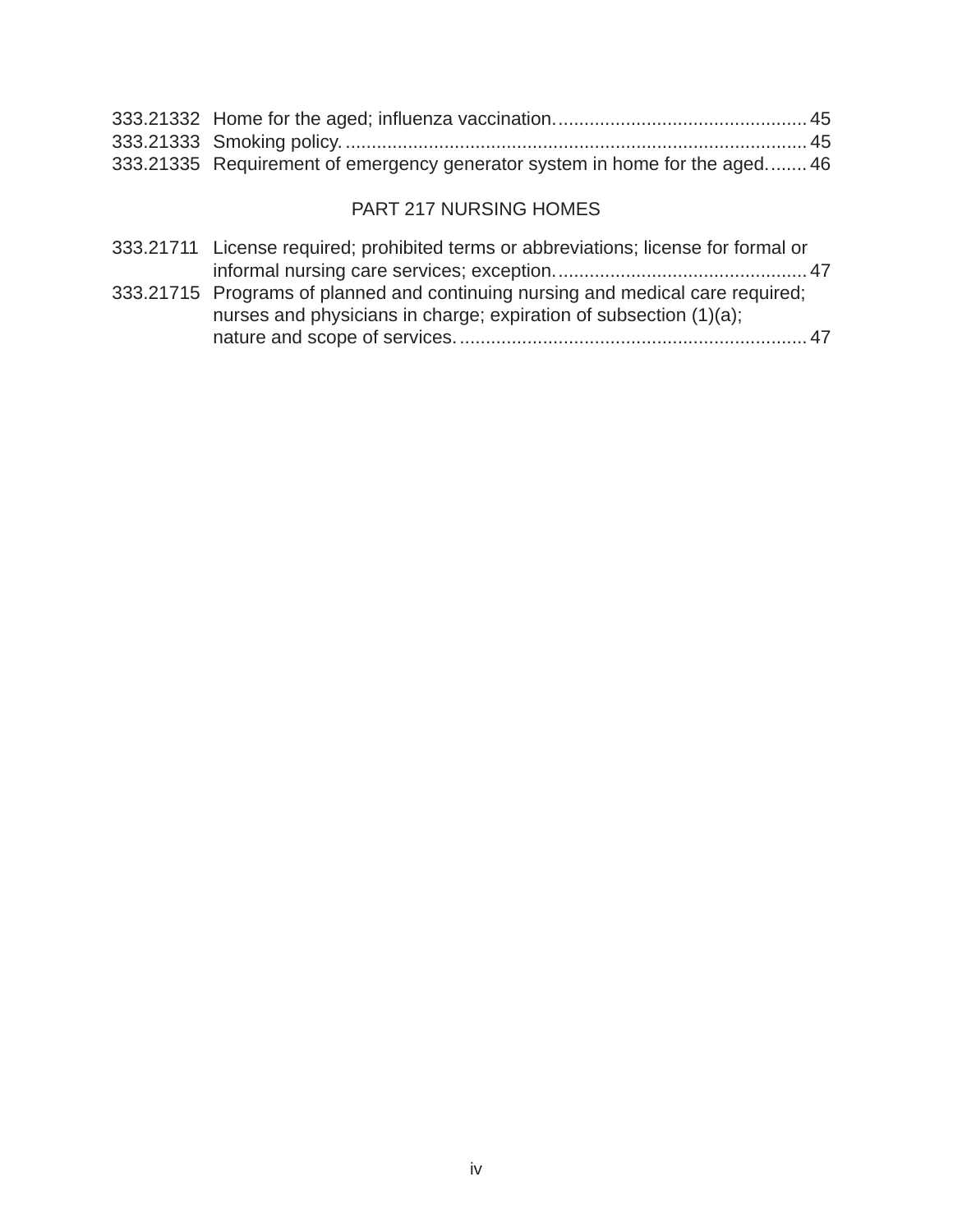| | | |
|---|---|---|
| 333.21332 | Home for the aged; influenza vaccination. | 45 |
| 333.21333 | Smoking policy. | 45 |
| 333.21335 | Requirement of emergency generator system in home for the aged. | 46 |

## PART 217 NURSING HOMES

| | | |
|---|---|---|
| 333.21711 | License required; prohibited terms or abbreviations; license for formal or informal nursing care services; exception. | 47 |
| 333.21715 | Programs of planned and continuing nursing and medical care required; nurses and physicians in charge; expiration of subsection (1)(a); nature and scope of services. | 47 |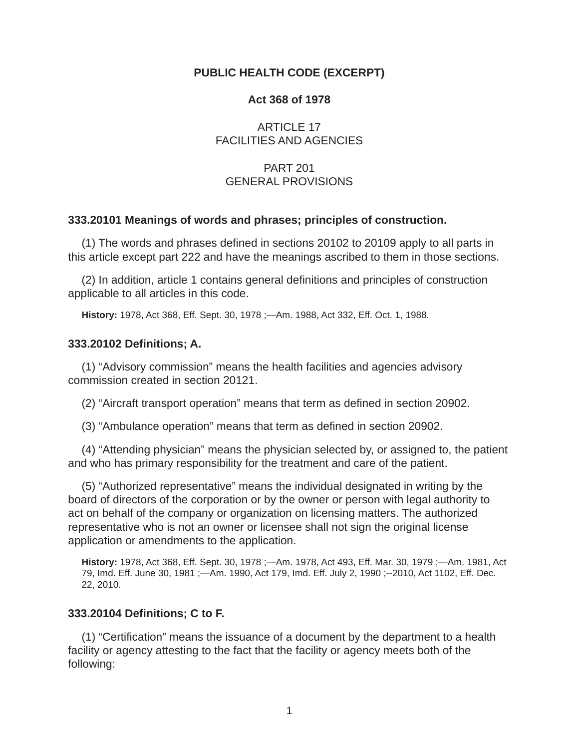**PUBLIC HEALTH CODE (EXCERPT)**

**Act 368 of 1978**

ARTICLE 17
FACILITIES AND AGENCIES

PART 201
GENERAL PROVISIONS

### 333.20101 Meanings of words and phrases; principles of construction.

(1) The words and phrases defined in sections 20102 to 20109 apply to all parts in this article except part 222 and have the meanings ascribed to them in those sections.

(2) In addition, article 1 contains general definitions and principles of construction applicable to all articles in this code.

**History:** 1978, Act 368, Eff. Sept. 30, 1978 ;—Am. 1988, Act 332, Eff. Oct. 1, 1988.

### 333.20102 Definitions; A.

(1) “Advisory commission” means the health facilities and agencies advisory commission created in section 20121.

(2) “Aircraft transport operation” means that term as defined in section 20902.

(3) “Ambulance operation” means that term as defined in section 20902.

(4) “Attending physician” means the physician selected by, or assigned to, the patient and who has primary responsibility for the treatment and care of the patient.

(5) “Authorized representative” means the individual designated in writing by the board of directors of the corporation or by the owner or person with legal authority to act on behalf of the company or organization on licensing matters. The authorized representative who is not an owner or licensee shall not sign the original license application or amendments to the application.

**History:** 1978, Act 368, Eff. Sept. 30, 1978 ;—Am. 1978, Act 493, Eff. Mar. 30, 1979 ;—Am. 1981, Act 79, Imd. Eff. June 30, 1981 ;—Am. 1990, Act 179, Imd. Eff. July 2, 1990 ;--2010, Act 1102, Eff. Dec. 22, 2010.

### 333.20104 Definitions; C to F.

(1) “Certification” means the issuance of a document by the department to a health facility or agency attesting to the fact that the facility or agency meets both of the following: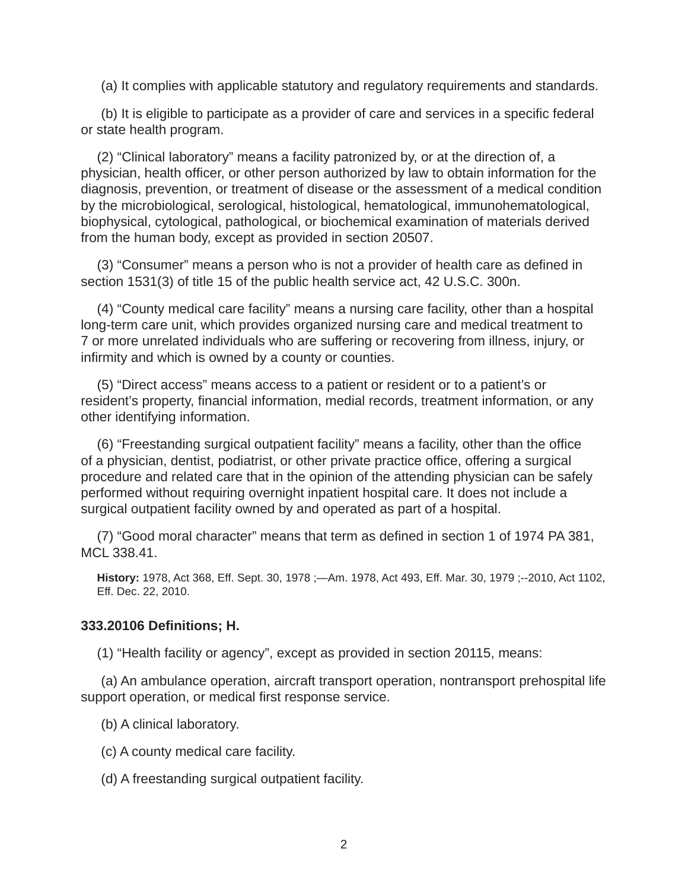(a) It complies with applicable statutory and regulatory requirements and standards.

(b) It is eligible to participate as a provider of care and services in a specific federal or state health program.

(2) "Clinical laboratory" means a facility patronized by, or at the direction of, a physician, health officer, or other person authorized by law to obtain information for the diagnosis, prevention, or treatment of disease or the assessment of a medical condition by the microbiological, serological, histological, hematological, immunohematological, biophysical, cytological, pathological, or biochemical examination of materials derived from the human body, except as provided in section 20507.

(3) "Consumer" means a person who is not a provider of health care as defined in section 1531(3) of title 15 of the public health service act, 42 U.S.C. 300n.

(4) "County medical care facility" means a nursing care facility, other than a hospital long-term care unit, which provides organized nursing care and medical treatment to 7 or more unrelated individuals who are suffering or recovering from illness, injury, or infirmity and which is owned by a county or counties.

(5) "Direct access" means access to a patient or resident or to a patient's or resident's property, financial information, medial records, treatment information, or any other identifying information.

(6) "Freestanding surgical outpatient facility" means a facility, other than the office of a physician, dentist, podiatrist, or other private practice office, offering a surgical procedure and related care that in the opinion of the attending physician can be safely performed without requiring overnight inpatient hospital care. It does not include a surgical outpatient facility owned by and operated as part of a hospital.

(7) "Good moral character" means that term as defined in section 1 of 1974 PA 381, MCL 338.41.

**History:** 1978, Act 368, Eff. Sept. 30, 1978 ;—Am. 1978, Act 493, Eff. Mar. 30, 1979 ;--2010, Act 1102, Eff. Dec. 22, 2010.

**333.20106 Definitions; H.**

(1) "Health facility or agency", except as provided in section 20115, means:

(a) An ambulance operation, aircraft transport operation, nontransport prehospital life support operation, or medical first response service.

(b) A clinical laboratory.

(c) A county medical care facility.

(d) A freestanding surgical outpatient facility.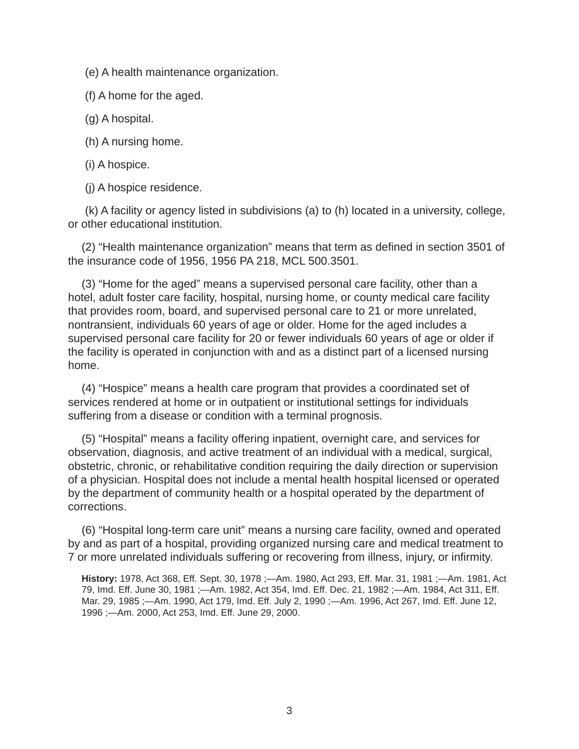(e) A health maintenance organization.

(f) A home for the aged.

(g) A hospital.

(h) A nursing home.

(i) A hospice.

(j) A hospice residence.

(k) A facility or agency listed in subdivisions (a) to (h) located in a university, college, or other educational institution.

(2) "Health maintenance organization" means that term as defined in section 3501 of the insurance code of 1956, 1956 PA 218, MCL 500.3501.

(3) "Home for the aged" means a supervised personal care facility, other than a hotel, adult foster care facility, hospital, nursing home, or county medical care facility that provides room, board, and supervised personal care to 21 or more unrelated, nontransient, individuals 60 years of age or older. Home for the aged includes a supervised personal care facility for 20 or fewer individuals 60 years of age or older if the facility is operated in conjunction with and as a distinct part of a licensed nursing home.

(4) "Hospice" means a health care program that provides a coordinated set of services rendered at home or in outpatient or institutional settings for individuals suffering from a disease or condition with a terminal prognosis.

(5) "Hospital" means a facility offering inpatient, overnight care, and services for observation, diagnosis, and active treatment of an individual with a medical, surgical, obstetric, chronic, or rehabilitative condition requiring the daily direction or supervision of a physician. Hospital does not include a mental health hospital licensed or operated by the department of community health or a hospital operated by the department of corrections.

(6) "Hospital long-term care unit" means a nursing care facility, owned and operated by and as part of a hospital, providing organized nursing care and medical treatment to 7 or more unrelated individuals suffering or recovering from illness, injury, or infirmity.

**History:** 1978, Act 368, Eff. Sept. 30, 1978 ;—Am. 1980, Act 293, Eff. Mar. 31, 1981 ;—Am. 1981, Act 79, Imd. Eff. June 30, 1981 ;—Am. 1982, Act 354, Imd. Eff. Dec. 21, 1982 ;—Am. 1984, Act 311, Eff. Mar. 29, 1985 ;—Am. 1990, Act 179, Imd. Eff. July 2, 1990 ;—Am. 1996, Act 267, Imd. Eff. June 12, 1996 ;—Am. 2000, Act 253, Imd. Eff. June 29, 2000.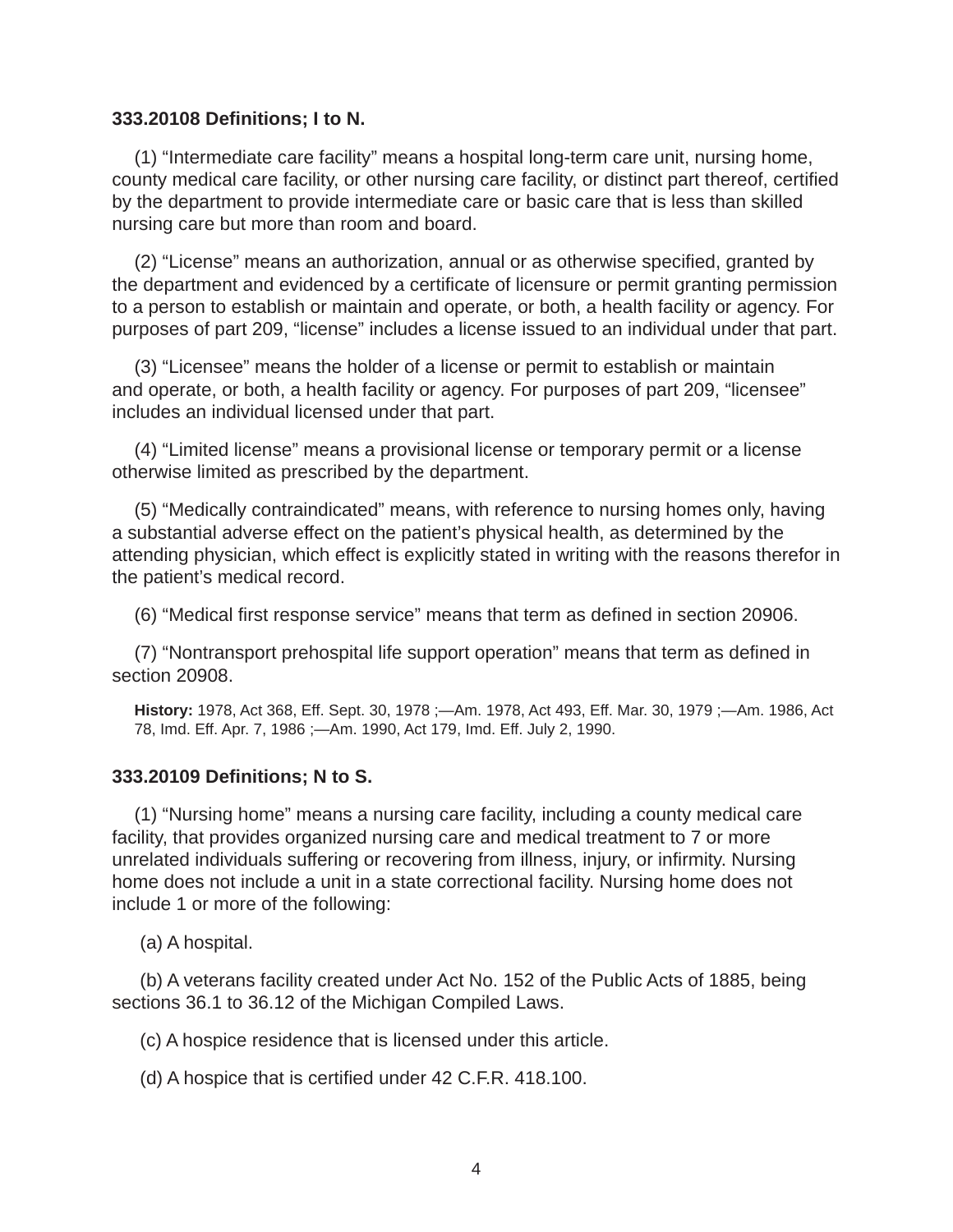**333.20108 Definitions; I to N.**

(1) “Intermediate care facility” means a hospital long-term care unit, nursing home, county medical care facility, or other nursing care facility, or distinct part thereof, certified by the department to provide intermediate care or basic care that is less than skilled nursing care but more than room and board.

(2) “License” means an authorization, annual or as otherwise specified, granted by the department and evidenced by a certificate of licensure or permit granting permission to a person to establish or maintain and operate, or both, a health facility or agency. For purposes of part 209, “license” includes a license issued to an individual under that part.

(3) “Licensee” means the holder of a license or permit to establish or maintain and operate, or both, a health facility or agency. For purposes of part 209, “licensee” includes an individual licensed under that part.

(4) “Limited license” means a provisional license or temporary permit or a license otherwise limited as prescribed by the department.

(5) “Medically contraindicated” means, with reference to nursing homes only, having a substantial adverse effect on the patient’s physical health, as determined by the attending physician, which effect is explicitly stated in writing with the reasons therefor in the patient’s medical record.

(6) “Medical first response service” means that term as defined in section 20906.

(7) “Nontransport prehospital life support operation” means that term as defined in section 20908.

**History:** 1978, Act 368, Eff. Sept. 30, 1978 ;—Am. 1978, Act 493, Eff. Mar. 30, 1979 ;—Am. 1986, Act 78, Imd. Eff. Apr. 7, 1986 ;—Am. 1990, Act 179, Imd. Eff. July 2, 1990.

**333.20109 Definitions; N to S.**

(1) “Nursing home” means a nursing care facility, including a county medical care facility, that provides organized nursing care and medical treatment to 7 or more unrelated individuals suffering or recovering from illness, injury, or infirmity. Nursing home does not include a unit in a state correctional facility. Nursing home does not include 1 or more of the following:

(a) A hospital.

(b) A veterans facility created under Act No. 152 of the Public Acts of 1885, being sections 36.1 to 36.12 of the Michigan Compiled Laws.

(c) A hospice residence that is licensed under this article.

(d) A hospice that is certified under 42 C.F.R. 418.100.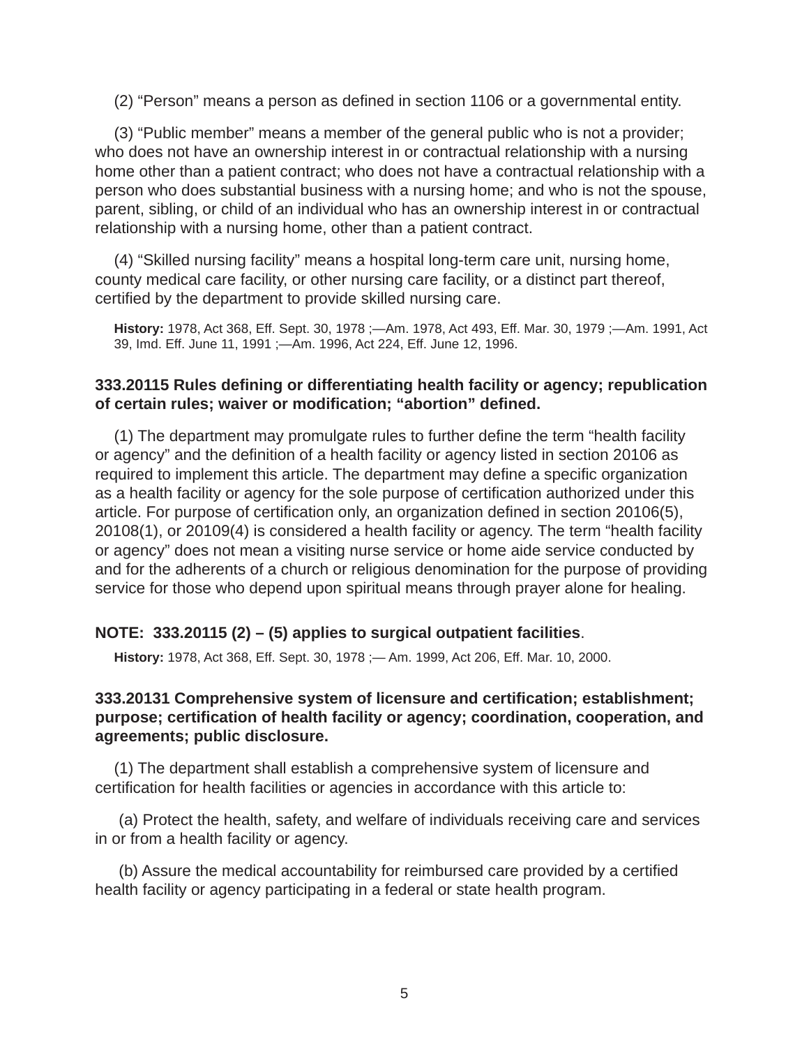(2) “Person” means a person as defined in section 1106 or a governmental entity.

(3) “Public member” means a member of the general public who is not a provider; who does not have an ownership interest in or contractual relationship with a nursing home other than a patient contract; who does not have a contractual relationship with a person who does substantial business with a nursing home; and who is not the spouse, parent, sibling, or child of an individual who has an ownership interest in or contractual relationship with a nursing home, other than a patient contract.

(4) “Skilled nursing facility” means a hospital long-term care unit, nursing home, county medical care facility, or other nursing care facility, or a distinct part thereof, certified by the department to provide skilled nursing care.

**History:** 1978, Act 368, Eff. Sept. 30, 1978 ;—Am. 1978, Act 493, Eff. Mar. 30, 1979 ;—Am. 1991, Act 39, Imd. Eff. June 11, 1991 ;—Am. 1996, Act 224, Eff. June 12, 1996.

**333.20115 Rules defining or differentiating health facility or agency; republication of certain rules; waiver or modification; “abortion” defined.**

(1) The department may promulgate rules to further define the term “health facility or agency” and the definition of a health facility or agency listed in section 20106 as required to implement this article. The department may define a specific organization as a health facility or agency for the sole purpose of certification authorized under this article. For purpose of certification only, an organization defined in section 20106(5), 20108(1), or 20109(4) is considered a health facility or agency. The term “health facility or agency” does not mean a visiting nurse service or home aide service conducted by and for the adherents of a church or religious denomination for the purpose of providing service for those who depend upon spiritual means through prayer alone for healing.

**NOTE: 333.20115 (2) – (5) applies to surgical outpatient facilities**.

**History:** 1978, Act 368, Eff. Sept. 30, 1978 ;— Am. 1999, Act 206, Eff. Mar. 10, 2000.

**333.20131 Comprehensive system of licensure and certification; establishment; purpose; certification of health facility or agency; coordination, cooperation, and agreements; public disclosure.**

(1) The department shall establish a comprehensive system of licensure and certification for health facilities or agencies in accordance with this article to:

(a) Protect the health, safety, and welfare of individuals receiving care and services in or from a health facility or agency.

(b) Assure the medical accountability for reimbursed care provided by a certified health facility or agency participating in a federal or state health program.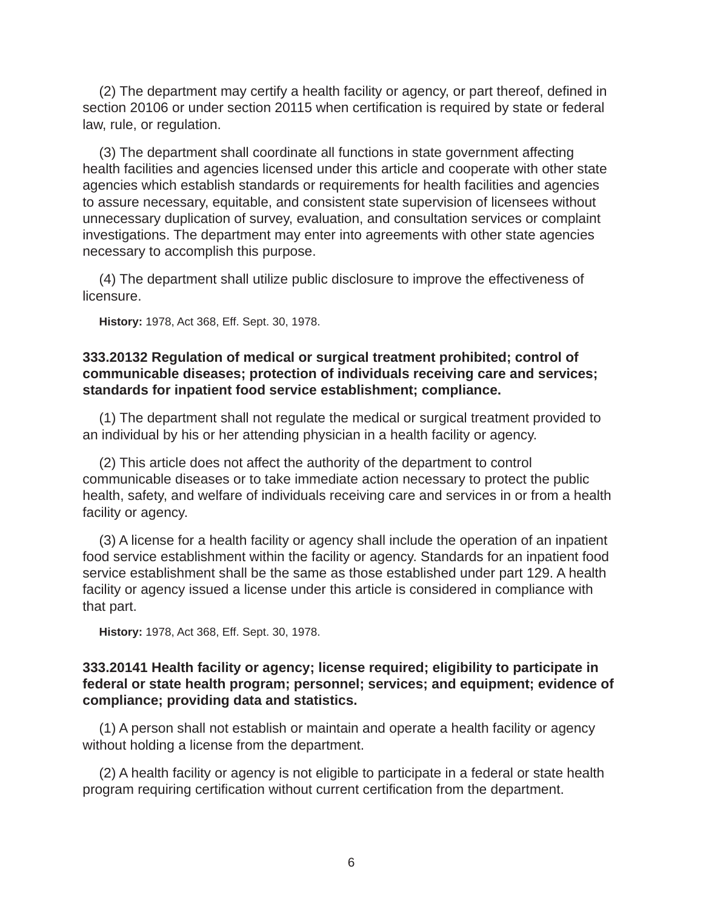(2) The department may certify a health facility or agency, or part thereof, defined in section 20106 or under section 20115 when certification is required by state or federal law, rule, or regulation.

(3) The department shall coordinate all functions in state government affecting health facilities and agencies licensed under this article and cooperate with other state agencies which establish standards or requirements for health facilities and agencies to assure necessary, equitable, and consistent state supervision of licensees without unnecessary duplication of survey, evaluation, and consultation services or complaint investigations. The department may enter into agreements with other state agencies necessary to accomplish this purpose.

(4) The department shall utilize public disclosure to improve the effectiveness of licensure.

**History:** 1978, Act 368, Eff. Sept. 30, 1978.

**333.20132 Regulation of medical or surgical treatment prohibited; control of communicable diseases; protection of individuals receiving care and services; standards for inpatient food service establishment; compliance.**

(1) The department shall not regulate the medical or surgical treatment provided to an individual by his or her attending physician in a health facility or agency.

(2) This article does not affect the authority of the department to control communicable diseases or to take immediate action necessary to protect the public health, safety, and welfare of individuals receiving care and services in or from a health facility or agency.

(3) A license for a health facility or agency shall include the operation of an inpatient food service establishment within the facility or agency. Standards for an inpatient food service establishment shall be the same as those established under part 129. A health facility or agency issued a license under this article is considered in compliance with that part.

**History:** 1978, Act 368, Eff. Sept. 30, 1978.

**333.20141 Health facility or agency; license required; eligibility to participate in federal or state health program; personnel; services; and equipment; evidence of compliance; providing data and statistics.**

(1) A person shall not establish or maintain and operate a health facility or agency without holding a license from the department.

(2) A health facility or agency is not eligible to participate in a federal or state health program requiring certification without current certification from the department.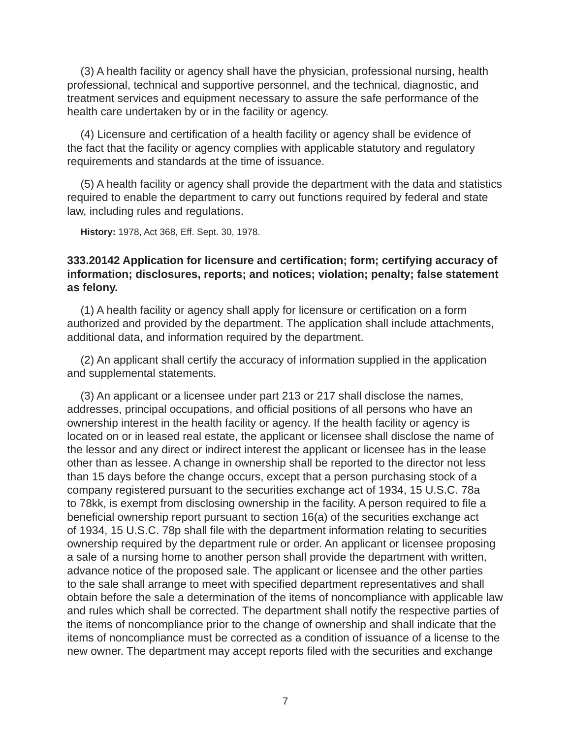(3) A health facility or agency shall have the physician, professional nursing, health professional, technical and supportive personnel, and the technical, diagnostic, and treatment services and equipment necessary to assure the safe performance of the health care undertaken by or in the facility or agency.

(4) Licensure and certification of a health facility or agency shall be evidence of the fact that the facility or agency complies with applicable statutory and regulatory requirements and standards at the time of issuance.

(5) A health facility or agency shall provide the department with the data and statistics required to enable the department to carry out functions required by federal and state law, including rules and regulations.

**History:** 1978, Act 368, Eff. Sept. 30, 1978.

**333.20142 Application for licensure and certification; form; certifying accuracy of information; disclosures, reports; and notices; violation; penalty; false statement as felony.**

(1) A health facility or agency shall apply for licensure or certification on a form authorized and provided by the department. The application shall include attachments, additional data, and information required by the department.

(2) An applicant shall certify the accuracy of information supplied in the application and supplemental statements.

(3) An applicant or a licensee under part 213 or 217 shall disclose the names, addresses, principal occupations, and official positions of all persons who have an ownership interest in the health facility or agency. If the health facility or agency is located on or in leased real estate, the applicant or licensee shall disclose the name of the lessor and any direct or indirect interest the applicant or licensee has in the lease other than as lessee. A change in ownership shall be reported to the director not less than 15 days before the change occurs, except that a person purchasing stock of a company registered pursuant to the securities exchange act of 1934, 15 U.S.C. 78a to 78kk, is exempt from disclosing ownership in the facility. A person required to file a beneficial ownership report pursuant to section 16(a) of the securities exchange act of 1934, 15 U.S.C. 78p shall file with the department information relating to securities ownership required by the department rule or order. An applicant or licensee proposing a sale of a nursing home to another person shall provide the department with written, advance notice of the proposed sale. The applicant or licensee and the other parties to the sale shall arrange to meet with specified department representatives and shall obtain before the sale a determination of the items of noncompliance with applicable law and rules which shall be corrected. The department shall notify the respective parties of the items of noncompliance prior to the change of ownership and shall indicate that the items of noncompliance must be corrected as a condition of issuance of a license to the new owner. The department may accept reports filed with the securities and exchange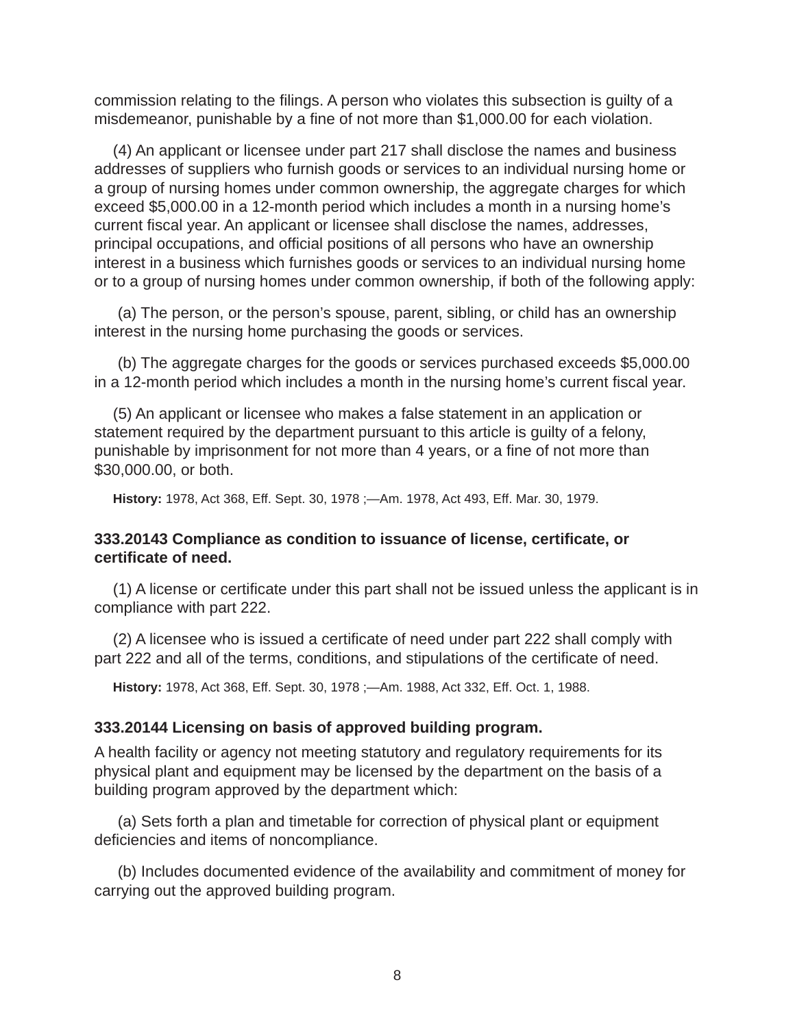commission relating to the filings. A person who violates this subsection is guilty of a misdemeanor, punishable by a fine of not more than $1,000.00 for each violation.

(4) An applicant or licensee under part 217 shall disclose the names and business addresses of suppliers who furnish goods or services to an individual nursing home or a group of nursing homes under common ownership, the aggregate charges for which exceed $5,000.00 in a 12-month period which includes a month in a nursing home's current fiscal year. An applicant or licensee shall disclose the names, addresses, principal occupations, and official positions of all persons who have an ownership interest in a business which furnishes goods or services to an individual nursing home or to a group of nursing homes under common ownership, if both of the following apply:

(a) The person, or the person's spouse, parent, sibling, or child has an ownership interest in the nursing home purchasing the goods or services.

(b) The aggregate charges for the goods or services purchased exceeds $5,000.00 in a 12-month period which includes a month in the nursing home's current fiscal year.

(5) An applicant or licensee who makes a false statement in an application or statement required by the department pursuant to this article is guilty of a felony, punishable by imprisonment for not more than 4 years, or a fine of not more than $30,000.00, or both.

**History:** 1978, Act 368, Eff. Sept. 30, 1978 ;—Am. 1978, Act 493, Eff. Mar. 30, 1979.

**333.20143 Compliance as condition to issuance of license, certificate, or certificate of need.**

(1) A license or certificate under this part shall not be issued unless the applicant is in compliance with part 222.

(2) A licensee who is issued a certificate of need under part 222 shall comply with part 222 and all of the terms, conditions, and stipulations of the certificate of need.

**History:** 1978, Act 368, Eff. Sept. 30, 1978 ;—Am. 1988, Act 332, Eff. Oct. 1, 1988.

**333.20144 Licensing on basis of approved building program.**

A health facility or agency not meeting statutory and regulatory requirements for its physical plant and equipment may be licensed by the department on the basis of a building program approved by the department which:

(a) Sets forth a plan and timetable for correction of physical plant or equipment deficiencies and items of noncompliance.

(b) Includes documented evidence of the availability and commitment of money for carrying out the approved building program.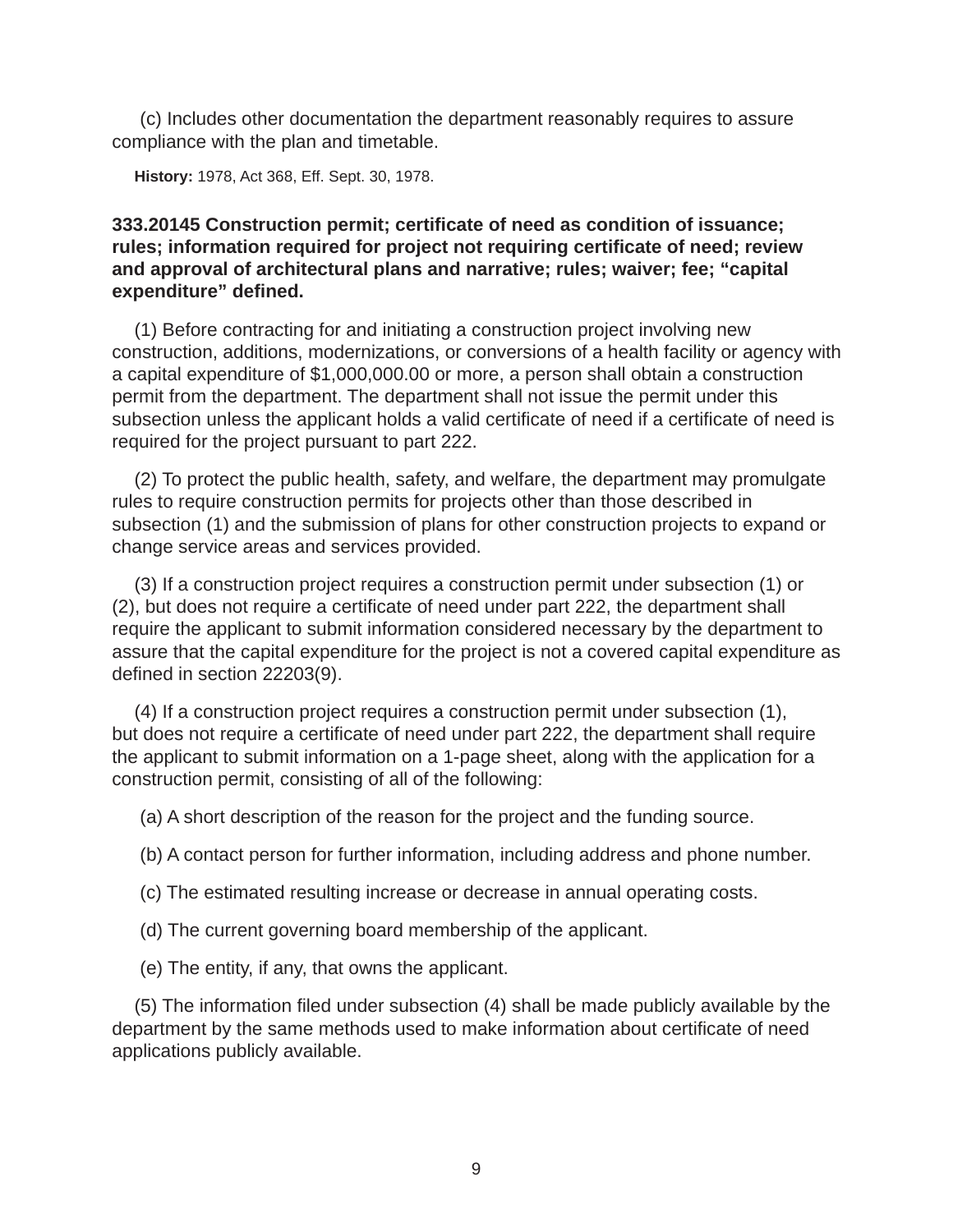(c) Includes other documentation the department reasonably requires to assure compliance with the plan and timetable.

**History:** 1978, Act 368, Eff. Sept. 30, 1978.

**333.20145 Construction permit; certificate of need as condition of issuance; rules; information required for project not requiring certificate of need; review and approval of architectural plans and narrative; rules; waiver; fee; "capital expenditure" defined.**

(1) Before contracting for and initiating a construction project involving new construction, additions, modernizations, or conversions of a health facility or agency with a capital expenditure of $1,000,000.00 or more, a person shall obtain a construction permit from the department. The department shall not issue the permit under this subsection unless the applicant holds a valid certificate of need if a certificate of need is required for the project pursuant to part 222.

(2) To protect the public health, safety, and welfare, the department may promulgate rules to require construction permits for projects other than those described in subsection (1) and the submission of plans for other construction projects to expand or change service areas and services provided.

(3) If a construction project requires a construction permit under subsection (1) or (2), but does not require a certificate of need under part 222, the department shall require the applicant to submit information considered necessary by the department to assure that the capital expenditure for the project is not a covered capital expenditure as defined in section 22203(9).

(4) If a construction project requires a construction permit under subsection (1), but does not require a certificate of need under part 222, the department shall require the applicant to submit information on a 1-page sheet, along with the application for a construction permit, consisting of all of the following:

(a) A short description of the reason for the project and the funding source.

(b) A contact person for further information, including address and phone number.

(c) The estimated resulting increase or decrease in annual operating costs.

(d) The current governing board membership of the applicant.

(e) The entity, if any, that owns the applicant.

(5) The information filed under subsection (4) shall be made publicly available by the department by the same methods used to make information about certificate of need applications publicly available.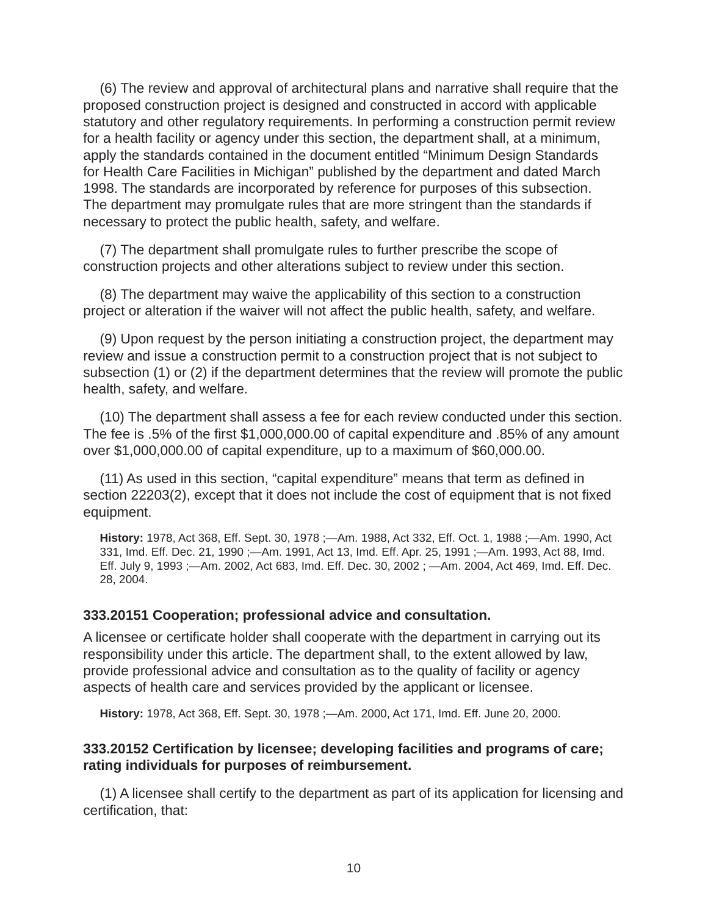(6) The review and approval of architectural plans and narrative shall require that the proposed construction project is designed and constructed in accord with applicable statutory and other regulatory requirements. In performing a construction permit review for a health facility or agency under this section, the department shall, at a minimum, apply the standards contained in the document entitled “Minimum Design Standards for Health Care Facilities in Michigan” published by the department and dated March 1998. The standards are incorporated by reference for purposes of this subsection. The department may promulgate rules that are more stringent than the standards if necessary to protect the public health, safety, and welfare.

(7) The department shall promulgate rules to further prescribe the scope of construction projects and other alterations subject to review under this section.

(8) The department may waive the applicability of this section to a construction project or alteration if the waiver will not affect the public health, safety, and welfare.

(9) Upon request by the person initiating a construction project, the department may review and issue a construction permit to a construction project that is not subject to subsection (1) or (2) if the department determines that the review will promote the public health, safety, and welfare.

(10) The department shall assess a fee for each review conducted under this section. The fee is .5% of the first $1,000,000.00 of capital expenditure and .85% of any amount over $1,000,000.00 of capital expenditure, up to a maximum of $60,000.00.

(11) As used in this section, “capital expenditure” means that term as defined in section 22203(2), except that it does not include the cost of equipment that is not fixed equipment.

**History:** 1978, Act 368, Eff. Sept. 30, 1978 ;—Am. 1988, Act 332, Eff. Oct. 1, 1988 ;—Am. 1990, Act 331, Imd. Eff. Dec. 21, 1990 ;—Am. 1991, Act 13, Imd. Eff. Apr. 25, 1991 ;—Am. 1993, Act 88, Imd. Eff. July 9, 1993 ;—Am. 2002, Act 683, Imd. Eff. Dec. 30, 2002 ; —Am. 2004, Act 469, Imd. Eff. Dec. 28, 2004.

### 333.20151 Cooperation; professional advice and consultation.

A licensee or certificate holder shall cooperate with the department in carrying out its responsibility under this article. The department shall, to the extent allowed by law, provide professional advice and consultation as to the quality of facility or agency aspects of health care and services provided by the applicant or licensee.

**History:** 1978, Act 368, Eff. Sept. 30, 1978 ;—Am. 2000, Act 171, Imd. Eff. June 20, 2000.

### 333.20152 Certification by licensee; developing facilities and programs of care; rating individuals for purposes of reimbursement.

(1) A licensee shall certify to the department as part of its application for licensing and certification, that: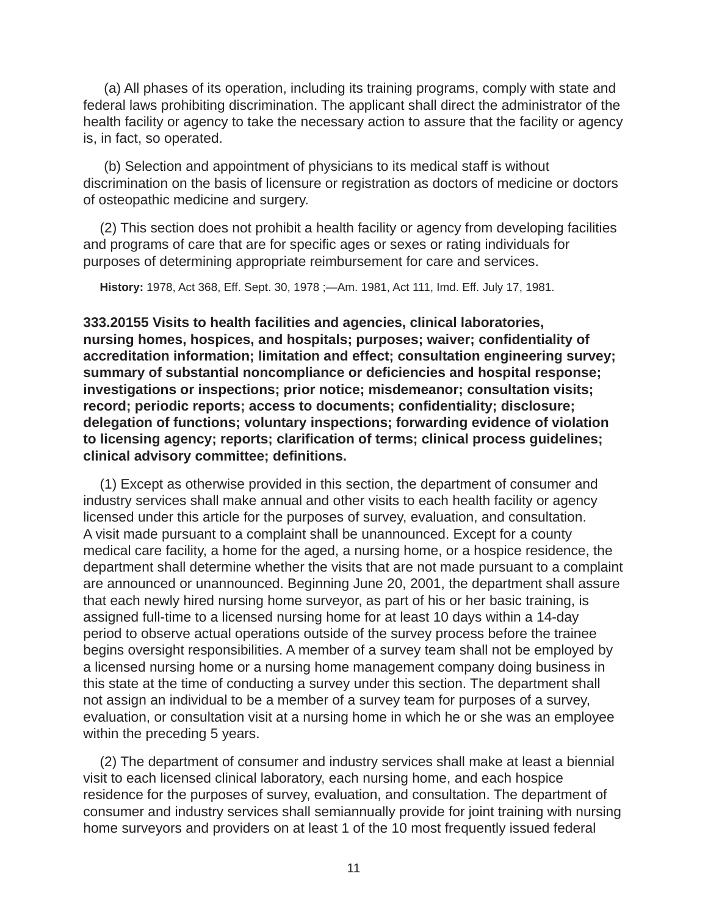(a) All phases of its operation, including its training programs, comply with state and federal laws prohibiting discrimination. The applicant shall direct the administrator of the health facility or agency to take the necessary action to assure that the facility or agency is, in fact, so operated.

(b) Selection and appointment of physicians to its medical staff is without discrimination on the basis of licensure or registration as doctors of medicine or doctors of osteopathic medicine and surgery.

(2) This section does not prohibit a health facility or agency from developing facilities and programs of care that are for specific ages or sexes or rating individuals for purposes of determining appropriate reimbursement for care and services.

**History:** 1978, Act 368, Eff. Sept. 30, 1978 ;—Am. 1981, Act 111, Imd. Eff. July 17, 1981.

**333.20155 Visits to health facilities and agencies, clinical laboratories, nursing homes, hospices, and hospitals; purposes; waiver; confidentiality of accreditation information; limitation and effect; consultation engineering survey; summary of substantial noncompliance or deficiencies and hospital response; investigations or inspections; prior notice; misdemeanor; consultation visits; record; periodic reports; access to documents; confidentiality; disclosure; delegation of functions; voluntary inspections; forwarding evidence of violation to licensing agency; reports; clarification of terms; clinical process guidelines; clinical advisory committee; definitions.**

(1) Except as otherwise provided in this section, the department of consumer and industry services shall make annual and other visits to each health facility or agency licensed under this article for the purposes of survey, evaluation, and consultation. A visit made pursuant to a complaint shall be unannounced. Except for a county medical care facility, a home for the aged, a nursing home, or a hospice residence, the department shall determine whether the visits that are not made pursuant to a complaint are announced or unannounced. Beginning June 20, 2001, the department shall assure that each newly hired nursing home surveyor, as part of his or her basic training, is assigned full-time to a licensed nursing home for at least 10 days within a 14-day period to observe actual operations outside of the survey process before the trainee begins oversight responsibilities. A member of a survey team shall not be employed by a licensed nursing home or a nursing home management company doing business in this state at the time of conducting a survey under this section. The department shall not assign an individual to be a member of a survey team for purposes of a survey, evaluation, or consultation visit at a nursing home in which he or she was an employee within the preceding 5 years.

(2) The department of consumer and industry services shall make at least a biennial visit to each licensed clinical laboratory, each nursing home, and each hospice residence for the purposes of survey, evaluation, and consultation. The department of consumer and industry services shall semiannually provide for joint training with nursing home surveyors and providers on at least 1 of the 10 most frequently issued federal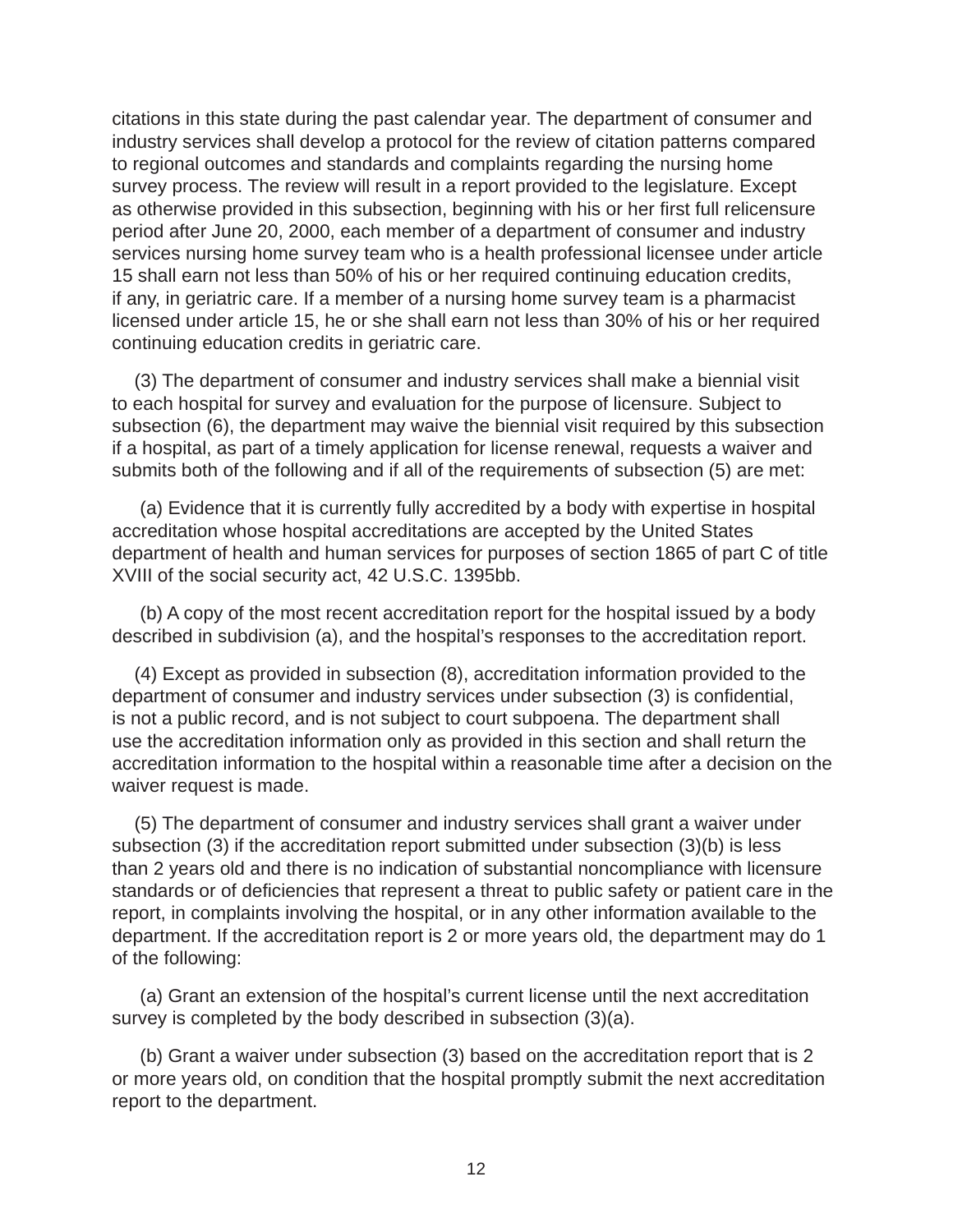citations in this state during the past calendar year. The department of consumer and industry services shall develop a protocol for the review of citation patterns compared to regional outcomes and standards and complaints regarding the nursing home survey process. The review will result in a report provided to the legislature. Except as otherwise provided in this subsection, beginning with his or her first full relicensure period after June 20, 2000, each member of a department of consumer and industry services nursing home survey team who is a health professional licensee under article 15 shall earn not less than 50% of his or her required continuing education credits, if any, in geriatric care. If a member of a nursing home survey team is a pharmacist licensed under article 15, he or she shall earn not less than 30% of his or her required continuing education credits in geriatric care.

(3) The department of consumer and industry services shall make a biennial visit to each hospital for survey and evaluation for the purpose of licensure. Subject to subsection (6), the department may waive the biennial visit required by this subsection if a hospital, as part of a timely application for license renewal, requests a waiver and submits both of the following and if all of the requirements of subsection (5) are met:

(a) Evidence that it is currently fully accredited by a body with expertise in hospital accreditation whose hospital accreditations are accepted by the United States department of health and human services for purposes of section 1865 of part C of title XVIII of the social security act, 42 U.S.C. 1395bb.

(b) A copy of the most recent accreditation report for the hospital issued by a body described in subdivision (a), and the hospital's responses to the accreditation report.

(4) Except as provided in subsection (8), accreditation information provided to the department of consumer and industry services under subsection (3) is confidential, is not a public record, and is not subject to court subpoena. The department shall use the accreditation information only as provided in this section and shall return the accreditation information to the hospital within a reasonable time after a decision on the waiver request is made.

(5) The department of consumer and industry services shall grant a waiver under subsection (3) if the accreditation report submitted under subsection (3)(b) is less than 2 years old and there is no indication of substantial noncompliance with licensure standards or of deficiencies that represent a threat to public safety or patient care in the report, in complaints involving the hospital, or in any other information available to the department. If the accreditation report is 2 or more years old, the department may do 1 of the following:

(a) Grant an extension of the hospital's current license until the next accreditation survey is completed by the body described in subsection (3)(a).

(b) Grant a waiver under subsection (3) based on the accreditation report that is 2 or more years old, on condition that the hospital promptly submit the next accreditation report to the department.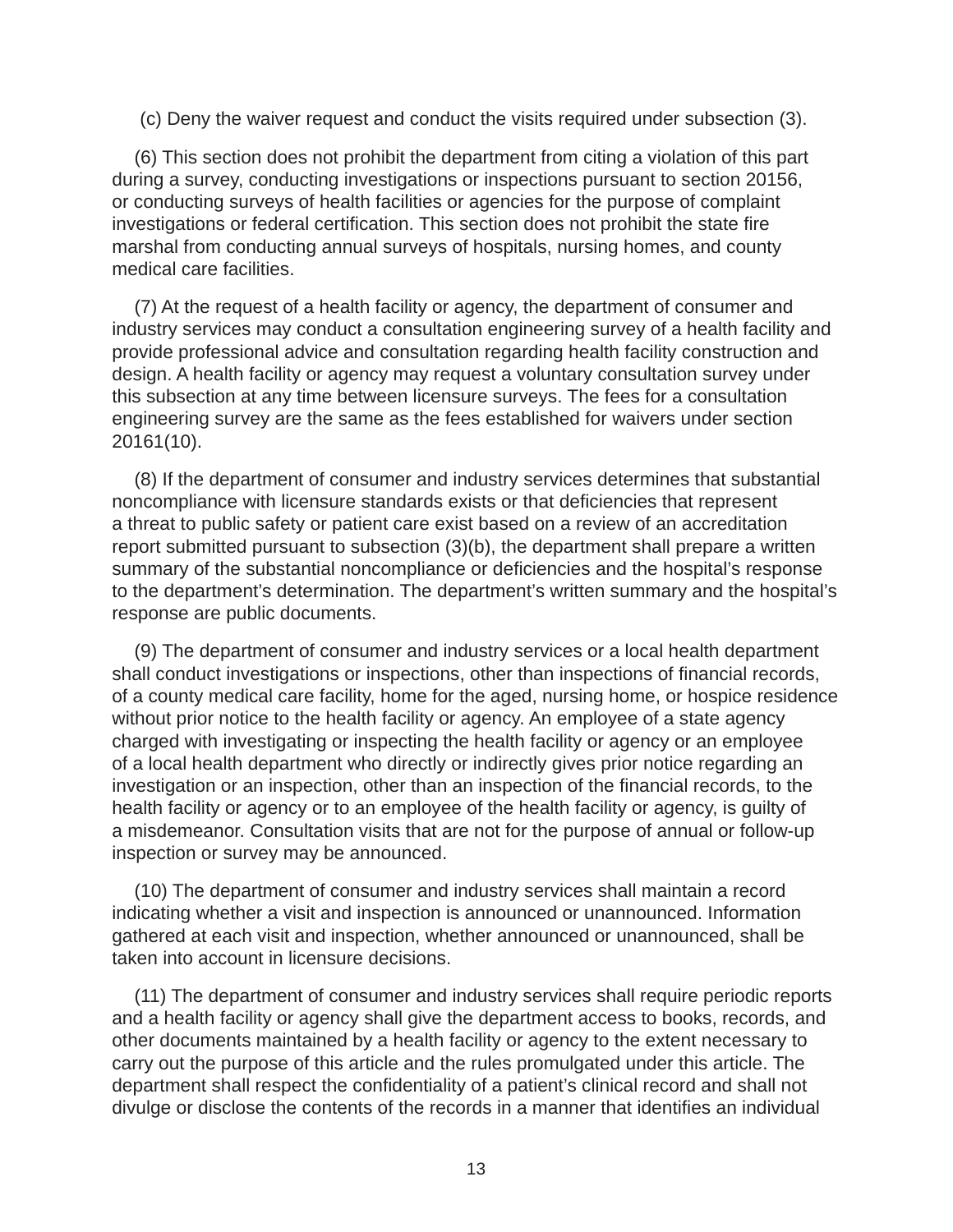(c) Deny the waiver request and conduct the visits required under subsection (3).

(6) This section does not prohibit the department from citing a violation of this part during a survey, conducting investigations or inspections pursuant to section 20156, or conducting surveys of health facilities or agencies for the purpose of complaint investigations or federal certification. This section does not prohibit the state fire marshal from conducting annual surveys of hospitals, nursing homes, and county medical care facilities.

(7) At the request of a health facility or agency, the department of consumer and industry services may conduct a consultation engineering survey of a health facility and provide professional advice and consultation regarding health facility construction and design. A health facility or agency may request a voluntary consultation survey under this subsection at any time between licensure surveys. The fees for a consultation engineering survey are the same as the fees established for waivers under section 20161(10).

(8) If the department of consumer and industry services determines that substantial noncompliance with licensure standards exists or that deficiencies that represent a threat to public safety or patient care exist based on a review of an accreditation report submitted pursuant to subsection (3)(b), the department shall prepare a written summary of the substantial noncompliance or deficiencies and the hospital's response to the department's determination. The department's written summary and the hospital's response are public documents.

(9) The department of consumer and industry services or a local health department shall conduct investigations or inspections, other than inspections of financial records, of a county medical care facility, home for the aged, nursing home, or hospice residence without prior notice to the health facility or agency. An employee of a state agency charged with investigating or inspecting the health facility or agency or an employee of a local health department who directly or indirectly gives prior notice regarding an investigation or an inspection, other than an inspection of the financial records, to the health facility or agency or to an employee of the health facility or agency, is guilty of a misdemeanor. Consultation visits that are not for the purpose of annual or follow-up inspection or survey may be announced.

(10) The department of consumer and industry services shall maintain a record indicating whether a visit and inspection is announced or unannounced. Information gathered at each visit and inspection, whether announced or unannounced, shall be taken into account in licensure decisions.

(11) The department of consumer and industry services shall require periodic reports and a health facility or agency shall give the department access to books, records, and other documents maintained by a health facility or agency to the extent necessary to carry out the purpose of this article and the rules promulgated under this article. The department shall respect the confidentiality of a patient's clinical record and shall not divulge or disclose the contents of the records in a manner that identifies an individual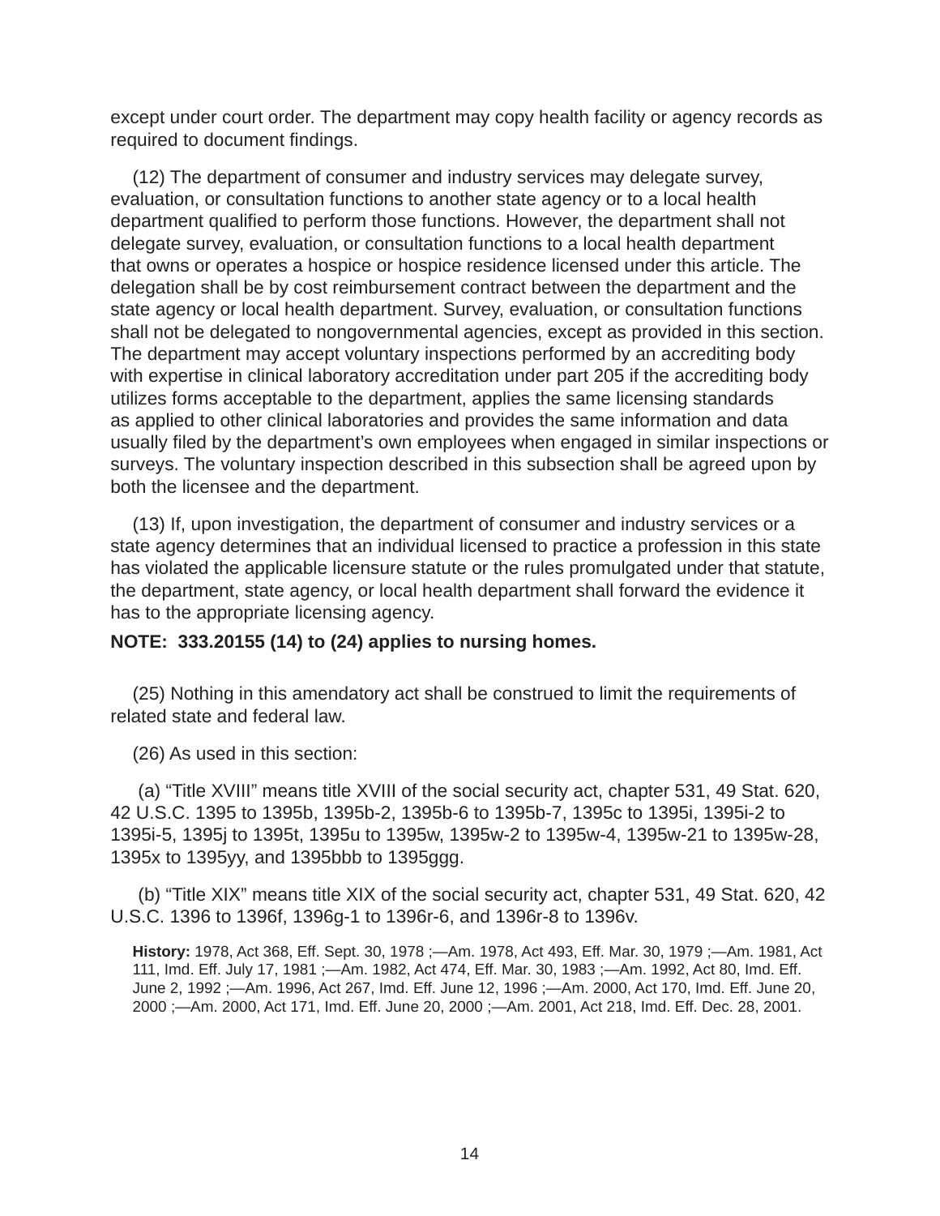except under court order. The department may copy health facility or agency records as required to document findings.

(12) The department of consumer and industry services may delegate survey, evaluation, or consultation functions to another state agency or to a local health department qualified to perform those functions. However, the department shall not delegate survey, evaluation, or consultation functions to a local health department that owns or operates a hospice or hospice residence licensed under this article. The delegation shall be by cost reimbursement contract between the department and the state agency or local health department. Survey, evaluation, or consultation functions shall not be delegated to nongovernmental agencies, except as provided in this section. The department may accept voluntary inspections performed by an accrediting body with expertise in clinical laboratory accreditation under part 205 if the accrediting body utilizes forms acceptable to the department, applies the same licensing standards as applied to other clinical laboratories and provides the same information and data usually filed by the department's own employees when engaged in similar inspections or surveys. The voluntary inspection described in this subsection shall be agreed upon by both the licensee and the department.

(13) If, upon investigation, the department of consumer and industry services or a state agency determines that an individual licensed to practice a profession in this state has violated the applicable licensure statute or the rules promulgated under that statute, the department, state agency, or local health department shall forward the evidence it has to the appropriate licensing agency.

**NOTE: 333.20155 (14) to (24) applies to nursing homes.**

(25) Nothing in this amendatory act shall be construed to limit the requirements of related state and federal law.

(26) As used in this section:

(a) "Title XVIII" means title XVIII of the social security act, chapter 531, 49 Stat. 620, 42 U.S.C. 1395 to 1395b, 1395b-2, 1395b-6 to 1395b-7, 1395c to 1395i, 1395i-2 to 1395i-5, 1395j to 1395t, 1395u to 1395w, 1395w-2 to 1395w-4, 1395w-21 to 1395w-28, 1395x to 1395yy, and 1395bbb to 1395ggg.

(b) "Title XIX" means title XIX of the social security act, chapter 531, 49 Stat. 620, 42 U.S.C. 1396 to 1396f, 1396g-1 to 1396r-6, and 1396r-8 to 1396v.

**History:** 1978, Act 368, Eff. Sept. 30, 1978 ;—Am. 1978, Act 493, Eff. Mar. 30, 1979 ;—Am. 1981, Act 111, Imd. Eff. July 17, 1981 ;—Am. 1982, Act 474, Eff. Mar. 30, 1983 ;—Am. 1992, Act 80, Imd. Eff. June 2, 1992 ;—Am. 1996, Act 267, Imd. Eff. June 12, 1996 ;—Am. 2000, Act 170, Imd. Eff. June 20, 2000 ;—Am. 2000, Act 171, Imd. Eff. June 20, 2000 ;—Am. 2001, Act 218, Imd. Eff. Dec. 28, 2001.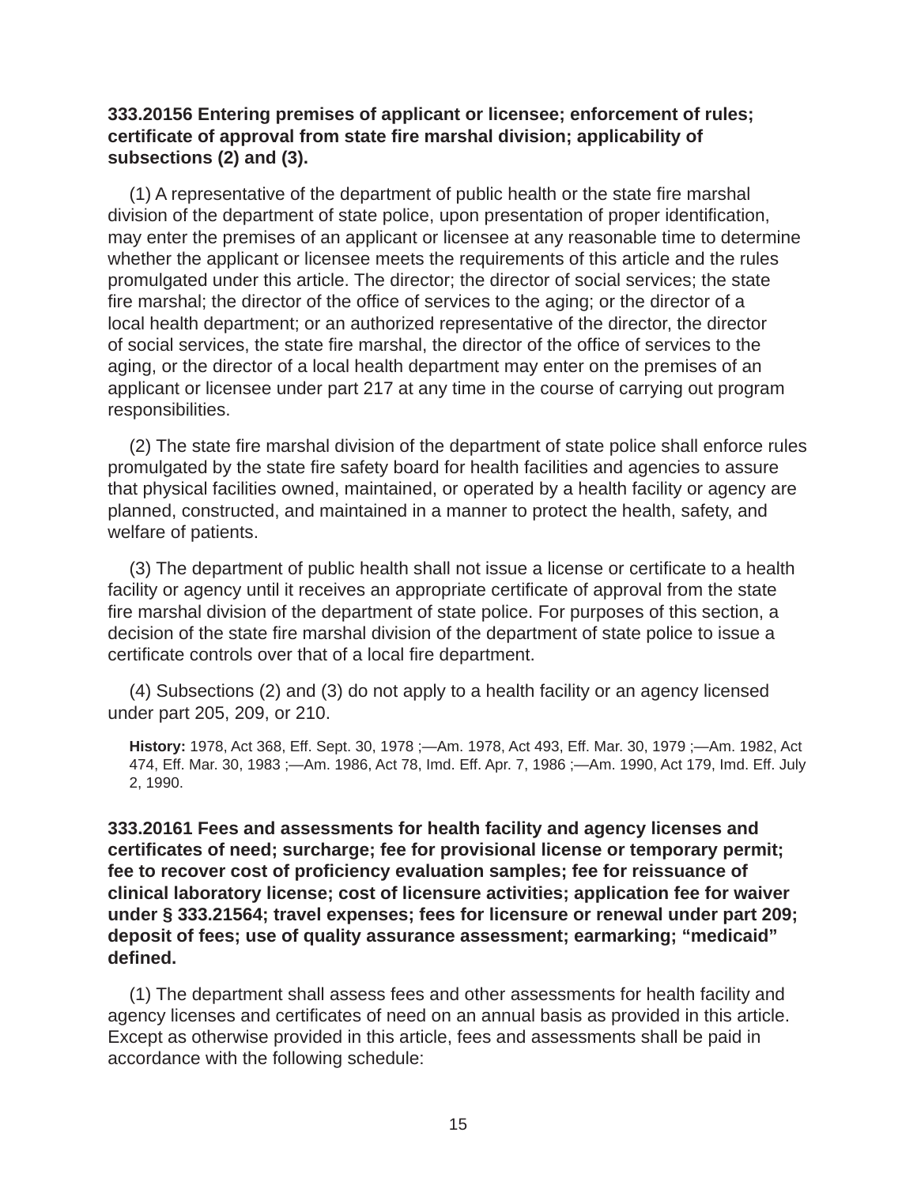**333.20156 Entering premises of applicant or licensee; enforcement of rules; certificate of approval from state fire marshal division; applicability of subsections (2) and (3).**

(1) A representative of the department of public health or the state fire marshal division of the department of state police, upon presentation of proper identification, may enter the premises of an applicant or licensee at any reasonable time to determine whether the applicant or licensee meets the requirements of this article and the rules promulgated under this article. The director; the director of social services; the state fire marshal; the director of the office of services to the aging; or the director of a local health department; or an authorized representative of the director, the director of social services, the state fire marshal, the director of the office of services to the aging, or the director of a local health department may enter on the premises of an applicant or licensee under part 217 at any time in the course of carrying out program responsibilities.

(2) The state fire marshal division of the department of state police shall enforce rules promulgated by the state fire safety board for health facilities and agencies to assure that physical facilities owned, maintained, or operated by a health facility or agency are planned, constructed, and maintained in a manner to protect the health, safety, and welfare of patients.

(3) The department of public health shall not issue a license or certificate to a health facility or agency until it receives an appropriate certificate of approval from the state fire marshal division of the department of state police. For purposes of this section, a decision of the state fire marshal division of the department of state police to issue a certificate controls over that of a local fire department.

(4) Subsections (2) and (3) do not apply to a health facility or an agency licensed under part 205, 209, or 210.

**History:** 1978, Act 368, Eff. Sept. 30, 1978 ;—Am. 1978, Act 493, Eff. Mar. 30, 1979 ;—Am. 1982, Act 474, Eff. Mar. 30, 1983 ;—Am. 1986, Act 78, Imd. Eff. Apr. 7, 1986 ;—Am. 1990, Act 179, Imd. Eff. July 2, 1990.

**333.20161 Fees and assessments for health facility and agency licenses and certificates of need; surcharge; fee for provisional license or temporary permit; fee to recover cost of proficiency evaluation samples; fee for reissuance of clinical laboratory license; cost of licensure activities; application fee for waiver under § 333.21564; travel expenses; fees for licensure or renewal under part 209; deposit of fees; use of quality assurance assessment; earmarking; "medicaid" defined.**

(1) The department shall assess fees and other assessments for health facility and agency licenses and certificates of need on an annual basis as provided in this article. Except as otherwise provided in this article, fees and assessments shall be paid in accordance with the following schedule: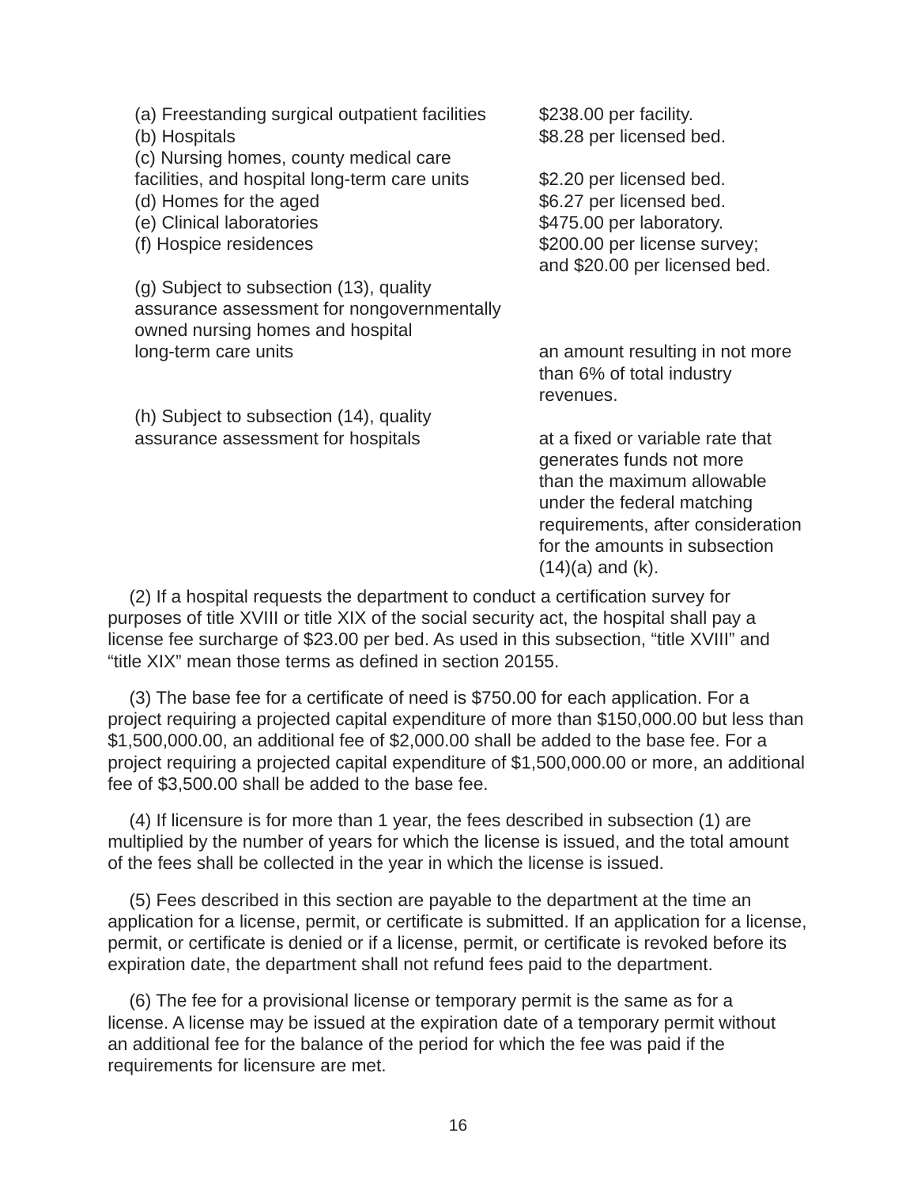| | |
|---|---|
| (a) Freestanding surgical outpatient facilities | $238.00 per facility. |
| (b) Hospitals | $8.28 per licensed bed. |
| (c) Nursing homes, county medical care facilities, and hospital long-term care units | $2.20 per licensed bed. |
| (d) Homes for the aged | $6.27 per licensed bed. |
| (e) Clinical laboratories | $475.00 per laboratory. |
| (f) Hospice residences | $200.00 per license survey; and $20.00 per licensed bed. |
| (g) Subject to subsection (13), quality assurance assessment for nongovernmentally owned nursing homes and hospital long-term care units | an amount resulting in not more than 6% of total industry revenues. |
| (h) Subject to subsection (14), quality assurance assessment for hospitals | at a fixed or variable rate that generates funds not more than the maximum allowable under the federal matching requirements, after consideration for the amounts in subsection (14)(a) and (k). |

(2) If a hospital requests the department to conduct a certification survey for purposes of title XVIII or title XIX of the social security act, the hospital shall pay a license fee surcharge of $23.00 per bed. As used in this subsection, “title XVIII” and “title XIX” mean those terms as defined in section 20155.

(3) The base fee for a certificate of need is $750.00 for each application. For a project requiring a projected capital expenditure of more than $150,000.00 but less than $1,500,000.00, an additional fee of $2,000.00 shall be added to the base fee. For a project requiring a projected capital expenditure of $1,500,000.00 or more, an additional fee of $3,500.00 shall be added to the base fee.

(4) If licensure is for more than 1 year, the fees described in subsection (1) are multiplied by the number of years for which the license is issued, and the total amount of the fees shall be collected in the year in which the license is issued.

(5) Fees described in this section are payable to the department at the time an application for a license, permit, or certificate is submitted. If an application for a license, permit, or certificate is denied or if a license, permit, or certificate is revoked before its expiration date, the department shall not refund fees paid to the department.

(6) The fee for a provisional license or temporary permit is the same as for a license. A license may be issued at the expiration date of a temporary permit without an additional fee for the balance of the period for which the fee was paid if the requirements for licensure are met.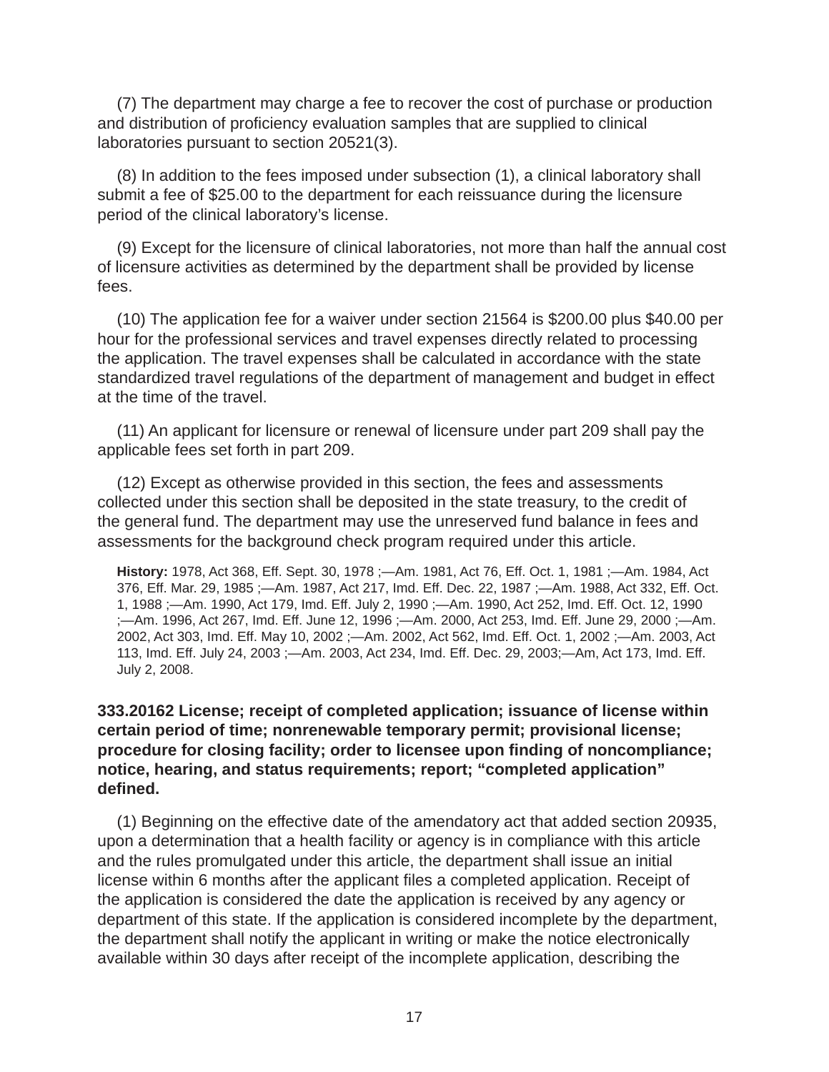(7) The department may charge a fee to recover the cost of purchase or production and distribution of proficiency evaluation samples that are supplied to clinical laboratories pursuant to section 20521(3).

(8) In addition to the fees imposed under subsection (1), a clinical laboratory shall submit a fee of $25.00 to the department for each reissuance during the licensure period of the clinical laboratory's license.

(9) Except for the licensure of clinical laboratories, not more than half the annual cost of licensure activities as determined by the department shall be provided by license fees.

(10) The application fee for a waiver under section 21564 is $200.00 plus $40.00 per hour for the professional services and travel expenses directly related to processing the application. The travel expenses shall be calculated in accordance with the state standardized travel regulations of the department of management and budget in effect at the time of the travel.

(11) An applicant for licensure or renewal of licensure under part 209 shall pay the applicable fees set forth in part 209.

(12) Except as otherwise provided in this section, the fees and assessments collected under this section shall be deposited in the state treasury, to the credit of the general fund. The department may use the unreserved fund balance in fees and assessments for the background check program required under this article.

**History:** 1978, Act 368, Eff. Sept. 30, 1978 ;—Am. 1981, Act 76, Eff. Oct. 1, 1981 ;—Am. 1984, Act 376, Eff. Mar. 29, 1985 ;—Am. 1987, Act 217, Imd. Eff. Dec. 22, 1987 ;—Am. 1988, Act 332, Eff. Oct. 1, 1988 ;—Am. 1990, Act 179, Imd. Eff. July 2, 1990 ;—Am. 1990, Act 252, Imd. Eff. Oct. 12, 1990 ;—Am. 1996, Act 267, Imd. Eff. June 12, 1996 ;—Am. 2000, Act 253, Imd. Eff. June 29, 2000 ;—Am. 2002, Act 303, Imd. Eff. May 10, 2002 ;—Am. 2002, Act 562, Imd. Eff. Oct. 1, 2002 ;—Am. 2003, Act 113, Imd. Eff. July 24, 2003 ;—Am. 2003, Act 234, Imd. Eff. Dec. 29, 2003;—Am, Act 173, Imd. Eff. July 2, 2008.

**333.20162 License; receipt of completed application; issuance of license within certain period of time; nonrenewable temporary permit; provisional license; procedure for closing facility; order to licensee upon finding of noncompliance; notice, hearing, and status requirements; report; "completed application" defined.**

(1) Beginning on the effective date of the amendatory act that added section 20935, upon a determination that a health facility or agency is in compliance with this article and the rules promulgated under this article, the department shall issue an initial license within 6 months after the applicant files a completed application. Receipt of the application is considered the date the application is received by any agency or department of this state. If the application is considered incomplete by the department, the department shall notify the applicant in writing or make the notice electronically available within 30 days after receipt of the incomplete application, describing the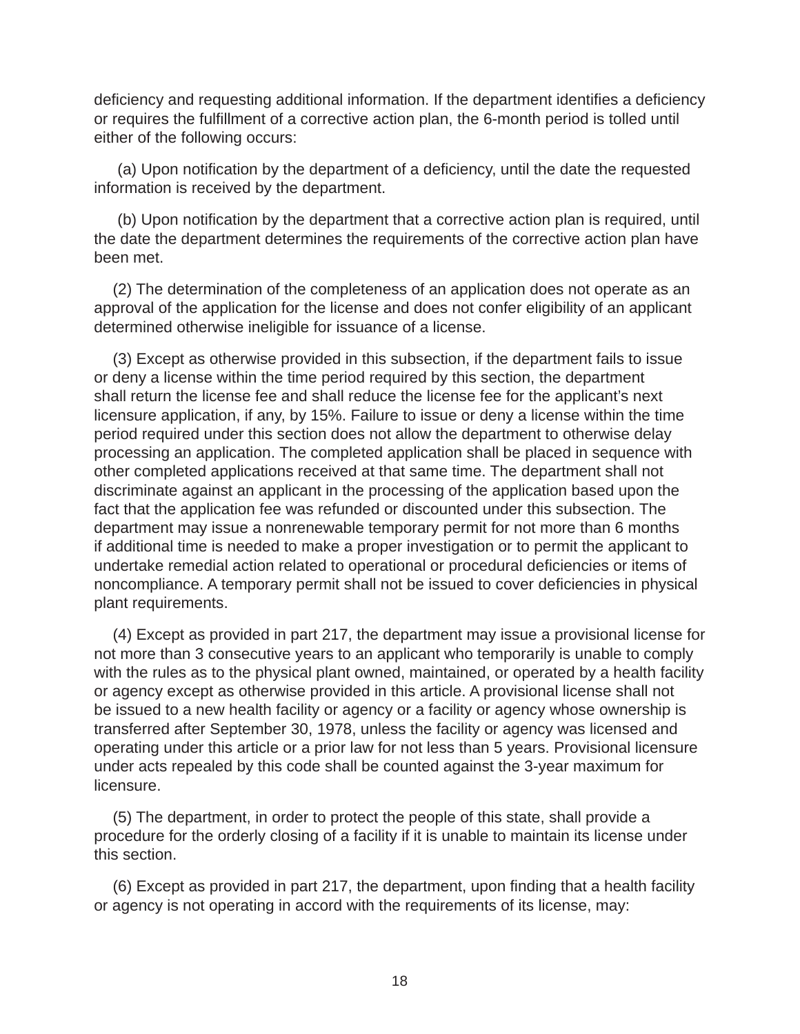deficiency and requesting additional information. If the department identifies a deficiency or requires the fulfillment of a corrective action plan, the 6-month period is tolled until either of the following occurs:

(a) Upon notification by the department of a deficiency, until the date the requested information is received by the department.

(b) Upon notification by the department that a corrective action plan is required, until the date the department determines the requirements of the corrective action plan have been met.

(2) The determination of the completeness of an application does not operate as an approval of the application for the license and does not confer eligibility of an applicant determined otherwise ineligible for issuance of a license.

(3) Except as otherwise provided in this subsection, if the department fails to issue or deny a license within the time period required by this section, the department shall return the license fee and shall reduce the license fee for the applicant's next licensure application, if any, by 15%. Failure to issue or deny a license within the time period required under this section does not allow the department to otherwise delay processing an application. The completed application shall be placed in sequence with other completed applications received at that same time. The department shall not discriminate against an applicant in the processing of the application based upon the fact that the application fee was refunded or discounted under this subsection. The department may issue a nonrenewable temporary permit for not more than 6 months if additional time is needed to make a proper investigation or to permit the applicant to undertake remedial action related to operational or procedural deficiencies or items of noncompliance. A temporary permit shall not be issued to cover deficiencies in physical plant requirements.

(4) Except as provided in part 217, the department may issue a provisional license for not more than 3 consecutive years to an applicant who temporarily is unable to comply with the rules as to the physical plant owned, maintained, or operated by a health facility or agency except as otherwise provided in this article. A provisional license shall not be issued to a new health facility or agency or a facility or agency whose ownership is transferred after September 30, 1978, unless the facility or agency was licensed and operating under this article or a prior law for not less than 5 years. Provisional licensure under acts repealed by this code shall be counted against the 3-year maximum for licensure.

(5) The department, in order to protect the people of this state, shall provide a procedure for the orderly closing of a facility if it is unable to maintain its license under this section.

(6) Except as provided in part 217, the department, upon finding that a health facility or agency is not operating in accord with the requirements of its license, may: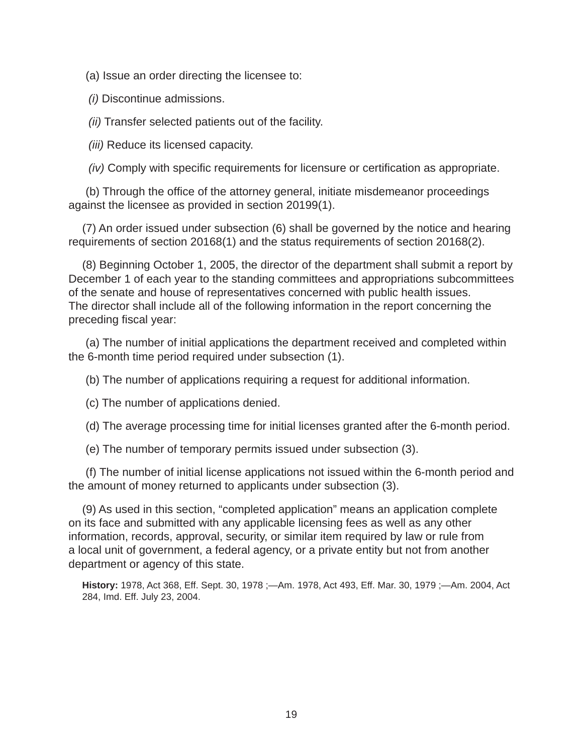(a) Issue an order directing the licensee to:

*(i)* Discontinue admissions.

*(ii)* Transfer selected patients out of the facility.

*(iii)* Reduce its licensed capacity.

*(iv)* Comply with specific requirements for licensure or certification as appropriate.

(b) Through the office of the attorney general, initiate misdemeanor proceedings against the licensee as provided in section 20199(1).

(7) An order issued under subsection (6) shall be governed by the notice and hearing requirements of section 20168(1) and the status requirements of section 20168(2).

(8) Beginning October 1, 2005, the director of the department shall submit a report by December 1 of each year to the standing committees and appropriations subcommittees of the senate and house of representatives concerned with public health issues. The director shall include all of the following information in the report concerning the preceding fiscal year:

(a) The number of initial applications the department received and completed within the 6-month time period required under subsection (1).

(b) The number of applications requiring a request for additional information.

(c) The number of applications denied.

(d) The average processing time for initial licenses granted after the 6-month period.

(e) The number of temporary permits issued under subsection (3).

(f) The number of initial license applications not issued within the 6-month period and the amount of money returned to applicants under subsection (3).

(9) As used in this section, "completed application" means an application complete on its face and submitted with any applicable licensing fees as well as any other information, records, approval, security, or similar item required by law or rule from a local unit of government, a federal agency, or a private entity but not from another department or agency of this state.

**History:** 1978, Act 368, Eff. Sept. 30, 1978 ;—Am. 1978, Act 493, Eff. Mar. 30, 1979 ;—Am. 2004, Act 284, Imd. Eff. July 23, 2004.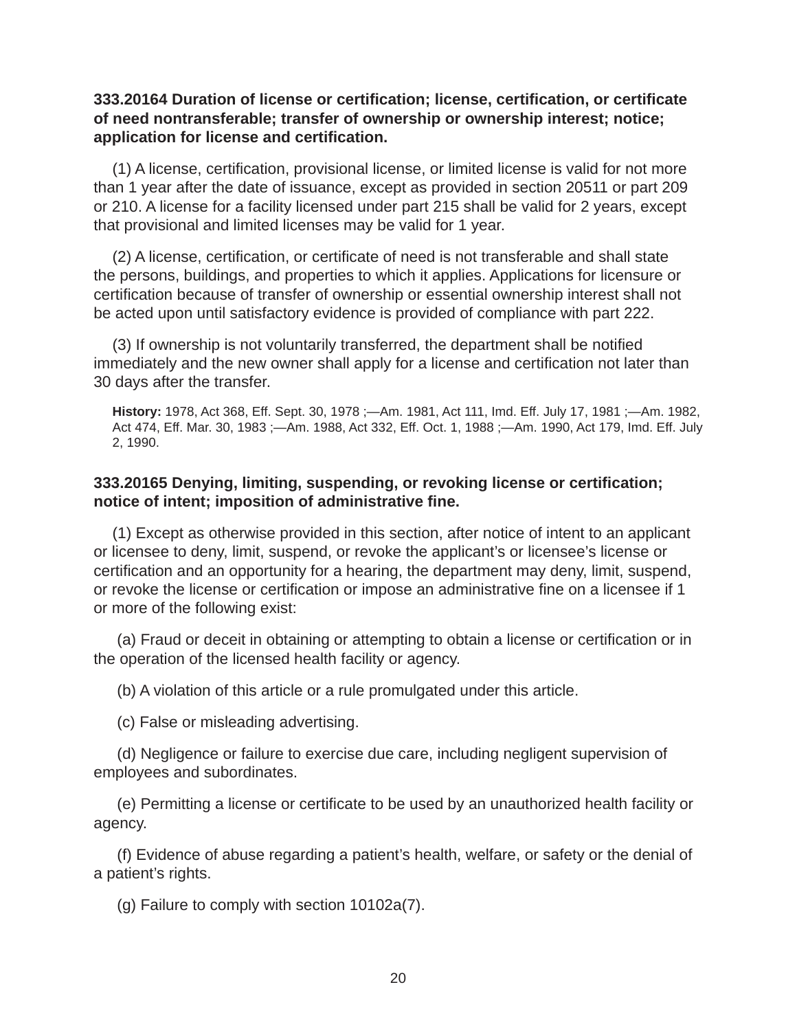**333.20164 Duration of license or certification; license, certification, or certificate of need nontransferable; transfer of ownership or ownership interest; notice; application for license and certification.**

(1) A license, certification, provisional license, or limited license is valid for not more than 1 year after the date of issuance, except as provided in section 20511 or part 209 or 210. A license for a facility licensed under part 215 shall be valid for 2 years, except that provisional and limited licenses may be valid for 1 year.

(2) A license, certification, or certificate of need is not transferable and shall state the persons, buildings, and properties to which it applies. Applications for licensure or certification because of transfer of ownership or essential ownership interest shall not be acted upon until satisfactory evidence is provided of compliance with part 222.

(3) If ownership is not voluntarily transferred, the department shall be notified immediately and the new owner shall apply for a license and certification not later than 30 days after the transfer.

**History:** 1978, Act 368, Eff. Sept. 30, 1978 ;—Am. 1981, Act 111, Imd. Eff. July 17, 1981 ;—Am. 1982, Act 474, Eff. Mar. 30, 1983 ;—Am. 1988, Act 332, Eff. Oct. 1, 1988 ;—Am. 1990, Act 179, Imd. Eff. July 2, 1990.

**333.20165 Denying, limiting, suspending, or revoking license or certification; notice of intent; imposition of administrative fine.**

(1) Except as otherwise provided in this section, after notice of intent to an applicant or licensee to deny, limit, suspend, or revoke the applicant's or licensee's license or certification and an opportunity for a hearing, the department may deny, limit, suspend, or revoke the license or certification or impose an administrative fine on a licensee if 1 or more of the following exist:

(a) Fraud or deceit in obtaining or attempting to obtain a license or certification or in the operation of the licensed health facility or agency.

(b) A violation of this article or a rule promulgated under this article.

(c) False or misleading advertising.

(d) Negligence or failure to exercise due care, including negligent supervision of employees and subordinates.

(e) Permitting a license or certificate to be used by an unauthorized health facility or agency.

(f) Evidence of abuse regarding a patient's health, welfare, or safety or the denial of a patient's rights.

(g) Failure to comply with section 10102a(7).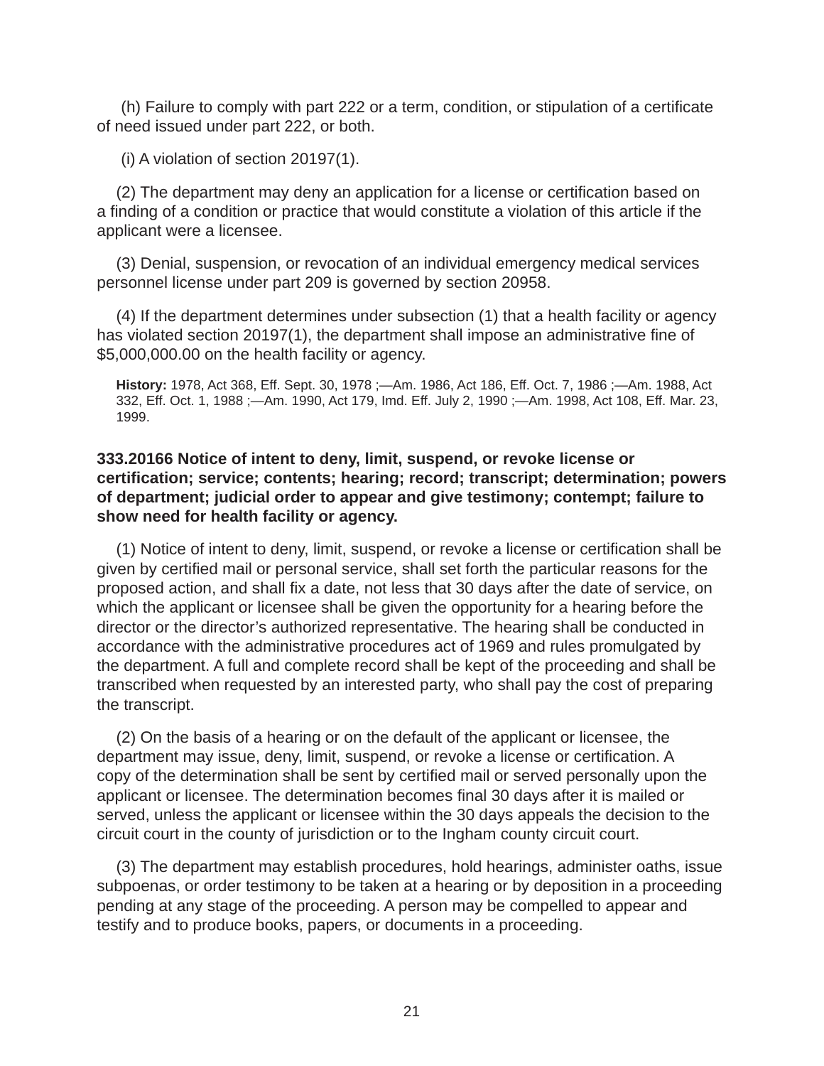(h) Failure to comply with part 222 or a term, condition, or stipulation of a certificate of need issued under part 222, or both.

(i) A violation of section 20197(1).

(2) The department may deny an application for a license or certification based on a finding of a condition or practice that would constitute a violation of this article if the applicant were a licensee.

(3) Denial, suspension, or revocation of an individual emergency medical services personnel license under part 209 is governed by section 20958.

(4) If the department determines under subsection (1) that a health facility or agency has violated section 20197(1), the department shall impose an administrative fine of $5,000,000.00 on the health facility or agency.

**History:** 1978, Act 368, Eff. Sept. 30, 1978 ;—Am. 1986, Act 186, Eff. Oct. 7, 1986 ;—Am. 1988, Act 332, Eff. Oct. 1, 1988 ;—Am. 1990, Act 179, Imd. Eff. July 2, 1990 ;—Am. 1998, Act 108, Eff. Mar. 23, 1999.

**333.20166 Notice of intent to deny, limit, suspend, or revoke license or certification; service; contents; hearing; record; transcript; determination; powers of department; judicial order to appear and give testimony; contempt; failure to show need for health facility or agency.**

(1) Notice of intent to deny, limit, suspend, or revoke a license or certification shall be given by certified mail or personal service, shall set forth the particular reasons for the proposed action, and shall fix a date, not less that 30 days after the date of service, on which the applicant or licensee shall be given the opportunity for a hearing before the director or the director's authorized representative. The hearing shall be conducted in accordance with the administrative procedures act of 1969 and rules promulgated by the department. A full and complete record shall be kept of the proceeding and shall be transcribed when requested by an interested party, who shall pay the cost of preparing the transcript.

(2) On the basis of a hearing or on the default of the applicant or licensee, the department may issue, deny, limit, suspend, or revoke a license or certification. A copy of the determination shall be sent by certified mail or served personally upon the applicant or licensee. The determination becomes final 30 days after it is mailed or served, unless the applicant or licensee within the 30 days appeals the decision to the circuit court in the county of jurisdiction or to the Ingham county circuit court.

(3) The department may establish procedures, hold hearings, administer oaths, issue subpoenas, or order testimony to be taken at a hearing or by deposition in a proceeding pending at any stage of the proceeding. A person may be compelled to appear and testify and to produce books, papers, or documents in a proceeding.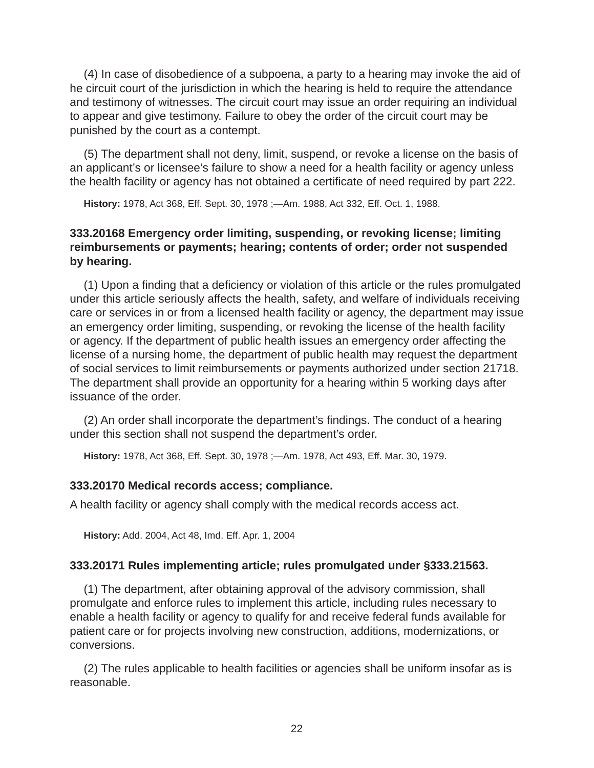(4) In case of disobedience of a subpoena, a party to a hearing may invoke the aid of he circuit court of the jurisdiction in which the hearing is held to require the attendance and testimony of witnesses. The circuit court may issue an order requiring an individual to appear and give testimony. Failure to obey the order of the circuit court may be punished by the court as a contempt.

(5) The department shall not deny, limit, suspend, or revoke a license on the basis of an applicant's or licensee's failure to show a need for a health facility or agency unless the health facility or agency has not obtained a certificate of need required by part 222.

**History:** 1978, Act 368, Eff. Sept. 30, 1978 ;—Am. 1988, Act 332, Eff. Oct. 1, 1988.

### 333.20168 Emergency order limiting, suspending, or revoking license; limiting reimbursements or payments; hearing; contents of order; order not suspended by hearing.

(1) Upon a finding that a deficiency or violation of this article or the rules promulgated under this article seriously affects the health, safety, and welfare of individuals receiving care or services in or from a licensed health facility or agency, the department may issue an emergency order limiting, suspending, or revoking the license of the health facility or agency. If the department of public health issues an emergency order affecting the license of a nursing home, the department of public health may request the department of social services to limit reimbursements or payments authorized under section 21718. The department shall provide an opportunity for a hearing within 5 working days after issuance of the order.

(2) An order shall incorporate the department's findings. The conduct of a hearing under this section shall not suspend the department's order.

**History:** 1978, Act 368, Eff. Sept. 30, 1978 ;—Am. 1978, Act 493, Eff. Mar. 30, 1979.

### 333.20170 Medical records access; compliance.

A health facility or agency shall comply with the medical records access act.

**History:** Add. 2004, Act 48, Imd. Eff. Apr. 1, 2004

### 333.20171 Rules implementing article; rules promulgated under §333.21563.

(1) The department, after obtaining approval of the advisory commission, shall promulgate and enforce rules to implement this article, including rules necessary to enable a health facility or agency to qualify for and receive federal funds available for patient care or for projects involving new construction, additions, modernizations, or conversions.

(2) The rules applicable to health facilities or agencies shall be uniform insofar as is reasonable.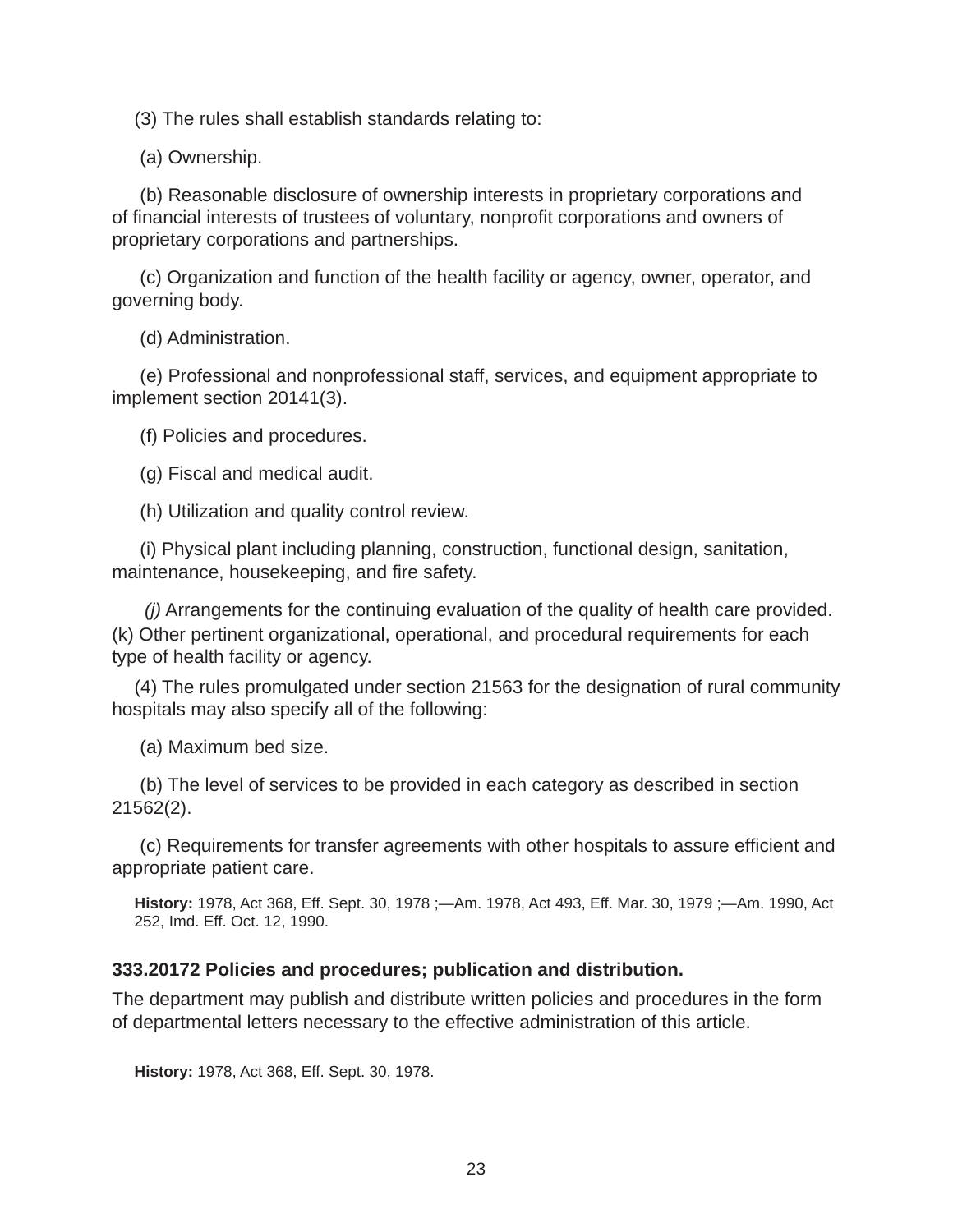(3) The rules shall establish standards relating to:

(a) Ownership.

(b) Reasonable disclosure of ownership interests in proprietary corporations and of financial interests of trustees of voluntary, nonprofit corporations and owners of proprietary corporations and partnerships.

(c) Organization and function of the health facility or agency, owner, operator, and governing body.

(d) Administration.

(e) Professional and nonprofessional staff, services, and equipment appropriate to implement section 20141(3).

(f) Policies and procedures.

(g) Fiscal and medical audit.

(h) Utilization and quality control review.

(i) Physical plant including planning, construction, functional design, sanitation, maintenance, housekeeping, and fire safety.

*(j)* Arrangements for the continuing evaluation of the quality of health care provided.
(k) Other pertinent organizational, operational, and procedural requirements for each type of health facility or agency.

(4) The rules promulgated under section 21563 for the designation of rural community hospitals may also specify all of the following:

(a) Maximum bed size.

(b) The level of services to be provided in each category as described in section 21562(2).

(c) Requirements for transfer agreements with other hospitals to assure efficient and appropriate patient care.

**History:** 1978, Act 368, Eff. Sept. 30, 1978 ;—Am. 1978, Act 493, Eff. Mar. 30, 1979 ;—Am. 1990, Act 252, Imd. Eff. Oct. 12, 1990.

**333.20172 Policies and procedures; publication and distribution.**

The department may publish and distribute written policies and procedures in the form of departmental letters necessary to the effective administration of this article.

**History:** 1978, Act 368, Eff. Sept. 30, 1978.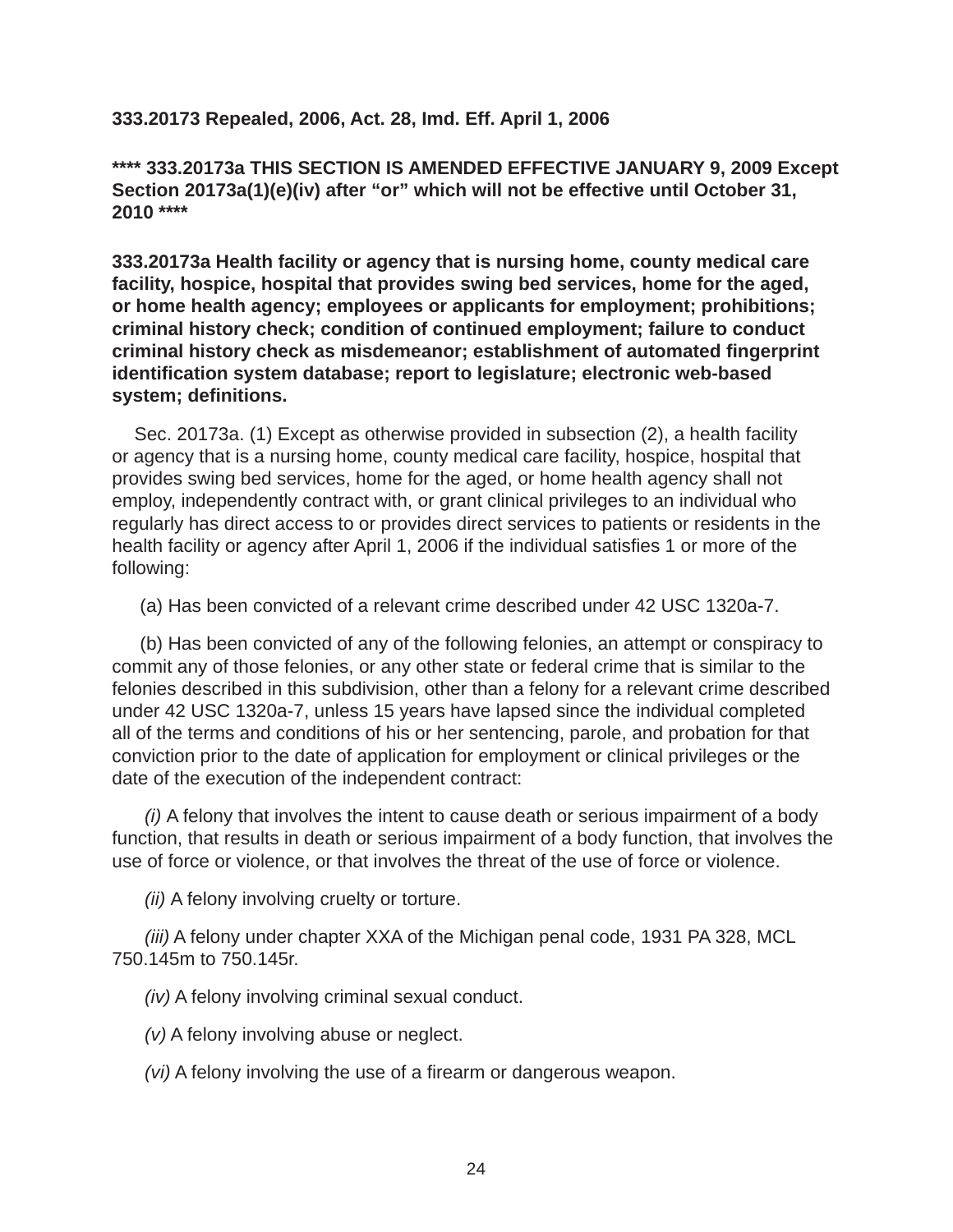**333.20173 Repealed, 2006, Act. 28, Imd. Eff. April 1, 2006**

**\*\*\*\* 333.20173a THIS SECTION IS AMENDED EFFECTIVE JANUARY 9, 2009 Except Section 20173a(1)(e)(iv) after "or" which will not be effective until October 31, 2010 \*\*\*\***

**333.20173a Health facility or agency that is nursing home, county medical care facility, hospice, hospital that provides swing bed services, home for the aged, or home health agency; employees or applicants for employment; prohibitions; criminal history check; condition of continued employment; failure to conduct criminal history check as misdemeanor; establishment of automated fingerprint identification system database; report to legislature; electronic web-based system; definitions.**

Sec. 20173a. (1) Except as otherwise provided in subsection (2), a health facility or agency that is a nursing home, county medical care facility, hospice, hospital that provides swing bed services, home for the aged, or home health agency shall not employ, independently contract with, or grant clinical privileges to an individual who regularly has direct access to or provides direct services to patients or residents in the health facility or agency after April 1, 2006 if the individual satisfies 1 or more of the following:

(a) Has been convicted of a relevant crime described under 42 USC 1320a-7.

(b) Has been convicted of any of the following felonies, an attempt or conspiracy to commit any of those felonies, or any other state or federal crime that is similar to the felonies described in this subdivision, other than a felony for a relevant crime described under 42 USC 1320a-7, unless 15 years have lapsed since the individual completed all of the terms and conditions of his or her sentencing, parole, and probation for that conviction prior to the date of application for employment or clinical privileges or the date of the execution of the independent contract:

*(i)* A felony that involves the intent to cause death or serious impairment of a body function, that results in death or serious impairment of a body function, that involves the use of force or violence, or that involves the threat of the use of force or violence.

*(ii)* A felony involving cruelty or torture.

*(iii)* A felony under chapter XXA of the Michigan penal code, 1931 PA 328, MCL 750.145m to 750.145r.

*(iv)* A felony involving criminal sexual conduct.

*(v)* A felony involving abuse or neglect.

*(vi)* A felony involving the use of a firearm or dangerous weapon.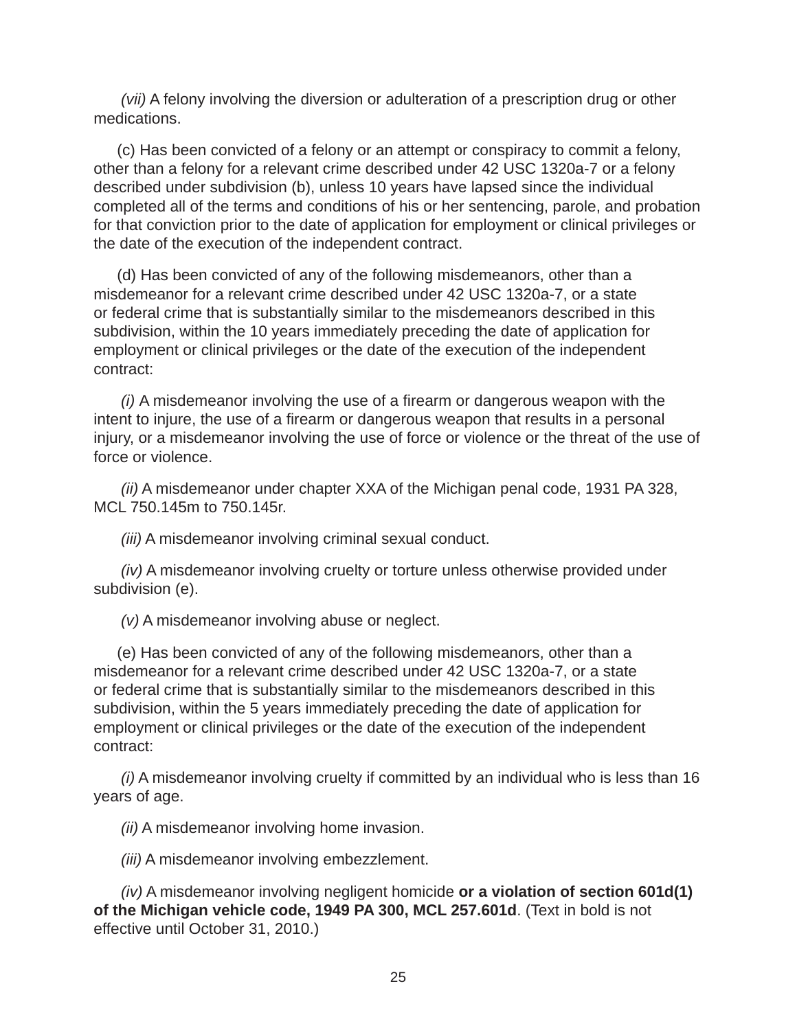*(vii)* A felony involving the diversion or adulteration of a prescription drug or other medications.

(c) Has been convicted of a felony or an attempt or conspiracy to commit a felony, other than a felony for a relevant crime described under 42 USC 1320a-7 or a felony described under subdivision (b), unless 10 years have lapsed since the individual completed all of the terms and conditions of his or her sentencing, parole, and probation for that conviction prior to the date of application for employment or clinical privileges or the date of the execution of the independent contract.

(d) Has been convicted of any of the following misdemeanors, other than a misdemeanor for a relevant crime described under 42 USC 1320a-7, or a state or federal crime that is substantially similar to the misdemeanors described in this subdivision, within the 10 years immediately preceding the date of application for employment or clinical privileges or the date of the execution of the independent contract:

*(i)* A misdemeanor involving the use of a firearm or dangerous weapon with the intent to injure, the use of a firearm or dangerous weapon that results in a personal injury, or a misdemeanor involving the use of force or violence or the threat of the use of force or violence.

*(ii)* A misdemeanor under chapter XXA of the Michigan penal code, 1931 PA 328, MCL 750.145m to 750.145r.

*(iii)* A misdemeanor involving criminal sexual conduct.

*(iv)* A misdemeanor involving cruelty or torture unless otherwise provided under subdivision (e).

*(v)* A misdemeanor involving abuse or neglect.

(e) Has been convicted of any of the following misdemeanors, other than a misdemeanor for a relevant crime described under 42 USC 1320a-7, or a state or federal crime that is substantially similar to the misdemeanors described in this subdivision, within the 5 years immediately preceding the date of application for employment or clinical privileges or the date of the execution of the independent contract:

*(i)* A misdemeanor involving cruelty if committed by an individual who is less than 16 years of age.

*(ii)* A misdemeanor involving home invasion.

*(iii)* A misdemeanor involving embezzlement.

*(iv)* A misdemeanor involving negligent homicide **or a violation of section 601d(1) of the Michigan vehicle code, 1949 PA 300, MCL 257.601d**. (Text in bold is not effective until October 31, 2010.)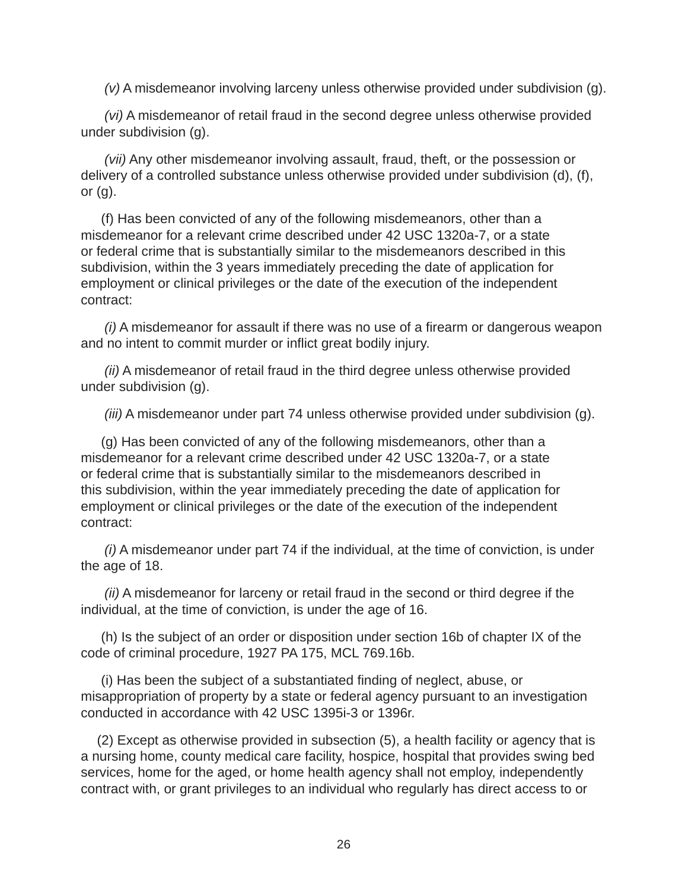*(v)* A misdemeanor involving larceny unless otherwise provided under subdivision (g).

*(vi)* A misdemeanor of retail fraud in the second degree unless otherwise provided under subdivision (g).

*(vii)* Any other misdemeanor involving assault, fraud, theft, or the possession or delivery of a controlled substance unless otherwise provided under subdivision (d), (f), or (g).

(f) Has been convicted of any of the following misdemeanors, other than a misdemeanor for a relevant crime described under 42 USC 1320a-7, or a state or federal crime that is substantially similar to the misdemeanors described in this subdivision, within the 3 years immediately preceding the date of application for employment or clinical privileges or the date of the execution of the independent contract:

*(i)* A misdemeanor for assault if there was no use of a firearm or dangerous weapon and no intent to commit murder or inflict great bodily injury.

*(ii)* A misdemeanor of retail fraud in the third degree unless otherwise provided under subdivision (g).

*(iii)* A misdemeanor under part 74 unless otherwise provided under subdivision (g).

(g) Has been convicted of any of the following misdemeanors, other than a misdemeanor for a relevant crime described under 42 USC 1320a-7, or a state or federal crime that is substantially similar to the misdemeanors described in this subdivision, within the year immediately preceding the date of application for employment or clinical privileges or the date of the execution of the independent contract:

*(i)* A misdemeanor under part 74 if the individual, at the time of conviction, is under the age of 18.

*(ii)* A misdemeanor for larceny or retail fraud in the second or third degree if the individual, at the time of conviction, is under the age of 16.

(h) Is the subject of an order or disposition under section 16b of chapter IX of the code of criminal procedure, 1927 PA 175, MCL 769.16b.

(i) Has been the subject of a substantiated finding of neglect, abuse, or misappropriation of property by a state or federal agency pursuant to an investigation conducted in accordance with 42 USC 1395i-3 or 1396r.

(2) Except as otherwise provided in subsection (5), a health facility or agency that is a nursing home, county medical care facility, hospice, hospital that provides swing bed services, home for the aged, or home health agency shall not employ, independently contract with, or grant privileges to an individual who regularly has direct access to or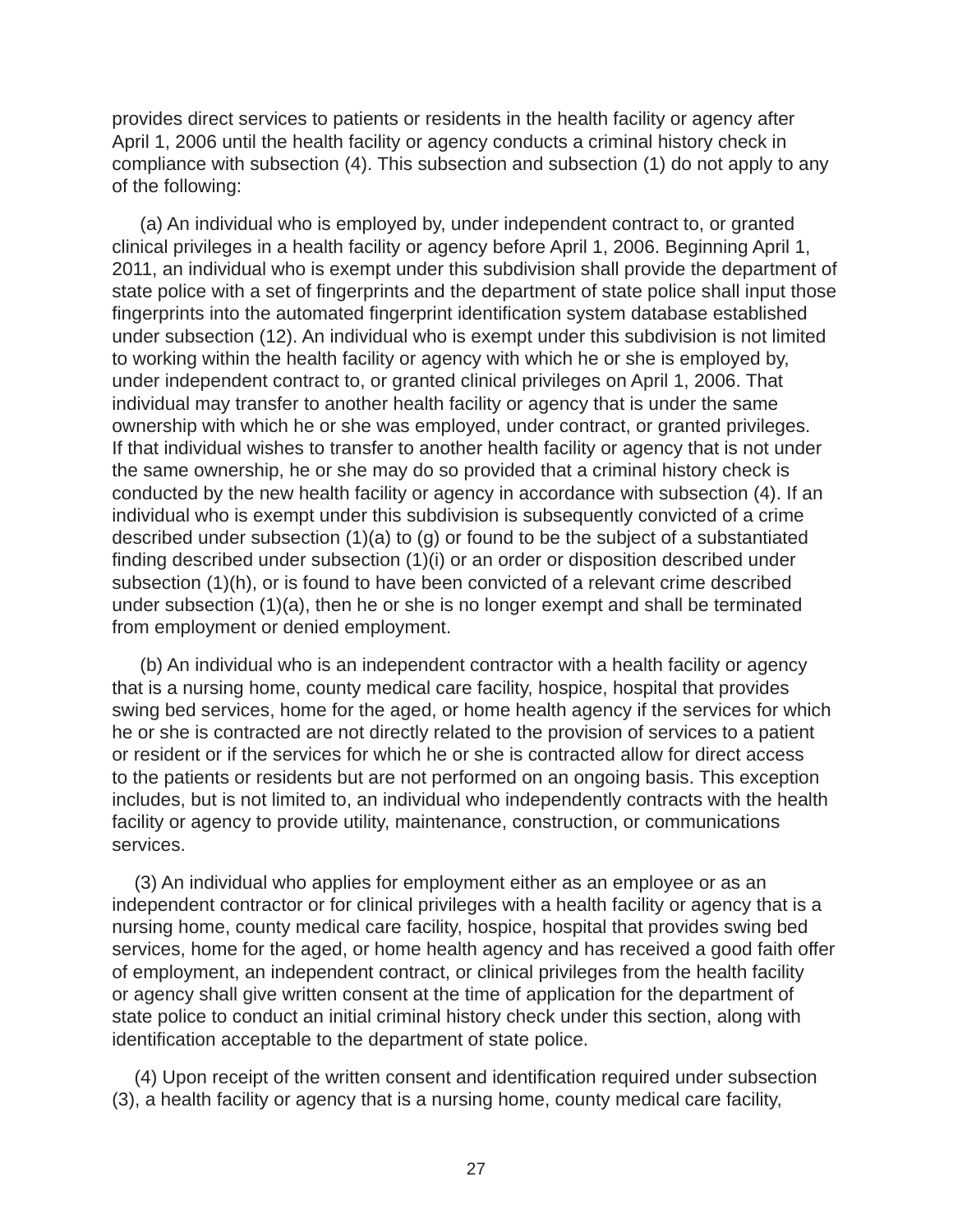provides direct services to patients or residents in the health facility or agency after April 1, 2006 until the health facility or agency conducts a criminal history check in compliance with subsection (4). This subsection and subsection (1) do not apply to any of the following:

(a) An individual who is employed by, under independent contract to, or granted clinical privileges in a health facility or agency before April 1, 2006. Beginning April 1, 2011, an individual who is exempt under this subdivision shall provide the department of state police with a set of fingerprints and the department of state police shall input those fingerprints into the automated fingerprint identification system database established under subsection (12). An individual who is exempt under this subdivision is not limited to working within the health facility or agency with which he or she is employed by, under independent contract to, or granted clinical privileges on April 1, 2006. That individual may transfer to another health facility or agency that is under the same ownership with which he or she was employed, under contract, or granted privileges. If that individual wishes to transfer to another health facility or agency that is not under the same ownership, he or she may do so provided that a criminal history check is conducted by the new health facility or agency in accordance with subsection (4). If an individual who is exempt under this subdivision is subsequently convicted of a crime described under subsection (1)(a) to (g) or found to be the subject of a substantiated finding described under subsection (1)(i) or an order or disposition described under subsection (1)(h), or is found to have been convicted of a relevant crime described under subsection (1)(a), then he or she is no longer exempt and shall be terminated from employment or denied employment.

(b) An individual who is an independent contractor with a health facility or agency that is a nursing home, county medical care facility, hospice, hospital that provides swing bed services, home for the aged, or home health agency if the services for which he or she is contracted are not directly related to the provision of services to a patient or resident or if the services for which he or she is contracted allow for direct access to the patients or residents but are not performed on an ongoing basis. This exception includes, but is not limited to, an individual who independently contracts with the health facility or agency to provide utility, maintenance, construction, or communications services.

(3) An individual who applies for employment either as an employee or as an independent contractor or for clinical privileges with a health facility or agency that is a nursing home, county medical care facility, hospice, hospital that provides swing bed services, home for the aged, or home health agency and has received a good faith offer of employment, an independent contract, or clinical privileges from the health facility or agency shall give written consent at the time of application for the department of state police to conduct an initial criminal history check under this section, along with identification acceptable to the department of state police.

(4) Upon receipt of the written consent and identification required under subsection (3), a health facility or agency that is a nursing home, county medical care facility,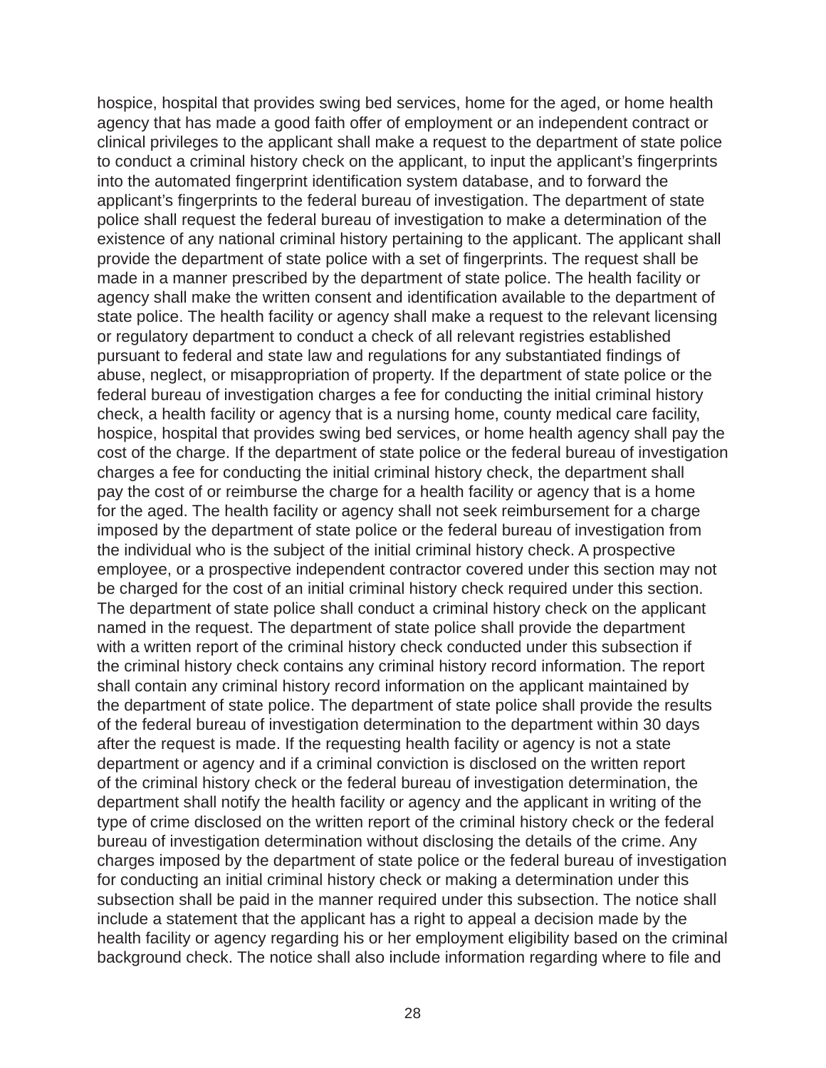hospice, hospital that provides swing bed services, home for the aged, or home health agency that has made a good faith offer of employment or an independent contract or clinical privileges to the applicant shall make a request to the department of state police to conduct a criminal history check on the applicant, to input the applicant's fingerprints into the automated fingerprint identification system database, and to forward the applicant's fingerprints to the federal bureau of investigation. The department of state police shall request the federal bureau of investigation to make a determination of the existence of any national criminal history pertaining to the applicant. The applicant shall provide the department of state police with a set of fingerprints. The request shall be made in a manner prescribed by the department of state police. The health facility or agency shall make the written consent and identification available to the department of state police. The health facility or agency shall make a request to the relevant licensing or regulatory department to conduct a check of all relevant registries established pursuant to federal and state law and regulations for any substantiated findings of abuse, neglect, or misappropriation of property. If the department of state police or the federal bureau of investigation charges a fee for conducting the initial criminal history check, a health facility or agency that is a nursing home, county medical care facility, hospice, hospital that provides swing bed services, or home health agency shall pay the cost of the charge. If the department of state police or the federal bureau of investigation charges a fee for conducting the initial criminal history check, the department shall pay the cost of or reimburse the charge for a health facility or agency that is a home for the aged. The health facility or agency shall not seek reimbursement for a charge imposed by the department of state police or the federal bureau of investigation from the individual who is the subject of the initial criminal history check. A prospective employee, or a prospective independent contractor covered under this section may not be charged for the cost of an initial criminal history check required under this section. The department of state police shall conduct a criminal history check on the applicant named in the request. The department of state police shall provide the department with a written report of the criminal history check conducted under this subsection if the criminal history check contains any criminal history record information. The report shall contain any criminal history record information on the applicant maintained by the department of state police. The department of state police shall provide the results of the federal bureau of investigation determination to the department within 30 days after the request is made. If the requesting health facility or agency is not a state department or agency and if a criminal conviction is disclosed on the written report of the criminal history check or the federal bureau of investigation determination, the department shall notify the health facility or agency and the applicant in writing of the type of crime disclosed on the written report of the criminal history check or the federal bureau of investigation determination without disclosing the details of the crime. Any charges imposed by the department of state police or the federal bureau of investigation for conducting an initial criminal history check or making a determination under this subsection shall be paid in the manner required under this subsection. The notice shall include a statement that the applicant has a right to appeal a decision made by the health facility or agency regarding his or her employment eligibility based on the criminal background check. The notice shall also include information regarding where to file and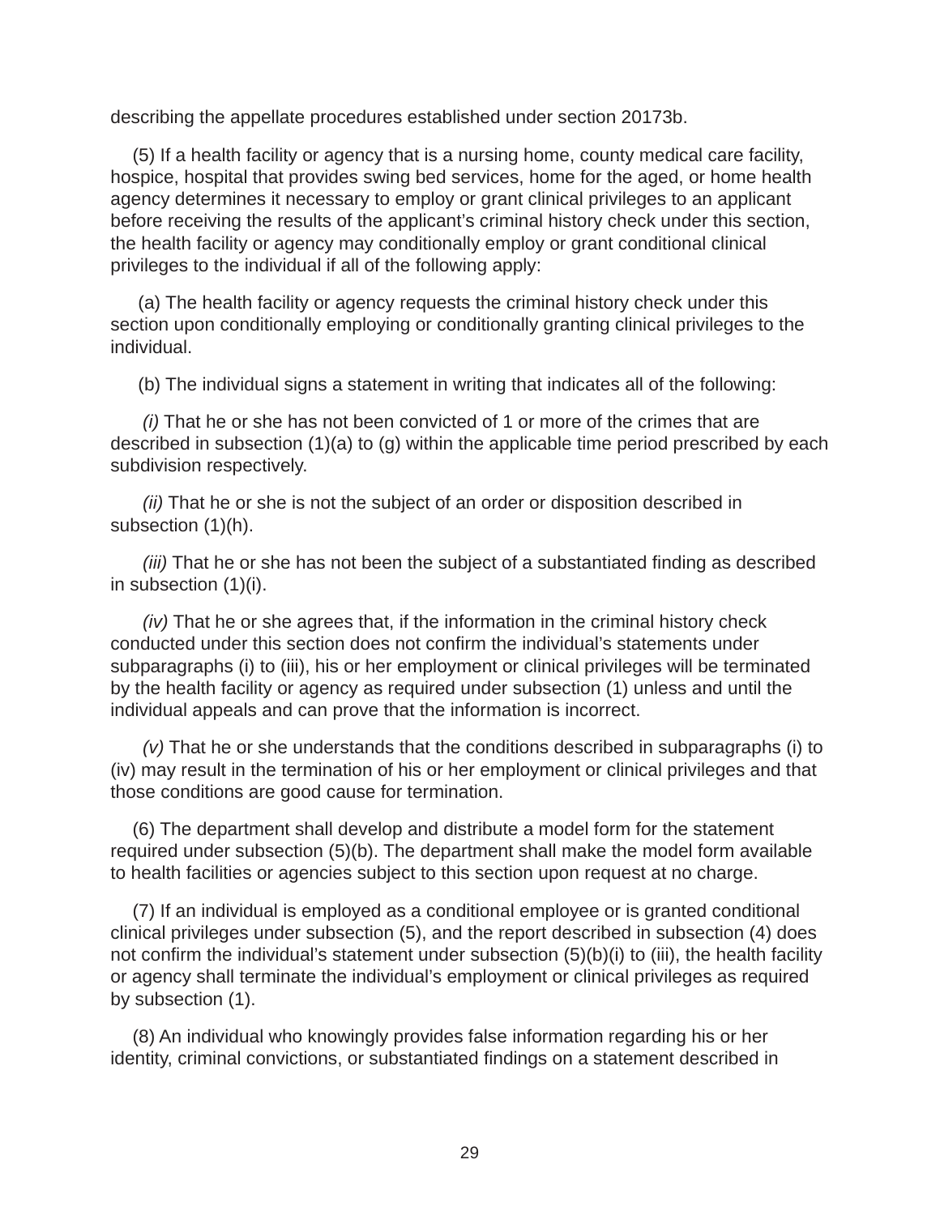describing the appellate procedures established under section 20173b.

(5) If a health facility or agency that is a nursing home, county medical care facility, hospice, hospital that provides swing bed services, home for the aged, or home health agency determines it necessary to employ or grant clinical privileges to an applicant before receiving the results of the applicant's criminal history check under this section, the health facility or agency may conditionally employ or grant conditional clinical privileges to the individual if all of the following apply:

(a) The health facility or agency requests the criminal history check under this section upon conditionally employing or conditionally granting clinical privileges to the individual.

(b) The individual signs a statement in writing that indicates all of the following:

*(i)* That he or she has not been convicted of 1 or more of the crimes that are described in subsection (1)(a) to (g) within the applicable time period prescribed by each subdivision respectively.

*(ii)* That he or she is not the subject of an order or disposition described in subsection (1)(h).

*(iii)* That he or she has not been the subject of a substantiated finding as described in subsection (1)(i).

*(iv)* That he or she agrees that, if the information in the criminal history check conducted under this section does not confirm the individual's statements under subparagraphs (i) to (iii), his or her employment or clinical privileges will be terminated by the health facility or agency as required under subsection (1) unless and until the individual appeals and can prove that the information is incorrect.

*(v)* That he or she understands that the conditions described in subparagraphs (i) to (iv) may result in the termination of his or her employment or clinical privileges and that those conditions are good cause for termination.

(6) The department shall develop and distribute a model form for the statement required under subsection (5)(b). The department shall make the model form available to health facilities or agencies subject to this section upon request at no charge.

(7) If an individual is employed as a conditional employee or is granted conditional clinical privileges under subsection (5), and the report described in subsection (4) does not confirm the individual's statement under subsection (5)(b)(i) to (iii), the health facility or agency shall terminate the individual's employment or clinical privileges as required by subsection (1).

(8) An individual who knowingly provides false information regarding his or her identity, criminal convictions, or substantiated findings on a statement described in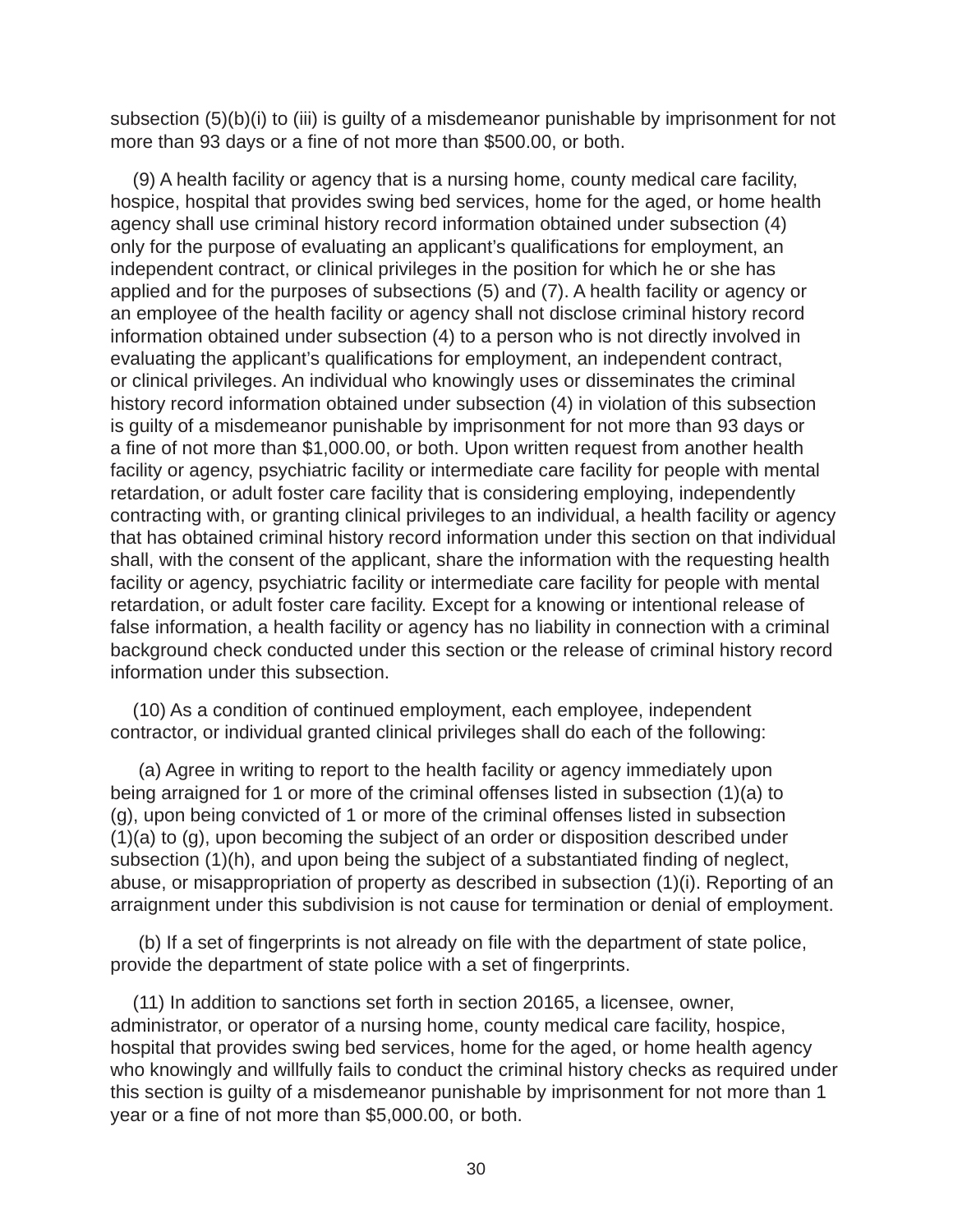subsection (5)(b)(i) to (iii) is guilty of a misdemeanor punishable by imprisonment for not more than 93 days or a fine of not more than $500.00, or both.

(9) A health facility or agency that is a nursing home, county medical care facility, hospice, hospital that provides swing bed services, home for the aged, or home health agency shall use criminal history record information obtained under subsection (4) only for the purpose of evaluating an applicant's qualifications for employment, an independent contract, or clinical privileges in the position for which he or she has applied and for the purposes of subsections (5) and (7). A health facility or agency or an employee of the health facility or agency shall not disclose criminal history record information obtained under subsection (4) to a person who is not directly involved in evaluating the applicant's qualifications for employment, an independent contract, or clinical privileges. An individual who knowingly uses or disseminates the criminal history record information obtained under subsection (4) in violation of this subsection is guilty of a misdemeanor punishable by imprisonment for not more than 93 days or a fine of not more than $1,000.00, or both. Upon written request from another health facility or agency, psychiatric facility or intermediate care facility for people with mental retardation, or adult foster care facility that is considering employing, independently contracting with, or granting clinical privileges to an individual, a health facility or agency that has obtained criminal history record information under this section on that individual shall, with the consent of the applicant, share the information with the requesting health facility or agency, psychiatric facility or intermediate care facility for people with mental retardation, or adult foster care facility. Except for a knowing or intentional release of false information, a health facility or agency has no liability in connection with a criminal background check conducted under this section or the release of criminal history record information under this subsection.

(10) As a condition of continued employment, each employee, independent contractor, or individual granted clinical privileges shall do each of the following:

(a) Agree in writing to report to the health facility or agency immediately upon being arraigned for 1 or more of the criminal offenses listed in subsection (1)(a) to (g), upon being convicted of 1 or more of the criminal offenses listed in subsection (1)(a) to (g), upon becoming the subject of an order or disposition described under subsection (1)(h), and upon being the subject of a substantiated finding of neglect, abuse, or misappropriation of property as described in subsection (1)(i). Reporting of an arraignment under this subdivision is not cause for termination or denial of employment.

(b) If a set of fingerprints is not already on file with the department of state police, provide the department of state police with a set of fingerprints.

(11) In addition to sanctions set forth in section 20165, a licensee, owner, administrator, or operator of a nursing home, county medical care facility, hospice, hospital that provides swing bed services, home for the aged, or home health agency who knowingly and willfully fails to conduct the criminal history checks as required under this section is guilty of a misdemeanor punishable by imprisonment for not more than 1 year or a fine of not more than $5,000.00, or both.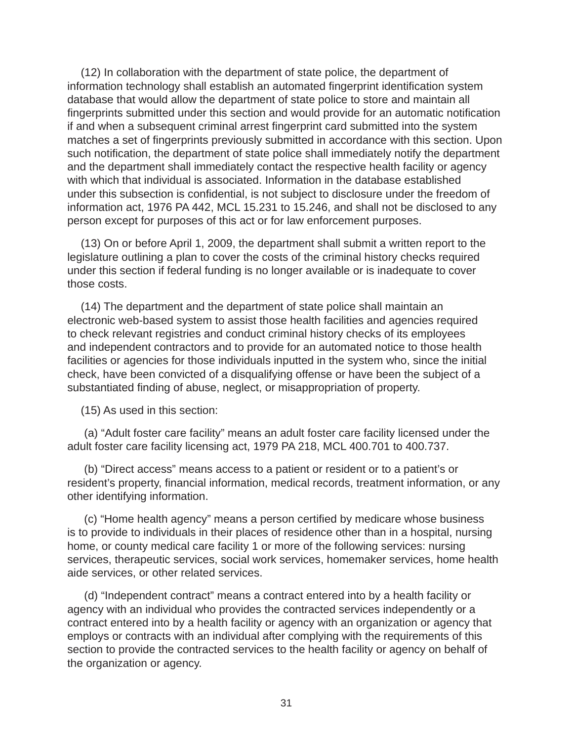(12) In collaboration with the department of state police, the department of information technology shall establish an automated fingerprint identification system database that would allow the department of state police to store and maintain all fingerprints submitted under this section and would provide for an automatic notification if and when a subsequent criminal arrest fingerprint card submitted into the system matches a set of fingerprints previously submitted in accordance with this section. Upon such notification, the department of state police shall immediately notify the department and the department shall immediately contact the respective health facility or agency with which that individual is associated. Information in the database established under this subsection is confidential, is not subject to disclosure under the freedom of information act, 1976 PA 442, MCL 15.231 to 15.246, and shall not be disclosed to any person except for purposes of this act or for law enforcement purposes.

(13) On or before April 1, 2009, the department shall submit a written report to the legislature outlining a plan to cover the costs of the criminal history checks required under this section if federal funding is no longer available or is inadequate to cover those costs.

(14) The department and the department of state police shall maintain an electronic web-based system to assist those health facilities and agencies required to check relevant registries and conduct criminal history checks of its employees and independent contractors and to provide for an automated notice to those health facilities or agencies for those individuals inputted in the system who, since the initial check, have been convicted of a disqualifying offense or have been the subject of a substantiated finding of abuse, neglect, or misappropriation of property.

(15) As used in this section:

(a) "Adult foster care facility" means an adult foster care facility licensed under the adult foster care facility licensing act, 1979 PA 218, MCL 400.701 to 400.737.

(b) "Direct access" means access to a patient or resident or to a patient's or resident's property, financial information, medical records, treatment information, or any other identifying information.

(c) "Home health agency" means a person certified by medicare whose business is to provide to individuals in their places of residence other than in a hospital, nursing home, or county medical care facility 1 or more of the following services: nursing services, therapeutic services, social work services, homemaker services, home health aide services, or other related services.

(d) "Independent contract" means a contract entered into by a health facility or agency with an individual who provides the contracted services independently or a contract entered into by a health facility or agency with an organization or agency that employs or contracts with an individual after complying with the requirements of this section to provide the contracted services to the health facility or agency on behalf of the organization or agency.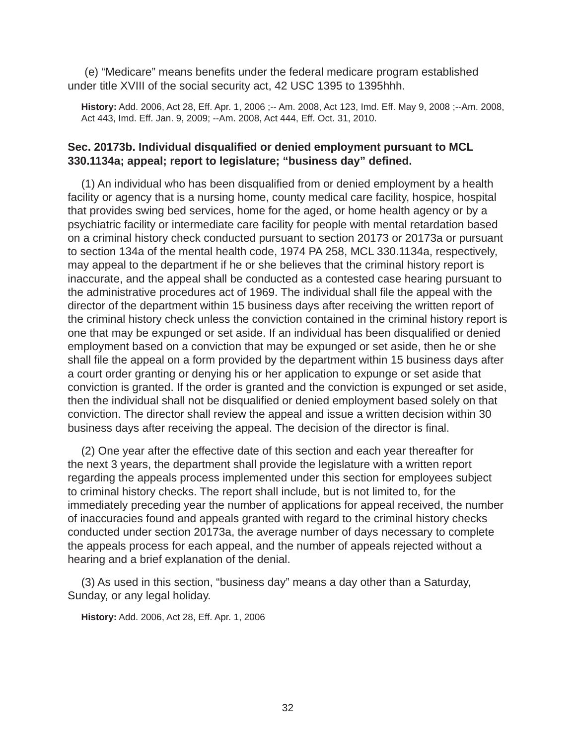(e) "Medicare" means benefits under the federal medicare program established under title XVIII of the social security act, 42 USC 1395 to 1395hhh.

**History:** Add. 2006, Act 28, Eff. Apr. 1, 2006 ;-- Am. 2008, Act 123, Imd. Eff. May 9, 2008 ;--Am. 2008, Act 443, Imd. Eff. Jan. 9, 2009; --Am. 2008, Act 444, Eff. Oct. 31, 2010.

### Sec. 20173b. Individual disqualified or denied employment pursuant to MCL 330.1134a; appeal; report to legislature; "business day" defined.

(1) An individual who has been disqualified from or denied employment by a health facility or agency that is a nursing home, county medical care facility, hospice, hospital that provides swing bed services, home for the aged, or home health agency or by a psychiatric facility or intermediate care facility for people with mental retardation based on a criminal history check conducted pursuant to section 20173 or 20173a or pursuant to section 134a of the mental health code, 1974 PA 258, MCL 330.1134a, respectively, may appeal to the department if he or she believes that the criminal history report is inaccurate, and the appeal shall be conducted as a contested case hearing pursuant to the administrative procedures act of 1969. The individual shall file the appeal with the director of the department within 15 business days after receiving the written report of the criminal history check unless the conviction contained in the criminal history report is one that may be expunged or set aside. If an individual has been disqualified or denied employment based on a conviction that may be expunged or set aside, then he or she shall file the appeal on a form provided by the department within 15 business days after a court order granting or denying his or her application to expunge or set aside that conviction is granted. If the order is granted and the conviction is expunged or set aside, then the individual shall not be disqualified or denied employment based solely on that conviction. The director shall review the appeal and issue a written decision within 30 business days after receiving the appeal. The decision of the director is final.

(2) One year after the effective date of this section and each year thereafter for the next 3 years, the department shall provide the legislature with a written report regarding the appeals process implemented under this section for employees subject to criminal history checks. The report shall include, but is not limited to, for the immediately preceding year the number of applications for appeal received, the number of inaccuracies found and appeals granted with regard to the criminal history checks conducted under section 20173a, the average number of days necessary to complete the appeals process for each appeal, and the number of appeals rejected without a hearing and a brief explanation of the denial.

(3) As used in this section, "business day" means a day other than a Saturday, Sunday, or any legal holiday.

**History:** Add. 2006, Act 28, Eff. Apr. 1, 2006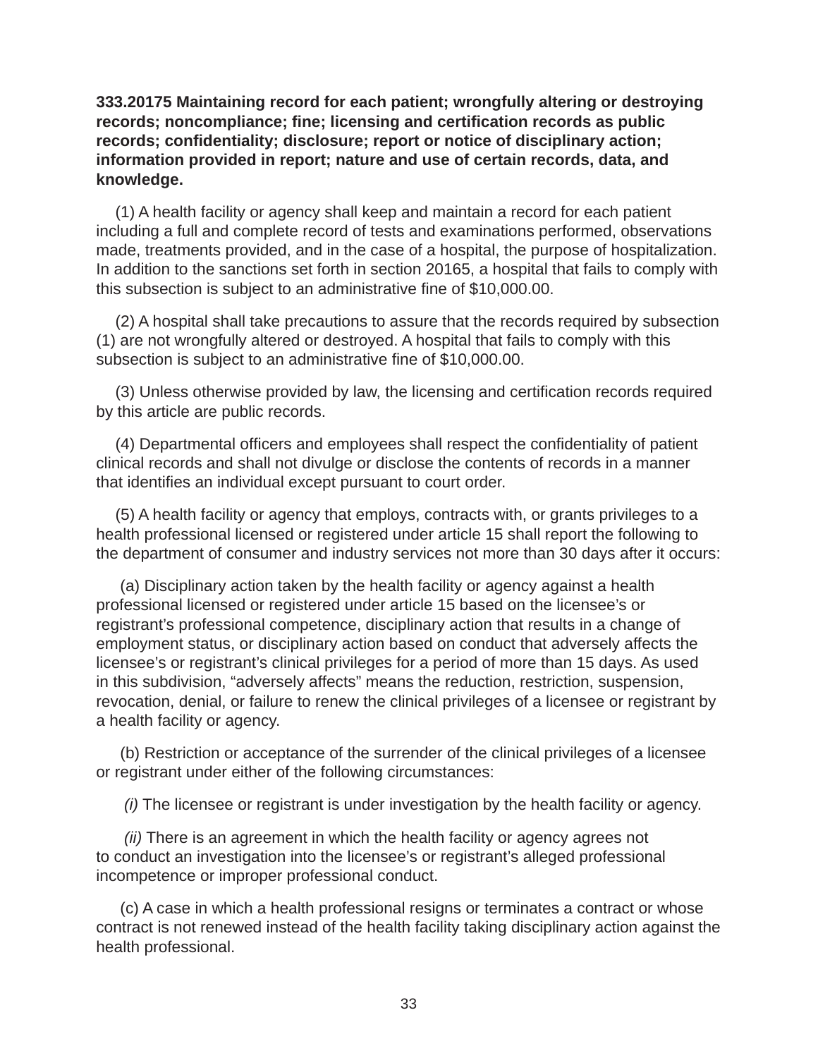**333.20175 Maintaining record for each patient; wrongfully altering or destroying records; noncompliance; fine; licensing and certification records as public records; confidentiality; disclosure; report or notice of disciplinary action; information provided in report; nature and use of certain records, data, and knowledge.**

(1) A health facility or agency shall keep and maintain a record for each patient including a full and complete record of tests and examinations performed, observations made, treatments provided, and in the case of a hospital, the purpose of hospitalization. In addition to the sanctions set forth in section 20165, a hospital that fails to comply with this subsection is subject to an administrative fine of $10,000.00.

(2) A hospital shall take precautions to assure that the records required by subsection (1) are not wrongfully altered or destroyed. A hospital that fails to comply with this subsection is subject to an administrative fine of $10,000.00.

(3) Unless otherwise provided by law, the licensing and certification records required by this article are public records.

(4) Departmental officers and employees shall respect the confidentiality of patient clinical records and shall not divulge or disclose the contents of records in a manner that identifies an individual except pursuant to court order.

(5) A health facility or agency that employs, contracts with, or grants privileges to a health professional licensed or registered under article 15 shall report the following to the department of consumer and industry services not more than 30 days after it occurs:

(a) Disciplinary action taken by the health facility or agency against a health professional licensed or registered under article 15 based on the licensee's or registrant's professional competence, disciplinary action that results in a change of employment status, or disciplinary action based on conduct that adversely affects the licensee's or registrant's clinical privileges for a period of more than 15 days. As used in this subdivision, "adversely affects" means the reduction, restriction, suspension, revocation, denial, or failure to renew the clinical privileges of a licensee or registrant by a health facility or agency.

(b) Restriction or acceptance of the surrender of the clinical privileges of a licensee or registrant under either of the following circumstances:

*(i)* The licensee or registrant is under investigation by the health facility or agency.

*(ii)* There is an agreement in which the health facility or agency agrees not to conduct an investigation into the licensee's or registrant's alleged professional incompetence or improper professional conduct.

(c) A case in which a health professional resigns or terminates a contract or whose contract is not renewed instead of the health facility taking disciplinary action against the health professional.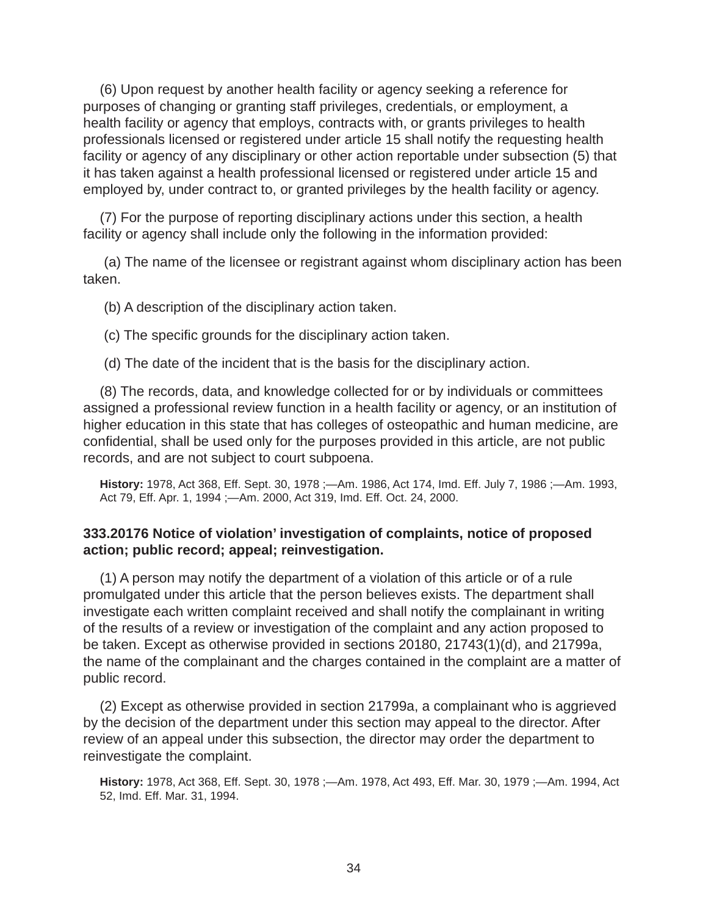(6) Upon request by another health facility or agency seeking a reference for purposes of changing or granting staff privileges, credentials, or employment, a health facility or agency that employs, contracts with, or grants privileges to health professionals licensed or registered under article 15 shall notify the requesting health facility or agency of any disciplinary or other action reportable under subsection (5) that it has taken against a health professional licensed or registered under article 15 and employed by, under contract to, or granted privileges by the health facility or agency.

(7) For the purpose of reporting disciplinary actions under this section, a health facility or agency shall include only the following in the information provided:

(a) The name of the licensee or registrant against whom disciplinary action has been taken.

(b) A description of the disciplinary action taken.

(c) The specific grounds for the disciplinary action taken.

(d) The date of the incident that is the basis for the disciplinary action.

(8) The records, data, and knowledge collected for or by individuals or committees assigned a professional review function in a health facility or agency, or an institution of higher education in this state that has colleges of osteopathic and human medicine, are confidential, shall be used only for the purposes provided in this article, are not public records, and are not subject to court subpoena.

**History:** 1978, Act 368, Eff. Sept. 30, 1978 ;—Am. 1986, Act 174, Imd. Eff. July 7, 1986 ;—Am. 1993, Act 79, Eff. Apr. 1, 1994 ;—Am. 2000, Act 319, Imd. Eff. Oct. 24, 2000.

**333.20176 Notice of violation' investigation of complaints, notice of proposed action; public record; appeal; reinvestigation.**

(1) A person may notify the department of a violation of this article or of a rule promulgated under this article that the person believes exists. The department shall investigate each written complaint received and shall notify the complainant in writing of the results of a review or investigation of the complaint and any action proposed to be taken. Except as otherwise provided in sections 20180, 21743(1)(d), and 21799a, the name of the complainant and the charges contained in the complaint are a matter of public record.

(2) Except as otherwise provided in section 21799a, a complainant who is aggrieved by the decision of the department under this section may appeal to the director. After review of an appeal under this subsection, the director may order the department to reinvestigate the complaint.

**History:** 1978, Act 368, Eff. Sept. 30, 1978 ;—Am. 1978, Act 493, Eff. Mar. 30, 1979 ;—Am. 1994, Act 52, Imd. Eff. Mar. 31, 1994.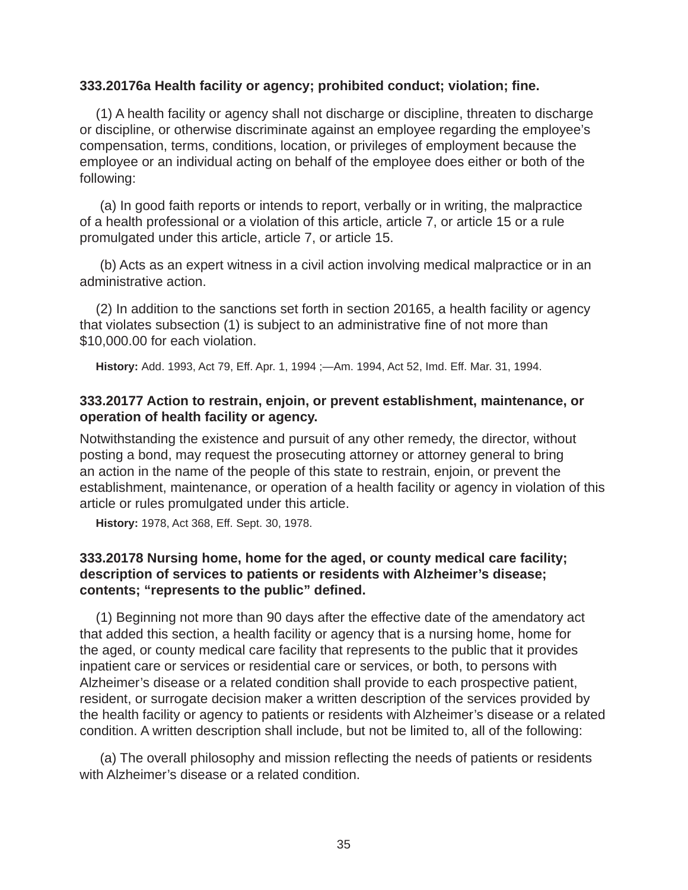**333.20176a Health facility or agency; prohibited conduct; violation; fine.**

(1) A health facility or agency shall not discharge or discipline, threaten to discharge or discipline, or otherwise discriminate against an employee regarding the employee's compensation, terms, conditions, location, or privileges of employment because the employee or an individual acting on behalf of the employee does either or both of the following:

(a) In good faith reports or intends to report, verbally or in writing, the malpractice of a health professional or a violation of this article, article 7, or article 15 or a rule promulgated under this article, article 7, or article 15.

(b) Acts as an expert witness in a civil action involving medical malpractice or in an administrative action.

(2) In addition to the sanctions set forth in section 20165, a health facility or agency that violates subsection (1) is subject to an administrative fine of not more than $10,000.00 for each violation.

**History:** Add. 1993, Act 79, Eff. Apr. 1, 1994 ;—Am. 1994, Act 52, Imd. Eff. Mar. 31, 1994.

**333.20177 Action to restrain, enjoin, or prevent establishment, maintenance, or operation of health facility or agency.**

Notwithstanding the existence and pursuit of any other remedy, the director, without posting a bond, may request the prosecuting attorney or attorney general to bring an action in the name of the people of this state to restrain, enjoin, or prevent the establishment, maintenance, or operation of a health facility or agency in violation of this article or rules promulgated under this article.

**History:** 1978, Act 368, Eff. Sept. 30, 1978.

**333.20178 Nursing home, home for the aged, or county medical care facility; description of services to patients or residents with Alzheimer's disease; contents; "represents to the public" defined.**

(1) Beginning not more than 90 days after the effective date of the amendatory act that added this section, a health facility or agency that is a nursing home, home for the aged, or county medical care facility that represents to the public that it provides inpatient care or services or residential care or services, or both, to persons with Alzheimer's disease or a related condition shall provide to each prospective patient, resident, or surrogate decision maker a written description of the services provided by the health facility or agency to patients or residents with Alzheimer's disease or a related condition. A written description shall include, but not be limited to, all of the following:

(a) The overall philosophy and mission reflecting the needs of patients or residents with Alzheimer's disease or a related condition.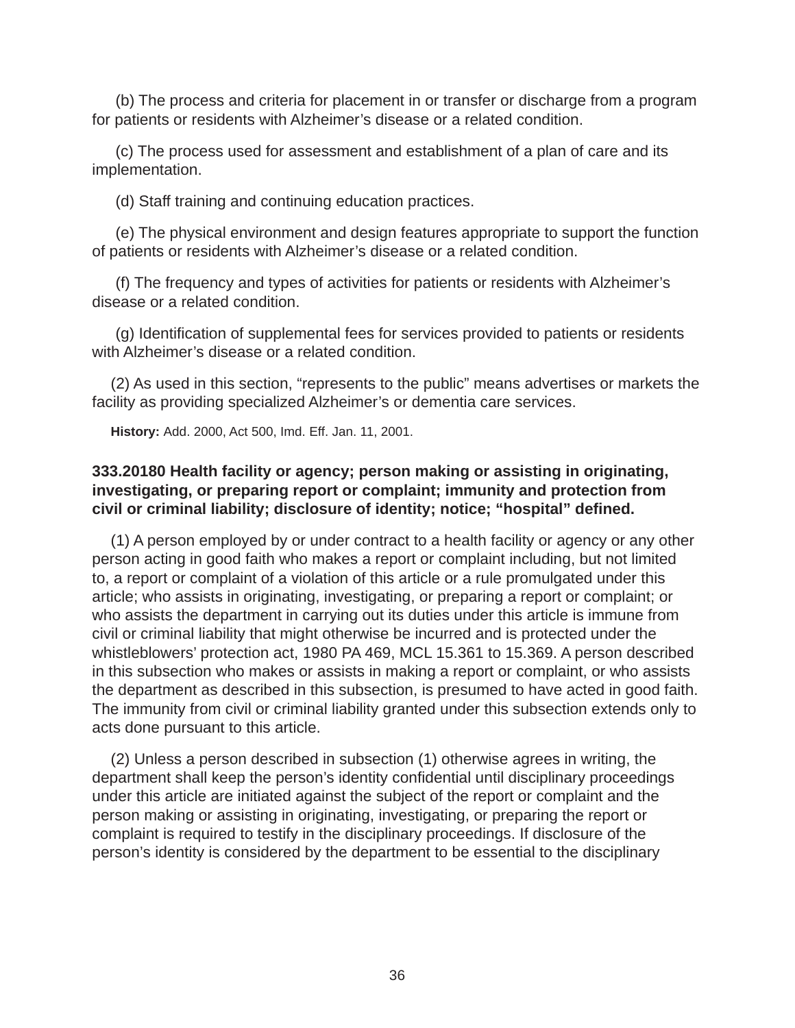(b) The process and criteria for placement in or transfer or discharge from a program for patients or residents with Alzheimer's disease or a related condition.

(c) The process used for assessment and establishment of a plan of care and its implementation.

(d) Staff training and continuing education practices.

(e) The physical environment and design features appropriate to support the function of patients or residents with Alzheimer's disease or a related condition.

(f) The frequency and types of activities for patients or residents with Alzheimer's disease or a related condition.

(g) Identification of supplemental fees for services provided to patients or residents with Alzheimer's disease or a related condition.

(2) As used in this section, "represents to the public" means advertises or markets the facility as providing specialized Alzheimer's or dementia care services.

**History:** Add. 2000, Act 500, Imd. Eff. Jan. 11, 2001.

### 333.20180 Health facility or agency; person making or assisting in originating, investigating, or preparing report or complaint; immunity and protection from civil or criminal liability; disclosure of identity; notice; "hospital" defined.

(1) A person employed by or under contract to a health facility or agency or any other person acting in good faith who makes a report or complaint including, but not limited to, a report or complaint of a violation of this article or a rule promulgated under this article; who assists in originating, investigating, or preparing a report or complaint; or who assists the department in carrying out its duties under this article is immune from civil or criminal liability that might otherwise be incurred and is protected under the whistleblowers' protection act, 1980 PA 469, MCL 15.361 to 15.369. A person described in this subsection who makes or assists in making a report or complaint, or who assists the department as described in this subsection, is presumed to have acted in good faith. The immunity from civil or criminal liability granted under this subsection extends only to acts done pursuant to this article.

(2) Unless a person described in subsection (1) otherwise agrees in writing, the department shall keep the person's identity confidential until disciplinary proceedings under this article are initiated against the subject of the report or complaint and the person making or assisting in originating, investigating, or preparing the report or complaint is required to testify in the disciplinary proceedings. If disclosure of the person's identity is considered by the department to be essential to the disciplinary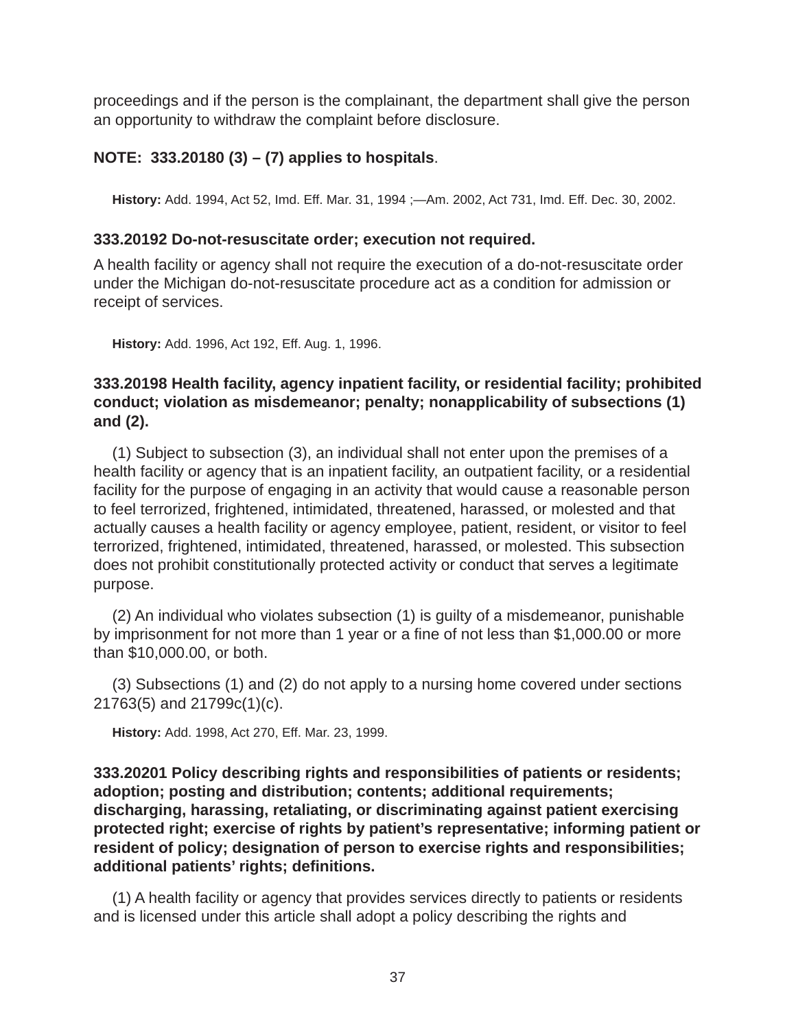proceedings and if the person is the complainant, the department shall give the person an opportunity to withdraw the complaint before disclosure.

**NOTE: 333.20180 (3) – (7) applies to hospitals**.

**History:** Add. 1994, Act 52, Imd. Eff. Mar. 31, 1994 ;—Am. 2002, Act 731, Imd. Eff. Dec. 30, 2002.

**333.20192 Do-not-resuscitate order; execution not required.**

A health facility or agency shall not require the execution of a do-not-resuscitate order under the Michigan do-not-resuscitate procedure act as a condition for admission or receipt of services.

**History:** Add. 1996, Act 192, Eff. Aug. 1, 1996.

**333.20198 Health facility, agency inpatient facility, or residential facility; prohibited conduct; violation as misdemeanor; penalty; nonapplicability of subsections (1) and (2).**

(1) Subject to subsection (3), an individual shall not enter upon the premises of a health facility or agency that is an inpatient facility, an outpatient facility, or a residential facility for the purpose of engaging in an activity that would cause a reasonable person to feel terrorized, frightened, intimidated, threatened, harassed, or molested and that actually causes a health facility or agency employee, patient, resident, or visitor to feel terrorized, frightened, intimidated, threatened, harassed, or molested. This subsection does not prohibit constitutionally protected activity or conduct that serves a legitimate purpose.

(2) An individual who violates subsection (1) is guilty of a misdemeanor, punishable by imprisonment for not more than 1 year or a fine of not less than $1,000.00 or more than $10,000.00, or both.

(3) Subsections (1) and (2) do not apply to a nursing home covered under sections 21763(5) and 21799c(1)(c).

**History:** Add. 1998, Act 270, Eff. Mar. 23, 1999.

**333.20201 Policy describing rights and responsibilities of patients or residents; adoption; posting and distribution; contents; additional requirements; discharging, harassing, retaliating, or discriminating against patient exercising protected right; exercise of rights by patient's representative; informing patient or resident of policy; designation of person to exercise rights and responsibilities; additional patients' rights; definitions.**

(1) A health facility or agency that provides services directly to patients or residents and is licensed under this article shall adopt a policy describing the rights and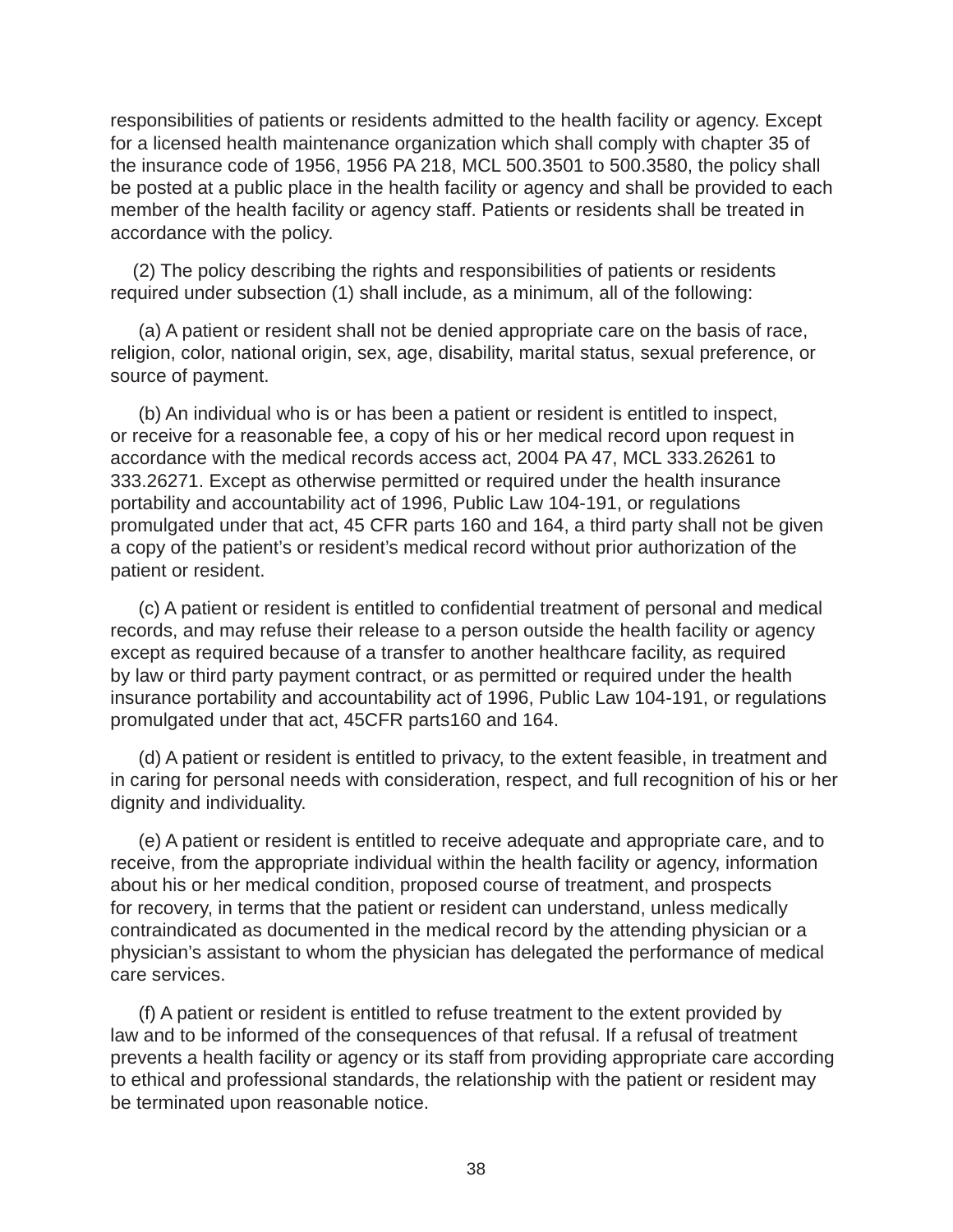responsibilities of patients or residents admitted to the health facility or agency. Except for a licensed health maintenance organization which shall comply with chapter 35 of the insurance code of 1956, 1956 PA 218, MCL 500.3501 to 500.3580, the policy shall be posted at a public place in the health facility or agency and shall be provided to each member of the health facility or agency staff. Patients or residents shall be treated in accordance with the policy.

(2) The policy describing the rights and responsibilities of patients or residents required under subsection (1) shall include, as a minimum, all of the following:

(a) A patient or resident shall not be denied appropriate care on the basis of race, religion, color, national origin, sex, age, disability, marital status, sexual preference, or source of payment.

(b) An individual who is or has been a patient or resident is entitled to inspect, or receive for a reasonable fee, a copy of his or her medical record upon request in accordance with the medical records access act, 2004 PA 47, MCL 333.26261 to 333.26271. Except as otherwise permitted or required under the health insurance portability and accountability act of 1996, Public Law 104-191, or regulations promulgated under that act, 45 CFR parts 160 and 164, a third party shall not be given a copy of the patient's or resident's medical record without prior authorization of the patient or resident.

(c) A patient or resident is entitled to confidential treatment of personal and medical records, and may refuse their release to a person outside the health facility or agency except as required because of a transfer to another healthcare facility, as required by law or third party payment contract, or as permitted or required under the health insurance portability and accountability act of 1996, Public Law 104-191, or regulations promulgated under that act, 45CFR parts160 and 164.

(d) A patient or resident is entitled to privacy, to the extent feasible, in treatment and in caring for personal needs with consideration, respect, and full recognition of his or her dignity and individuality.

(e) A patient or resident is entitled to receive adequate and appropriate care, and to receive, from the appropriate individual within the health facility or agency, information about his or her medical condition, proposed course of treatment, and prospects for recovery, in terms that the patient or resident can understand, unless medically contraindicated as documented in the medical record by the attending physician or a physician's assistant to whom the physician has delegated the performance of medical care services.

(f) A patient or resident is entitled to refuse treatment to the extent provided by law and to be informed of the consequences of that refusal. If a refusal of treatment prevents a health facility or agency or its staff from providing appropriate care according to ethical and professional standards, the relationship with the patient or resident may be terminated upon reasonable notice.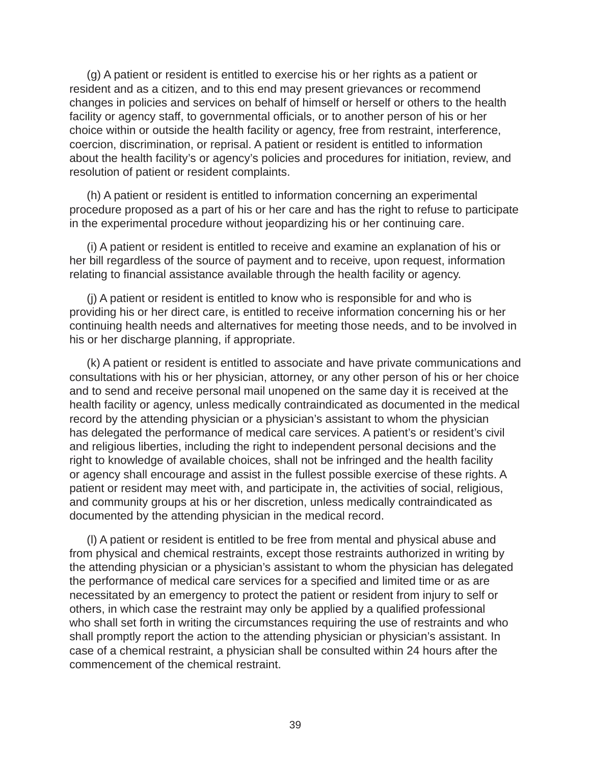(g) A patient or resident is entitled to exercise his or her rights as a patient or resident and as a citizen, and to this end may present grievances or recommend changes in policies and services on behalf of himself or herself or others to the health facility or agency staff, to governmental officials, or to another person of his or her choice within or outside the health facility or agency, free from restraint, interference, coercion, discrimination, or reprisal. A patient or resident is entitled to information about the health facility's or agency's policies and procedures for initiation, review, and resolution of patient or resident complaints.

(h) A patient or resident is entitled to information concerning an experimental procedure proposed as a part of his or her care and has the right to refuse to participate in the experimental procedure without jeopardizing his or her continuing care.

(i) A patient or resident is entitled to receive and examine an explanation of his or her bill regardless of the source of payment and to receive, upon request, information relating to financial assistance available through the health facility or agency.

(j) A patient or resident is entitled to know who is responsible for and who is providing his or her direct care, is entitled to receive information concerning his or her continuing health needs and alternatives for meeting those needs, and to be involved in his or her discharge planning, if appropriate.

(k) A patient or resident is entitled to associate and have private communications and consultations with his or her physician, attorney, or any other person of his or her choice and to send and receive personal mail unopened on the same day it is received at the health facility or agency, unless medically contraindicated as documented in the medical record by the attending physician or a physician's assistant to whom the physician has delegated the performance of medical care services. A patient's or resident's civil and religious liberties, including the right to independent personal decisions and the right to knowledge of available choices, shall not be infringed and the health facility or agency shall encourage and assist in the fullest possible exercise of these rights. A patient or resident may meet with, and participate in, the activities of social, religious, and community groups at his or her discretion, unless medically contraindicated as documented by the attending physician in the medical record.

(l) A patient or resident is entitled to be free from mental and physical abuse and from physical and chemical restraints, except those restraints authorized in writing by the attending physician or a physician's assistant to whom the physician has delegated the performance of medical care services for a specified and limited time or as are necessitated by an emergency to protect the patient or resident from injury to self or others, in which case the restraint may only be applied by a qualified professional who shall set forth in writing the circumstances requiring the use of restraints and who shall promptly report the action to the attending physician or physician's assistant. In case of a chemical restraint, a physician shall be consulted within 24 hours after the commencement of the chemical restraint.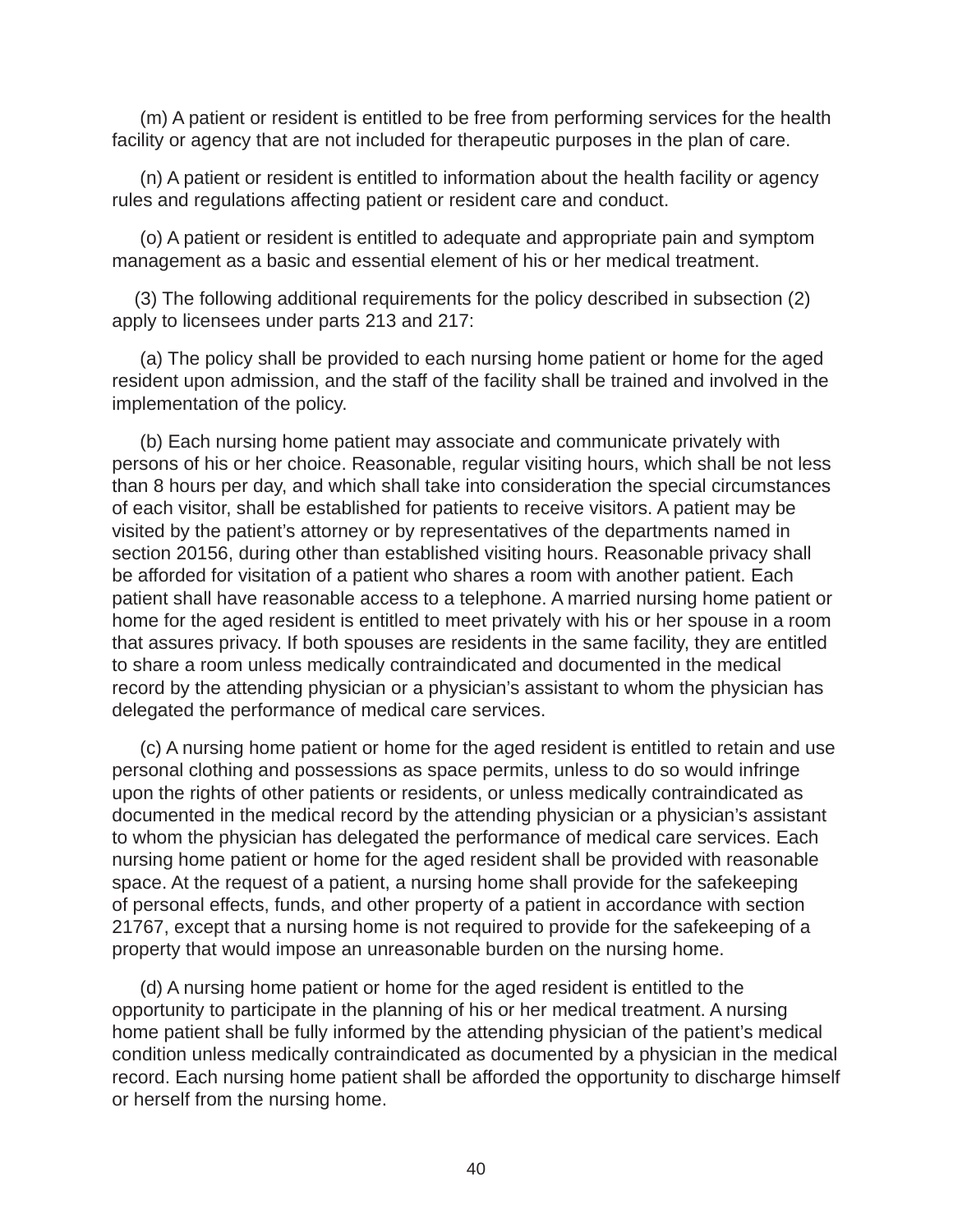(m) A patient or resident is entitled to be free from performing services for the health facility or agency that are not included for therapeutic purposes in the plan of care.

(n) A patient or resident is entitled to information about the health facility or agency rules and regulations affecting patient or resident care and conduct.

(o) A patient or resident is entitled to adequate and appropriate pain and symptom management as a basic and essential element of his or her medical treatment.

(3) The following additional requirements for the policy described in subsection (2) apply to licensees under parts 213 and 217:

(a) The policy shall be provided to each nursing home patient or home for the aged resident upon admission, and the staff of the facility shall be trained and involved in the implementation of the policy.

(b) Each nursing home patient may associate and communicate privately with persons of his or her choice. Reasonable, regular visiting hours, which shall be not less than 8 hours per day, and which shall take into consideration the special circumstances of each visitor, shall be established for patients to receive visitors. A patient may be visited by the patient's attorney or by representatives of the departments named in section 20156, during other than established visiting hours. Reasonable privacy shall be afforded for visitation of a patient who shares a room with another patient. Each patient shall have reasonable access to a telephone. A married nursing home patient or home for the aged resident is entitled to meet privately with his or her spouse in a room that assures privacy. If both spouses are residents in the same facility, they are entitled to share a room unless medically contraindicated and documented in the medical record by the attending physician or a physician's assistant to whom the physician has delegated the performance of medical care services.

(c) A nursing home patient or home for the aged resident is entitled to retain and use personal clothing and possessions as space permits, unless to do so would infringe upon the rights of other patients or residents, or unless medically contraindicated as documented in the medical record by the attending physician or a physician's assistant to whom the physician has delegated the performance of medical care services. Each nursing home patient or home for the aged resident shall be provided with reasonable space. At the request of a patient, a nursing home shall provide for the safekeeping of personal effects, funds, and other property of a patient in accordance with section 21767, except that a nursing home is not required to provide for the safekeeping of a property that would impose an unreasonable burden on the nursing home.

(d) A nursing home patient or home for the aged resident is entitled to the opportunity to participate in the planning of his or her medical treatment. A nursing home patient shall be fully informed by the attending physician of the patient's medical condition unless medically contraindicated as documented by a physician in the medical record. Each nursing home patient shall be afforded the opportunity to discharge himself or herself from the nursing home.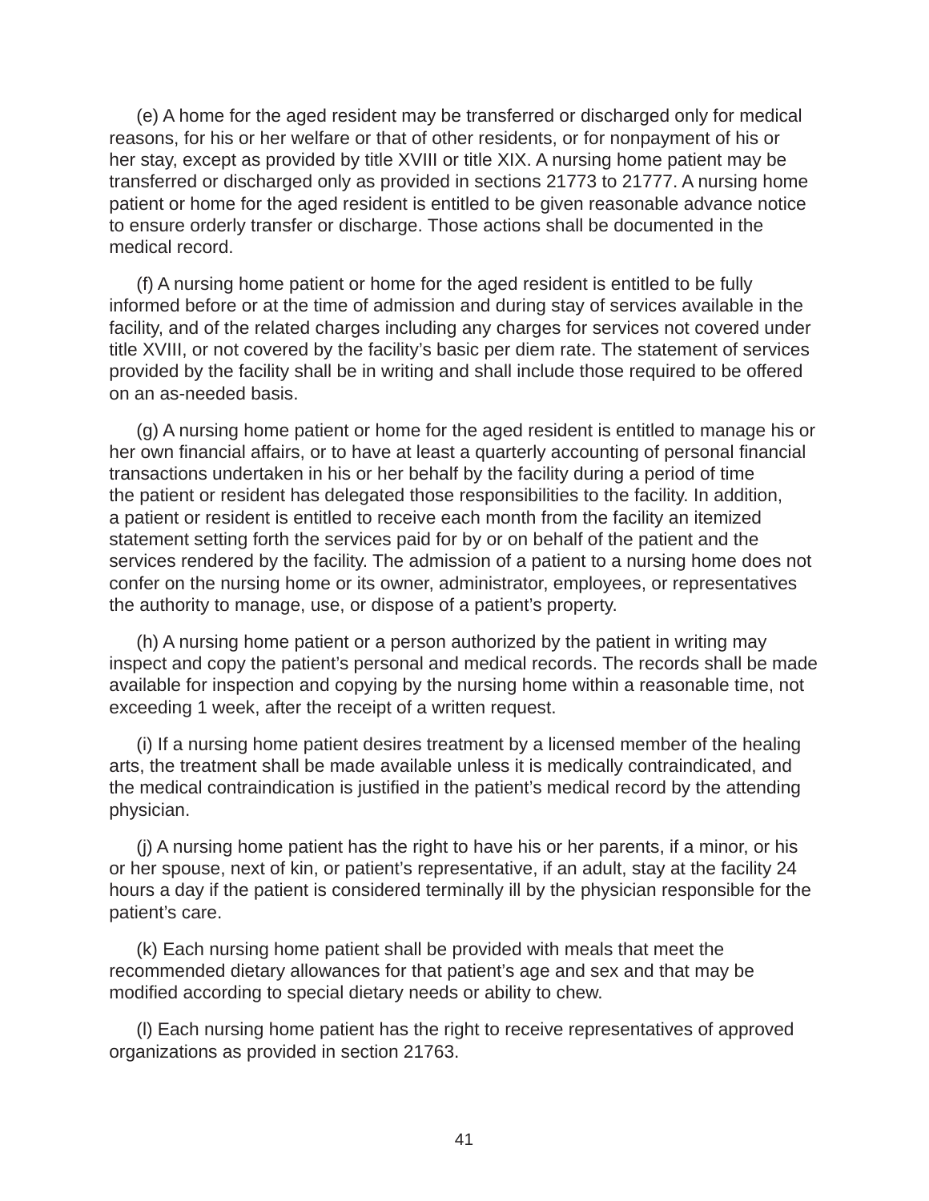(e) A home for the aged resident may be transferred or discharged only for medical reasons, for his or her welfare or that of other residents, or for nonpayment of his or her stay, except as provided by title XVIII or title XIX. A nursing home patient may be transferred or discharged only as provided in sections 21773 to 21777. A nursing home patient or home for the aged resident is entitled to be given reasonable advance notice to ensure orderly transfer or discharge. Those actions shall be documented in the medical record.

(f) A nursing home patient or home for the aged resident is entitled to be fully informed before or at the time of admission and during stay of services available in the facility, and of the related charges including any charges for services not covered under title XVIII, or not covered by the facility's basic per diem rate. The statement of services provided by the facility shall be in writing and shall include those required to be offered on an as-needed basis.

(g) A nursing home patient or home for the aged resident is entitled to manage his or her own financial affairs, or to have at least a quarterly accounting of personal financial transactions undertaken in his or her behalf by the facility during a period of time the patient or resident has delegated those responsibilities to the facility. In addition, a patient or resident is entitled to receive each month from the facility an itemized statement setting forth the services paid for by or on behalf of the patient and the services rendered by the facility. The admission of a patient to a nursing home does not confer on the nursing home or its owner, administrator, employees, or representatives the authority to manage, use, or dispose of a patient's property.

(h) A nursing home patient or a person authorized by the patient in writing may inspect and copy the patient's personal and medical records. The records shall be made available for inspection and copying by the nursing home within a reasonable time, not exceeding 1 week, after the receipt of a written request.

(i) If a nursing home patient desires treatment by a licensed member of the healing arts, the treatment shall be made available unless it is medically contraindicated, and the medical contraindication is justified in the patient's medical record by the attending physician.

(j) A nursing home patient has the right to have his or her parents, if a minor, or his or her spouse, next of kin, or patient's representative, if an adult, stay at the facility 24 hours a day if the patient is considered terminally ill by the physician responsible for the patient's care.

(k) Each nursing home patient shall be provided with meals that meet the recommended dietary allowances for that patient's age and sex and that may be modified according to special dietary needs or ability to chew.

(l) Each nursing home patient has the right to receive representatives of approved organizations as provided in section 21763.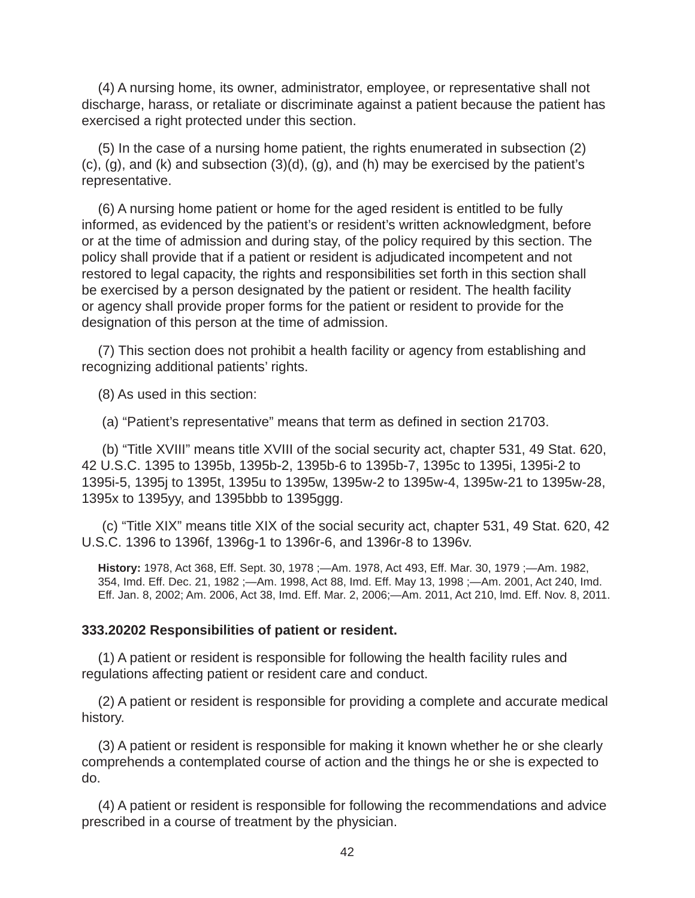(4) A nursing home, its owner, administrator, employee, or representative shall not discharge, harass, or retaliate or discriminate against a patient because the patient has exercised a right protected under this section.

(5) In the case of a nursing home patient, the rights enumerated in subsection (2)(c), (g), and (k) and subsection (3)(d), (g), and (h) may be exercised by the patient's representative.

(6) A nursing home patient or home for the aged resident is entitled to be fully informed, as evidenced by the patient's or resident's written acknowledgment, before or at the time of admission and during stay, of the policy required by this section. The policy shall provide that if a patient or resident is adjudicated incompetent and not restored to legal capacity, the rights and responsibilities set forth in this section shall be exercised by a person designated by the patient or resident. The health facility or agency shall provide proper forms for the patient or resident to provide for the designation of this person at the time of admission.

(7) This section does not prohibit a health facility or agency from establishing and recognizing additional patients' rights.

(8) As used in this section:

(a) "Patient's representative" means that term as defined in section 21703.

(b) "Title XVIII" means title XVIII of the social security act, chapter 531, 49 Stat. 620, 42 U.S.C. 1395 to 1395b, 1395b-2, 1395b-6 to 1395b-7, 1395c to 1395i, 1395i-2 to 1395i-5, 1395j to 1395t, 1395u to 1395w, 1395w-2 to 1395w-4, 1395w-21 to 1395w-28, 1395x to 1395yy, and 1395bbb to 1395ggg.

(c) "Title XIX" means title XIX of the social security act, chapter 531, 49 Stat. 620, 42 U.S.C. 1396 to 1396f, 1396g-1 to 1396r-6, and 1396r-8 to 1396v.

**History:** 1978, Act 368, Eff. Sept. 30, 1978 ;—Am. 1978, Act 493, Eff. Mar. 30, 1979 ;—Am. 1982, 354, Imd. Eff. Dec. 21, 1982 ;—Am. 1998, Act 88, Imd. Eff. May 13, 1998 ;—Am. 2001, Act 240, Imd. Eff. Jan. 8, 2002; Am. 2006, Act 38, Imd. Eff. Mar. 2, 2006;—Am. 2011, Act 210, lmd. Eff. Nov. 8, 2011.

**333.20202 Responsibilities of patient or resident.**

(1) A patient or resident is responsible for following the health facility rules and regulations affecting patient or resident care and conduct.

(2) A patient or resident is responsible for providing a complete and accurate medical history.

(3) A patient or resident is responsible for making it known whether he or she clearly comprehends a contemplated course of action and the things he or she is expected to do.

(4) A patient or resident is responsible for following the recommendations and advice prescribed in a course of treatment by the physician.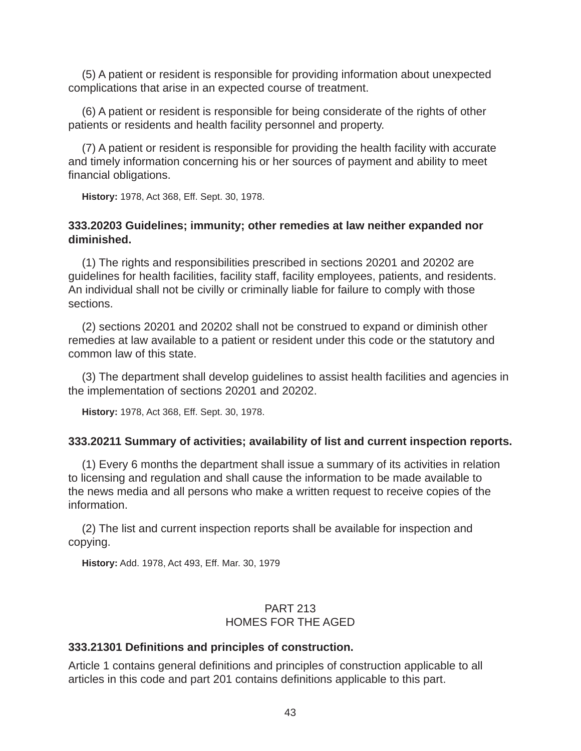(5) A patient or resident is responsible for providing information about unexpected complications that arise in an expected course of treatment.

(6) A patient or resident is responsible for being considerate of the rights of other patients or residents and health facility personnel and property.

(7) A patient or resident is responsible for providing the health facility with accurate and timely information concerning his or her sources of payment and ability to meet financial obligations.

**History:** 1978, Act 368, Eff. Sept. 30, 1978.

**333.20203 Guidelines; immunity; other remedies at law neither expanded nor diminished.**

(1) The rights and responsibilities prescribed in sections 20201 and 20202 are guidelines for health facilities, facility staff, facility employees, patients, and residents. An individual shall not be civilly or criminally liable for failure to comply with those sections.

(2) sections 20201 and 20202 shall not be construed to expand or diminish other remedies at law available to a patient or resident under this code or the statutory and common law of this state.

(3) The department shall develop guidelines to assist health facilities and agencies in the implementation of sections 20201 and 20202.

**History:** 1978, Act 368, Eff. Sept. 30, 1978.

**333.20211 Summary of activities; availability of list and current inspection reports.**

(1) Every 6 months the department shall issue a summary of its activities in relation to licensing and regulation and shall cause the information to be made available to the news media and all persons who make a written request to receive copies of the information.

(2) The list and current inspection reports shall be available for inspection and copying.

**History:** Add. 1978, Act 493, Eff. Mar. 30, 1979

## PART 213
## HOMES FOR THE AGED

**333.21301 Definitions and principles of construction.**

Article 1 contains general definitions and principles of construction applicable to all articles in this code and part 201 contains definitions applicable to this part.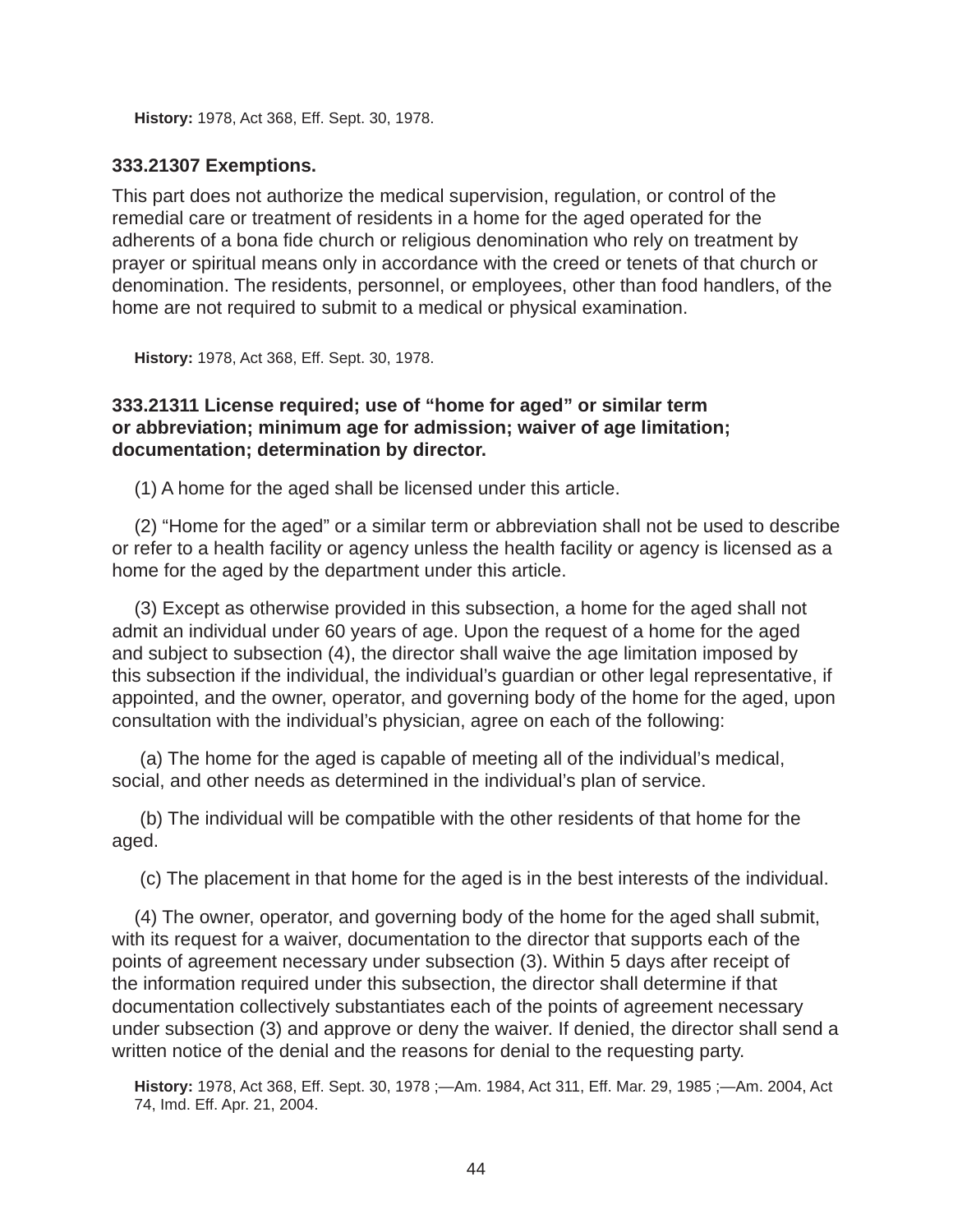**History:** 1978, Act 368, Eff. Sept. 30, 1978.

### 333.21307 Exemptions.

This part does not authorize the medical supervision, regulation, or control of the remedial care or treatment of residents in a home for the aged operated for the adherents of a bona fide church or religious denomination who rely on treatment by prayer or spiritual means only in accordance with the creed or tenets of that church or denomination. The residents, personnel, or employees, other than food handlers, of the home are not required to submit to a medical or physical examination.

**History:** 1978, Act 368, Eff. Sept. 30, 1978.

### 333.21311 License required; use of “home for aged” or similar term or abbreviation; minimum age for admission; waiver of age limitation; documentation; determination by director.

(1) A home for the aged shall be licensed under this article.

(2) “Home for the aged” or a similar term or abbreviation shall not be used to describe or refer to a health facility or agency unless the health facility or agency is licensed as a home for the aged by the department under this article.

(3) Except as otherwise provided in this subsection, a home for the aged shall not admit an individual under 60 years of age. Upon the request of a home for the aged and subject to subsection (4), the director shall waive the age limitation imposed by this subsection if the individual, the individual’s guardian or other legal representative, if appointed, and the owner, operator, and governing body of the home for the aged, upon consultation with the individual’s physician, agree on each of the following:

(a) The home for the aged is capable of meeting all of the individual’s medical, social, and other needs as determined in the individual’s plan of service.

(b) The individual will be compatible with the other residents of that home for the aged.

(c) The placement in that home for the aged is in the best interests of the individual.

(4) The owner, operator, and governing body of the home for the aged shall submit, with its request for a waiver, documentation to the director that supports each of the points of agreement necessary under subsection (3). Within 5 days after receipt of the information required under this subsection, the director shall determine if that documentation collectively substantiates each of the points of agreement necessary under subsection (3) and approve or deny the waiver. If denied, the director shall send a written notice of the denial and the reasons for denial to the requesting party.

**History:** 1978, Act 368, Eff. Sept. 30, 1978 ;—Am. 1984, Act 311, Eff. Mar. 29, 1985 ;—Am. 2004, Act 74, Imd. Eff. Apr. 21, 2004.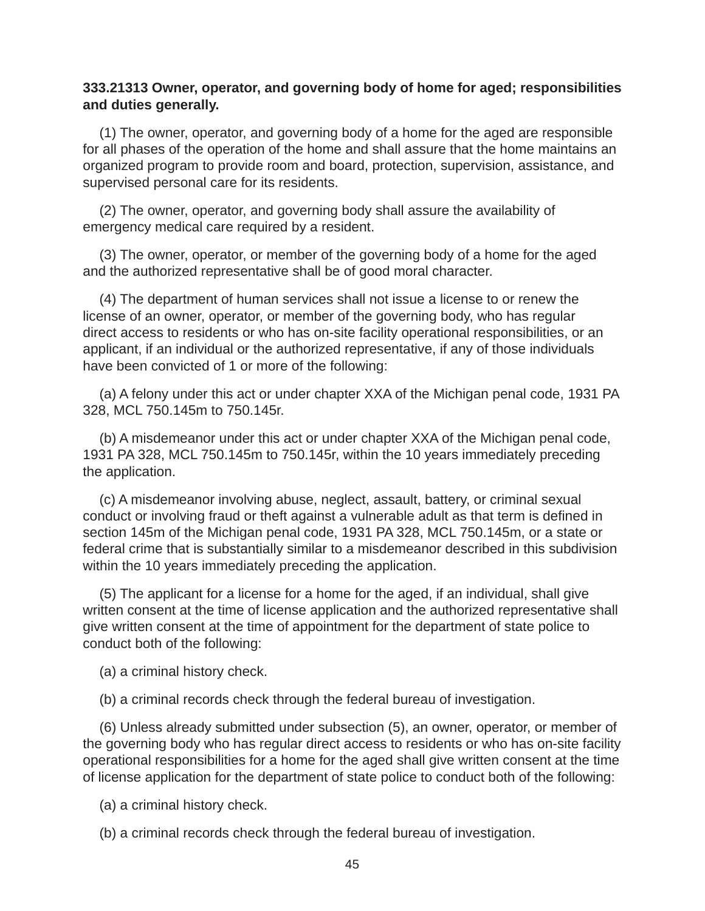**333.21313 Owner, operator, and governing body of home for aged; responsibilities and duties generally.**

(1) The owner, operator, and governing body of a home for the aged are responsible for all phases of the operation of the home and shall assure that the home maintains an organized program to provide room and board, protection, supervision, assistance, and supervised personal care for its residents.

(2) The owner, operator, and governing body shall assure the availability of emergency medical care required by a resident.

(3) The owner, operator, or member of the governing body of a home for the aged and the authorized representative shall be of good moral character.

(4) The department of human services shall not issue a license to or renew the license of an owner, operator, or member of the governing body, who has regular direct access to residents or who has on-site facility operational responsibilities, or an applicant, if an individual or the authorized representative, if any of those individuals have been convicted of 1 or more of the following:

(a) A felony under this act or under chapter XXA of the Michigan penal code, 1931 PA 328, MCL 750.145m to 750.145r.

(b) A misdemeanor under this act or under chapter XXA of the Michigan penal code, 1931 PA 328, MCL 750.145m to 750.145r, within the 10 years immediately preceding the application.

(c) A misdemeanor involving abuse, neglect, assault, battery, or criminal sexual conduct or involving fraud or theft against a vulnerable adult as that term is defined in section 145m of the Michigan penal code, 1931 PA 328, MCL 750.145m, or a state or federal crime that is substantially similar to a misdemeanor described in this subdivision within the 10 years immediately preceding the application.

(5) The applicant for a license for a home for the aged, if an individual, shall give written consent at the time of license application and the authorized representative shall give written consent at the time of appointment for the department of state police to conduct both of the following:

(a) a criminal history check.

(b) a criminal records check through the federal bureau of investigation.

(6) Unless already submitted under subsection (5), an owner, operator, or member of the governing body who has regular direct access to residents or who has on-site facility operational responsibilities for a home for the aged shall give written consent at the time of license application for the department of state police to conduct both of the following:

(a) a criminal history check.

(b) a criminal records check through the federal bureau of investigation.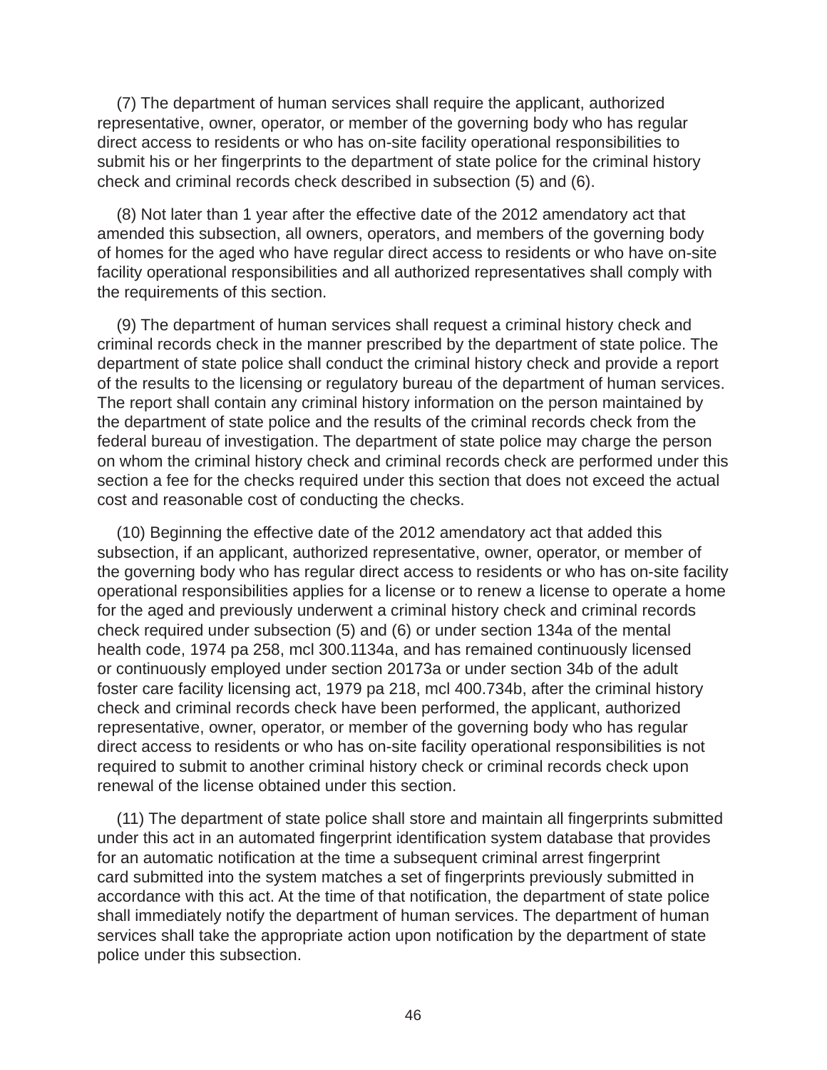(7) The department of human services shall require the applicant, authorized representative, owner, operator, or member of the governing body who has regular direct access to residents or who has on-site facility operational responsibilities to submit his or her fingerprints to the department of state police for the criminal history check and criminal records check described in subsection (5) and (6).

(8) Not later than 1 year after the effective date of the 2012 amendatory act that amended this subsection, all owners, operators, and members of the governing body of homes for the aged who have regular direct access to residents or who have on-site facility operational responsibilities and all authorized representatives shall comply with the requirements of this section.

(9) The department of human services shall request a criminal history check and criminal records check in the manner prescribed by the department of state police. The department of state police shall conduct the criminal history check and provide a report of the results to the licensing or regulatory bureau of the department of human services. The report shall contain any criminal history information on the person maintained by the department of state police and the results of the criminal records check from the federal bureau of investigation. The department of state police may charge the person on whom the criminal history check and criminal records check are performed under this section a fee for the checks required under this section that does not exceed the actual cost and reasonable cost of conducting the checks.

(10) Beginning the effective date of the 2012 amendatory act that added this subsection, if an applicant, authorized representative, owner, operator, or member of the governing body who has regular direct access to residents or who has on-site facility operational responsibilities applies for a license or to renew a license to operate a home for the aged and previously underwent a criminal history check and criminal records check required under subsection (5) and (6) or under section 134a of the mental health code, 1974 pa 258, mcl 300.1134a, and has remained continuously licensed or continuously employed under section 20173a or under section 34b of the adult foster care facility licensing act, 1979 pa 218, mcl 400.734b, after the criminal history check and criminal records check have been performed, the applicant, authorized representative, owner, operator, or member of the governing body who has regular direct access to residents or who has on-site facility operational responsibilities is not required to submit to another criminal history check or criminal records check upon renewal of the license obtained under this section.

(11) The department of state police shall store and maintain all fingerprints submitted under this act in an automated fingerprint identification system database that provides for an automatic notification at the time a subsequent criminal arrest fingerprint card submitted into the system matches a set of fingerprints previously submitted in accordance with this act. At the time of that notification, the department of state police shall immediately notify the department of human services. The department of human services shall take the appropriate action upon notification by the department of state police under this subsection.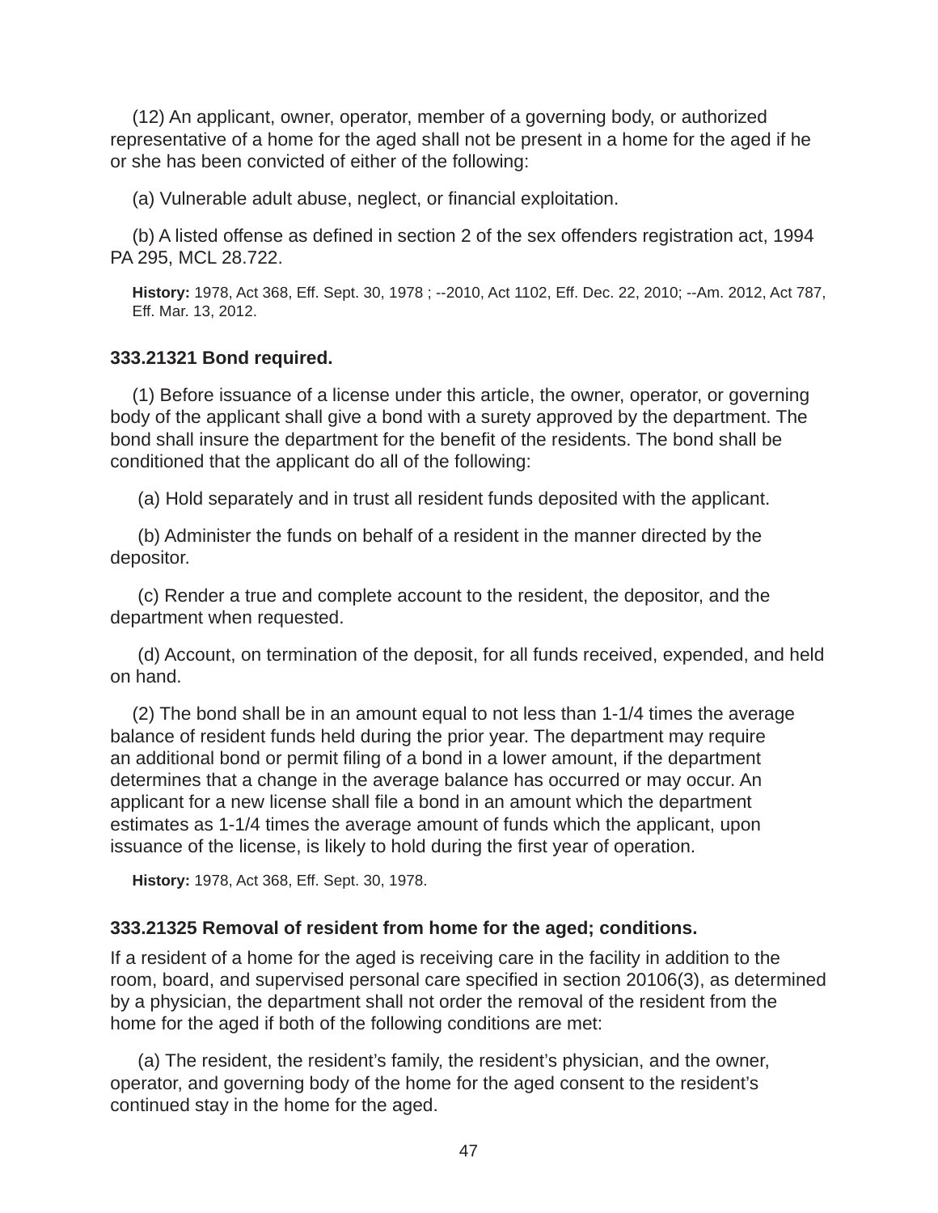(12) An applicant, owner, operator, member of a governing body, or authorized representative of a home for the aged shall not be present in a home for the aged if he or she has been convicted of either of the following:

(a) Vulnerable adult abuse, neglect, or financial exploitation.

(b) A listed offense as defined in section 2 of the sex offenders registration act, 1994 PA 295, MCL 28.722.

**History:** 1978, Act 368, Eff. Sept. 30, 1978 ; --2010, Act 1102, Eff. Dec. 22, 2010; --Am. 2012, Act 787, Eff. Mar. 13, 2012.

**333.21321 Bond required.**

(1) Before issuance of a license under this article, the owner, operator, or governing body of the applicant shall give a bond with a surety approved by the department. The bond shall insure the department for the benefit of the residents. The bond shall be conditioned that the applicant do all of the following:

(a) Hold separately and in trust all resident funds deposited with the applicant.

(b) Administer the funds on behalf of a resident in the manner directed by the depositor.

(c) Render a true and complete account to the resident, the depositor, and the department when requested.

(d) Account, on termination of the deposit, for all funds received, expended, and held on hand.

(2) The bond shall be in an amount equal to not less than 1-1/4 times the average balance of resident funds held during the prior year. The department may require an additional bond or permit filing of a bond in a lower amount, if the department determines that a change in the average balance has occurred or may occur. An applicant for a new license shall file a bond in an amount which the department estimates as 1-1/4 times the average amount of funds which the applicant, upon issuance of the license, is likely to hold during the first year of operation.

**History:** 1978, Act 368, Eff. Sept. 30, 1978.

**333.21325 Removal of resident from home for the aged; conditions.**

If a resident of a home for the aged is receiving care in the facility in addition to the room, board, and supervised personal care specified in section 20106(3), as determined by a physician, the department shall not order the removal of the resident from the home for the aged if both of the following conditions are met:

(a) The resident, the resident's family, the resident's physician, and the owner, operator, and governing body of the home for the aged consent to the resident's continued stay in the home for the aged.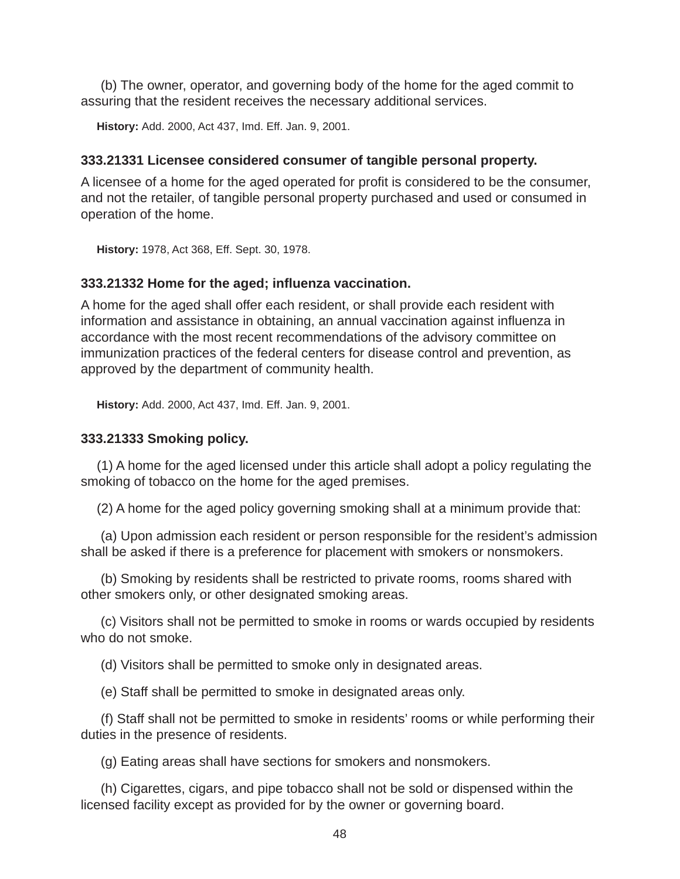(b) The owner, operator, and governing body of the home for the aged commit to assuring that the resident receives the necessary additional services.

**History:** Add. 2000, Act 437, Imd. Eff. Jan. 9, 2001.

### 333.21331 Licensee considered consumer of tangible personal property.

A licensee of a home for the aged operated for profit is considered to be the consumer, and not the retailer, of tangible personal property purchased and used or consumed in operation of the home.

**History:** 1978, Act 368, Eff. Sept. 30, 1978.

### 333.21332 Home for the aged; influenza vaccination.

A home for the aged shall offer each resident, or shall provide each resident with information and assistance in obtaining, an annual vaccination against influenza in accordance with the most recent recommendations of the advisory committee on immunization practices of the federal centers for disease control and prevention, as approved by the department of community health.

**History:** Add. 2000, Act 437, Imd. Eff. Jan. 9, 2001.

### 333.21333 Smoking policy.

(1) A home for the aged licensed under this article shall adopt a policy regulating the smoking of tobacco on the home for the aged premises.

(2) A home for the aged policy governing smoking shall at a minimum provide that:

(a) Upon admission each resident or person responsible for the resident's admission shall be asked if there is a preference for placement with smokers or nonsmokers.

(b) Smoking by residents shall be restricted to private rooms, rooms shared with other smokers only, or other designated smoking areas.

(c) Visitors shall not be permitted to smoke in rooms or wards occupied by residents who do not smoke.

(d) Visitors shall be permitted to smoke only in designated areas.

(e) Staff shall be permitted to smoke in designated areas only.

(f) Staff shall not be permitted to smoke in residents' rooms or while performing their duties in the presence of residents.

(g) Eating areas shall have sections for smokers and nonsmokers.

(h) Cigarettes, cigars, and pipe tobacco shall not be sold or dispensed within the licensed facility except as provided for by the owner or governing board.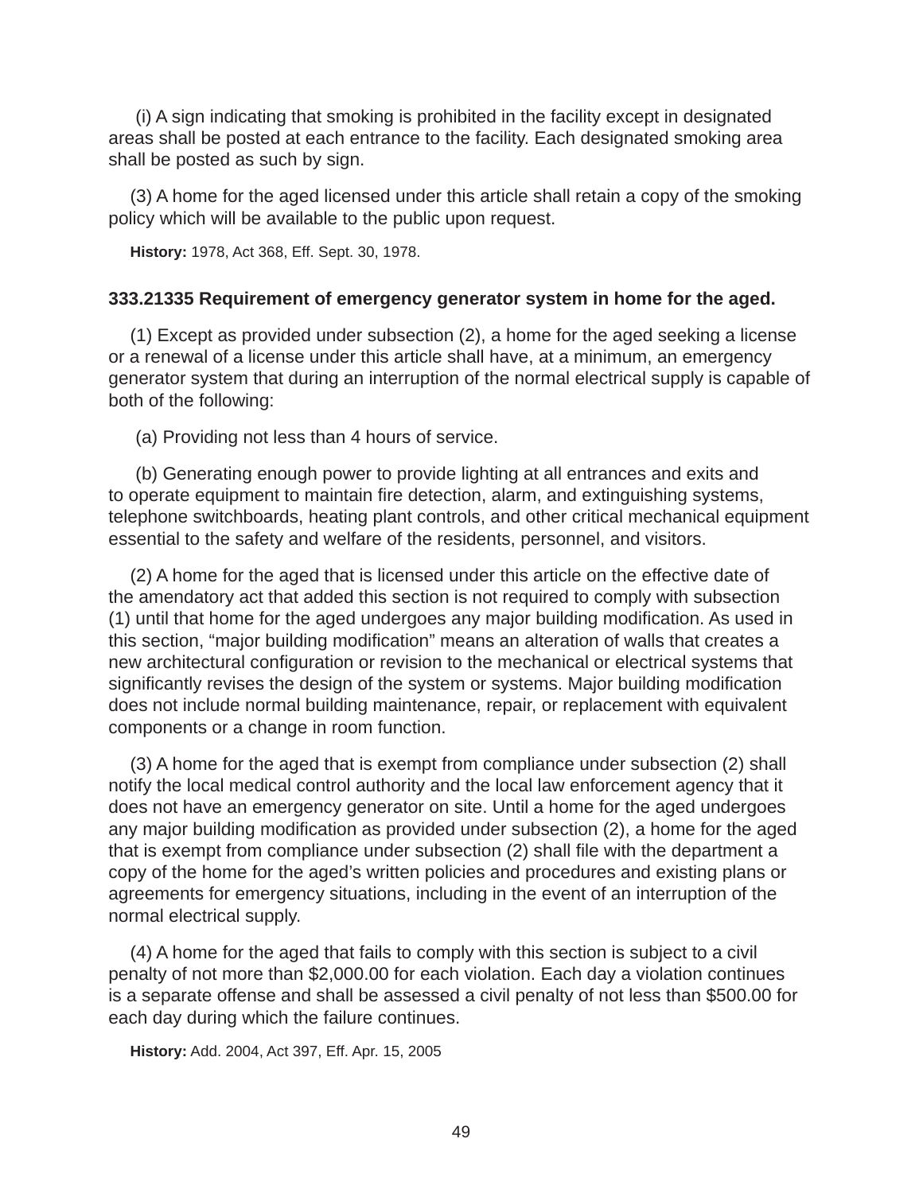(i) A sign indicating that smoking is prohibited in the facility except in designated areas shall be posted at each entrance to the facility. Each designated smoking area shall be posted as such by sign.

(3) A home for the aged licensed under this article shall retain a copy of the smoking policy which will be available to the public upon request.

**History:** 1978, Act 368, Eff. Sept. 30, 1978.

**333.21335 Requirement of emergency generator system in home for the aged.**

(1) Except as provided under subsection (2), a home for the aged seeking a license or a renewal of a license under this article shall have, at a minimum, an emergency generator system that during an interruption of the normal electrical supply is capable of both of the following:

(a) Providing not less than 4 hours of service.

(b) Generating enough power to provide lighting at all entrances and exits and to operate equipment to maintain fire detection, alarm, and extinguishing systems, telephone switchboards, heating plant controls, and other critical mechanical equipment essential to the safety and welfare of the residents, personnel, and visitors.

(2) A home for the aged that is licensed under this article on the effective date of the amendatory act that added this section is not required to comply with subsection (1) until that home for the aged undergoes any major building modification. As used in this section, "major building modification" means an alteration of walls that creates a new architectural configuration or revision to the mechanical or electrical systems that significantly revises the design of the system or systems. Major building modification does not include normal building maintenance, repair, or replacement with equivalent components or a change in room function.

(3) A home for the aged that is exempt from compliance under subsection (2) shall notify the local medical control authority and the local law enforcement agency that it does not have an emergency generator on site. Until a home for the aged undergoes any major building modification as provided under subsection (2), a home for the aged that is exempt from compliance under subsection (2) shall file with the department a copy of the home for the aged's written policies and procedures and existing plans or agreements for emergency situations, including in the event of an interruption of the normal electrical supply.

(4) A home for the aged that fails to comply with this section is subject to a civil penalty of not more than $2,000.00 for each violation. Each day a violation continues is a separate offense and shall be assessed a civil penalty of not less than $500.00 for each day during which the failure continues.

**History:** Add. 2004, Act 397, Eff. Apr. 15, 2005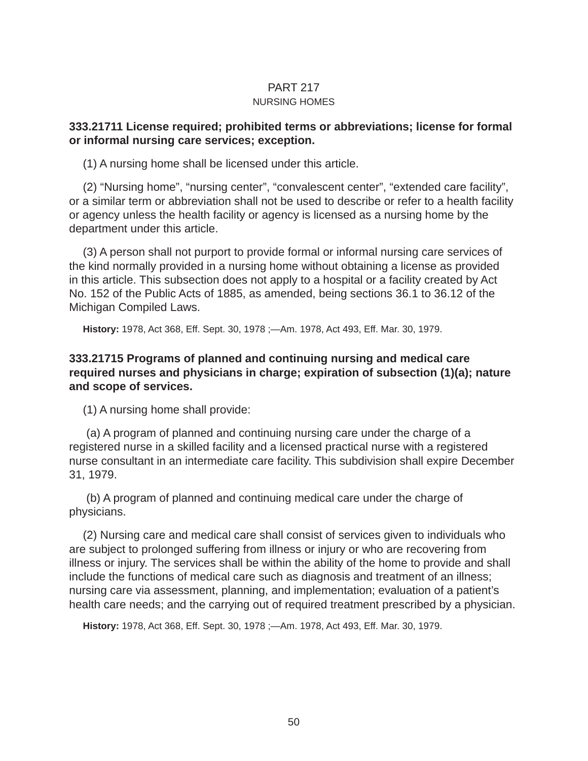# PART 217

## NURSING HOMES

**333.21711 License required; prohibited terms or abbreviations; license for formal or informal nursing care services; exception.**

(1) A nursing home shall be licensed under this article.

(2) “Nursing home”, “nursing center”, “convalescent center”, “extended care facility”, or a similar term or abbreviation shall not be used to describe or refer to a health facility or agency unless the health facility or agency is licensed as a nursing home by the department under this article.

(3) A person shall not purport to provide formal or informal nursing care services of the kind normally provided in a nursing home without obtaining a license as provided in this article. This subsection does not apply to a hospital or a facility created by Act No. 152 of the Public Acts of 1885, as amended, being sections 36.1 to 36.12 of the Michigan Compiled Laws.

**History:** 1978, Act 368, Eff. Sept. 30, 1978 ;—Am. 1978, Act 493, Eff. Mar. 30, 1979.

**333.21715 Programs of planned and continuing nursing and medical care required nurses and physicians in charge; expiration of subsection (1)(a); nature and scope of services.**

(1) A nursing home shall provide:

(a) A program of planned and continuing nursing care under the charge of a registered nurse in a skilled facility and a licensed practical nurse with a registered nurse consultant in an intermediate care facility. This subdivision shall expire December 31, 1979.

(b) A program of planned and continuing medical care under the charge of physicians.

(2) Nursing care and medical care shall consist of services given to individuals who are subject to prolonged suffering from illness or injury or who are recovering from illness or injury. The services shall be within the ability of the home to provide and shall include the functions of medical care such as diagnosis and treatment of an illness; nursing care via assessment, planning, and implementation; evaluation of a patient’s health care needs; and the carrying out of required treatment prescribed by a physician.

**History:** 1978, Act 368, Eff. Sept. 30, 1978 ;—Am. 1978, Act 493, Eff. Mar. 30, 1979.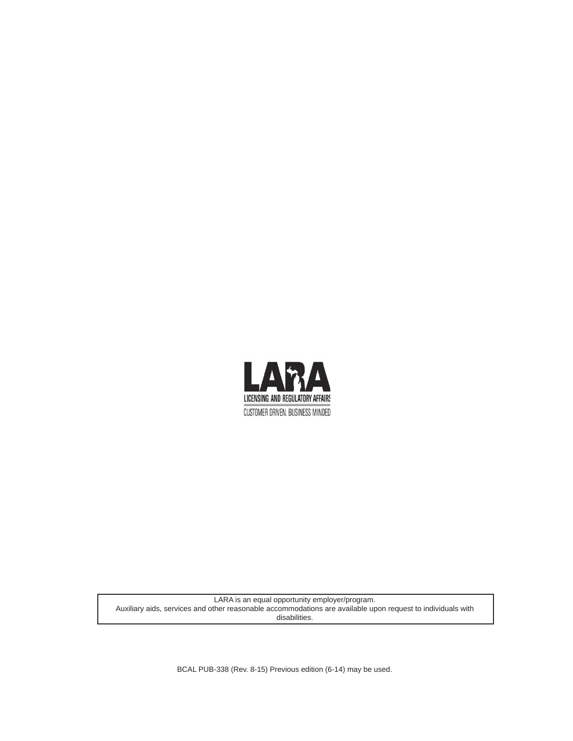LARA

LICENSING AND REGULATORY AFFAIRS

CUSTOMER DRIVEN. BUSINESS MINDED.

LARA is an equal opportunity employer/program.
Auxiliary aids, services and other reasonable accommodations are available upon request to individuals with disabilities.

BCAL PUB-338 (Rev. 8-15) Previous edition (6-14) may be used.